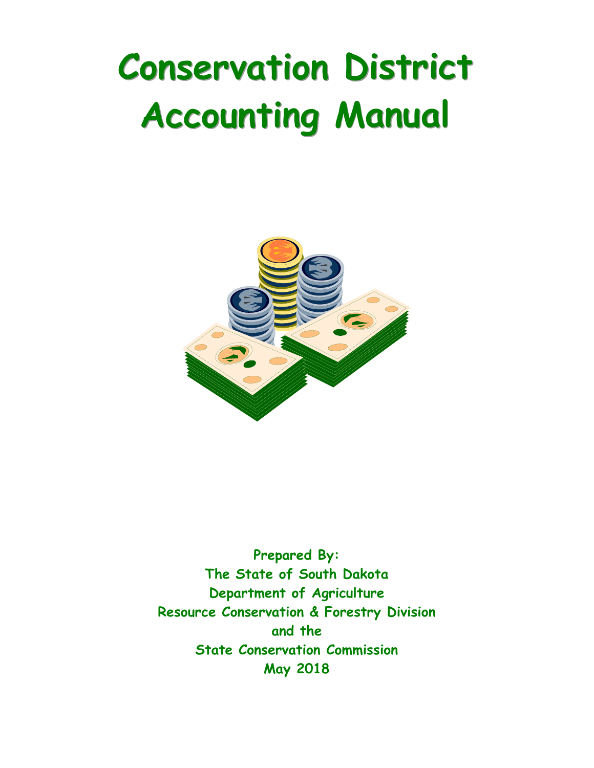# Conservation District Accounting Manual

**Prepared By:**
**The State of South Dakota**
**Department of Agriculture**
**Resource Conservation & Forestry Division**
**and the**
**State Conservation Commission**
**May 2018**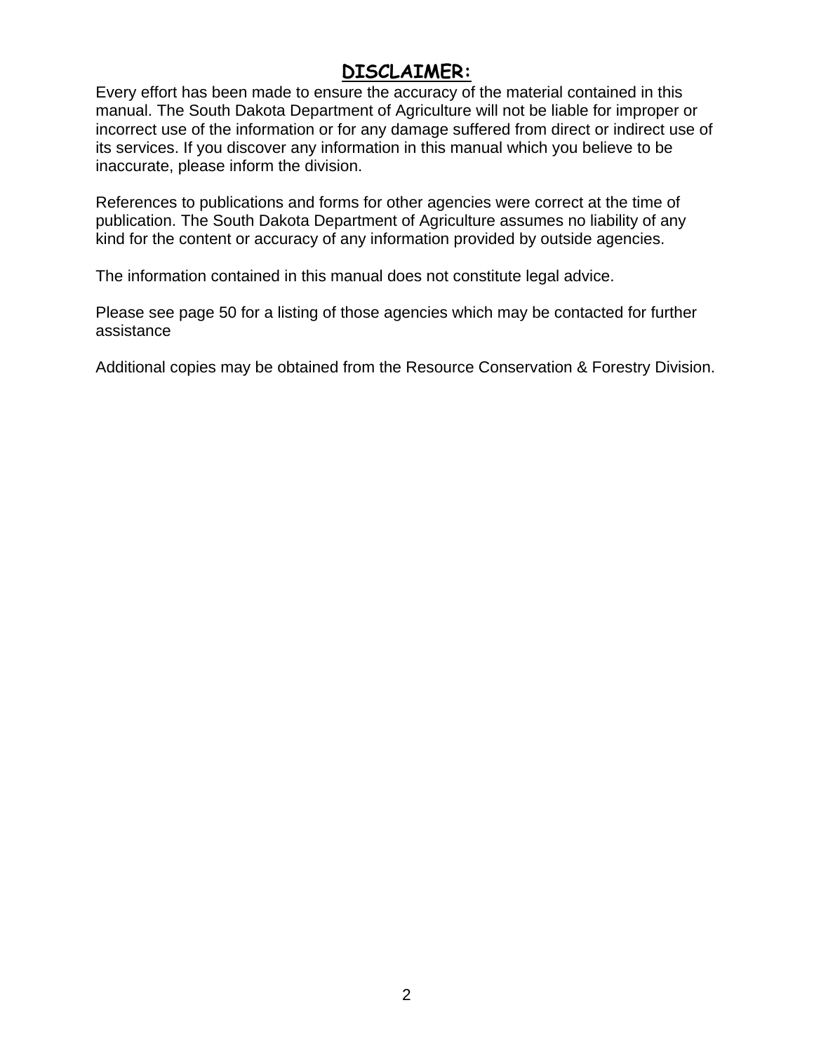# DISCLAIMER:

Every effort has been made to ensure the accuracy of the material contained in this manual. The South Dakota Department of Agriculture will not be liable for improper or incorrect use of the information or for any damage suffered from direct or indirect use of its services. If you discover any information in this manual which you believe to be inaccurate, please inform the division.

References to publications and forms for other agencies were correct at the time of publication. The South Dakota Department of Agriculture assumes no liability of any kind for the content or accuracy of any information provided by outside agencies.

The information contained in this manual does not constitute legal advice.

Please see page 50 for a listing of those agencies which may be contacted for further assistance

Additional copies may be obtained from the Resource Conservation & Forestry Division.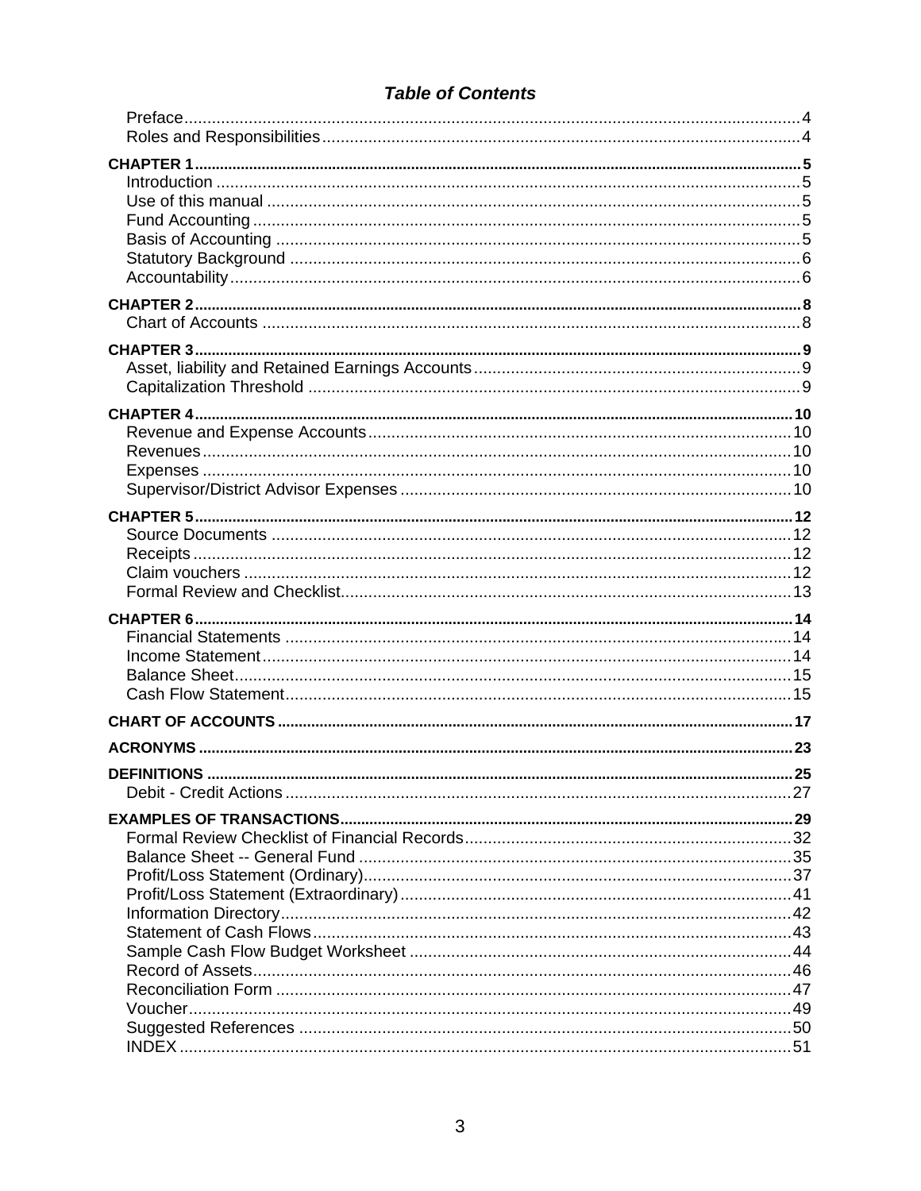# *Table of Contents*

Preface....................................................................................................................4
Roles and Responsibilities......................................................................................4

**CHAPTER 1**..........................................................................................................5
Introduction ............................................................................................................5
Use of this manual ..................................................................................................5
Fund Accounting ....................................................................................................5
Basis of Accounting ................................................................................................5
Statutory Background .............................................................................................6
Accountability..........................................................................................................6

**CHAPTER 2**..........................................................................................................8
Chart of Accounts ..................................................................................................8

**CHAPTER 3**..........................................................................................................9
Asset, liability and Retained Earnings Accounts.....................................................9
Capitalization Threshold .........................................................................................9

**CHAPTER 4**..........................................................................................................10
Revenue and Expense Accounts...........................................................................10
Revenues...............................................................................................................10
Expenses ...............................................................................................................10
Supervisor/District Advisor Expenses ....................................................................10

**CHAPTER 5**..........................................................................................................12
Source Documents .................................................................................................12
Receipts..................................................................................................................12
Claim vouchers .......................................................................................................12
Formal Review and Checklist..................................................................................13

**CHAPTER 6**..........................................................................................................14
Financial Statements ..............................................................................................14
Income Statement...................................................................................................14
Balance Sheet.........................................................................................................15
Cash Flow Statement..............................................................................................15

**CHART OF ACCOUNTS**.........................................................................................17

**ACRONYMS**..........................................................................................................23

**DEFINITIONS**........................................................................................................25
Debit - Credit Actions ..............................................................................................27

**EXAMPLES OF TRANSACTIONS**.........................................................................29
Formal Review Checklist of Financial Records.......................................................32
Balance Sheet -- General Fund ..............................................................................35
Profit/Loss Statement (Ordinary).............................................................................37
Profit/Loss Statement (Extraordinary).....................................................................41
Information Directory...............................................................................................42
Statement of Cash Flows........................................................................................43
Sample Cash Flow Budget Worksheet ...................................................................44
Record of Assets.....................................................................................................46
Reconciliation Form ................................................................................................47
Voucher...................................................................................................................49
Suggested References ............................................................................................50
INDEX .....................................................................................................................51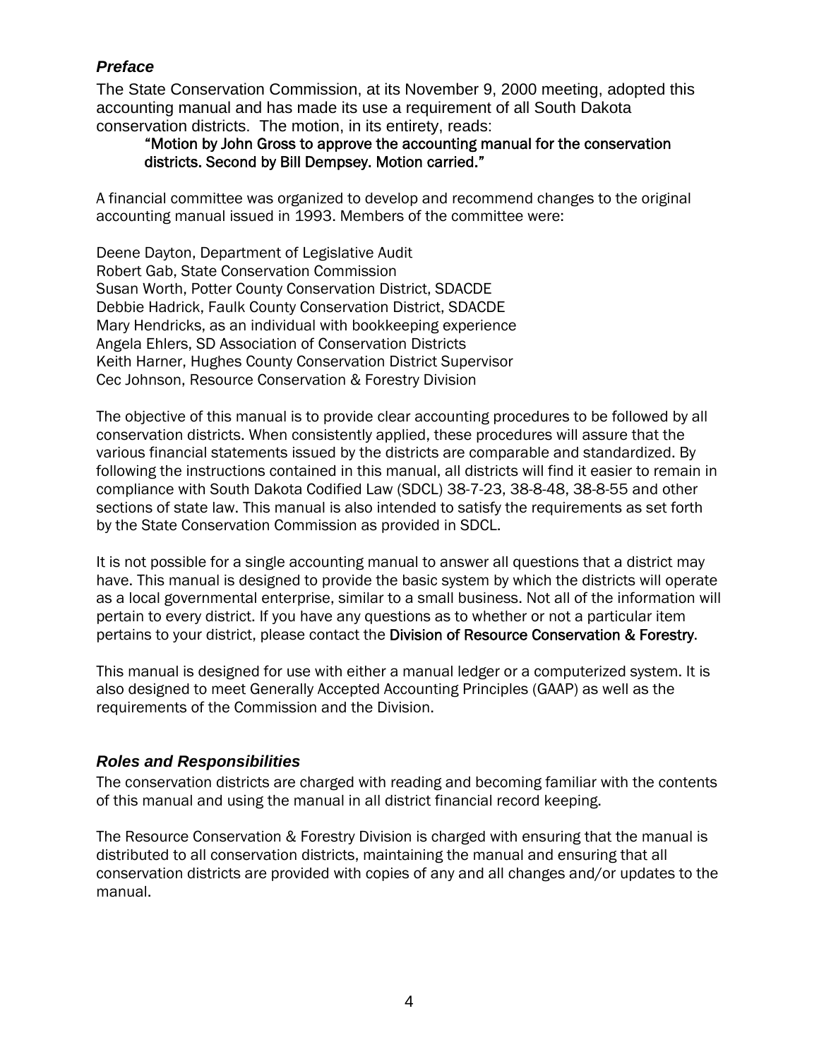## *Preface*

The State Conservation Commission, at its November 9, 2000 meeting, adopted this accounting manual and has made its use a requirement of all South Dakota conservation districts. The motion, in its entirety, reads:

> **"Motion by John Gross to approve the accounting manual for the conservation districts. Second by Bill Dempsey. Motion carried."**

A financial committee was organized to develop and recommend changes to the original accounting manual issued in 1993. Members of the committee were:

Deene Dayton, Department of Legislative Audit
Robert Gab, State Conservation Commission
Susan Worth, Potter County Conservation District, SDACDE
Debbie Hadrick, Faulk County Conservation District, SDACDE
Mary Hendricks, as an individual with bookkeeping experience
Angela Ehlers, SD Association of Conservation Districts
Keith Harner, Hughes County Conservation District Supervisor
Cec Johnson, Resource Conservation & Forestry Division

The objective of this manual is to provide clear accounting procedures to be followed by all conservation districts. When consistently applied, these procedures will assure that the various financial statements issued by the districts are comparable and standardized. By following the instructions contained in this manual, all districts will find it easier to remain in compliance with South Dakota Codified Law (SDCL) 38-7-23, 38-8-48, 38-8-55 and other sections of state law. This manual is also intended to satisfy the requirements as set forth by the State Conservation Commission as provided in SDCL.

It is not possible for a single accounting manual to answer all questions that a district may have. This manual is designed to provide the basic system by which the districts will operate as a local governmental enterprise, similar to a small business. Not all of the information will pertain to every district. If you have any questions as to whether or not a particular item pertains to your district, please contact the Division of Resource Conservation & Forestry.

This manual is designed for use with either a manual ledger or a computerized system. It is also designed to meet Generally Accepted Accounting Principles (GAAP) as well as the requirements of the Commission and the Division.

## *Roles and Responsibilities*

The conservation districts are charged with reading and becoming familiar with the contents of this manual and using the manual in all district financial record keeping.

The Resource Conservation & Forestry Division is charged with ensuring that the manual is distributed to all conservation districts, maintaining the manual and ensuring that all conservation districts are provided with copies of any and all changes and/or updates to the manual.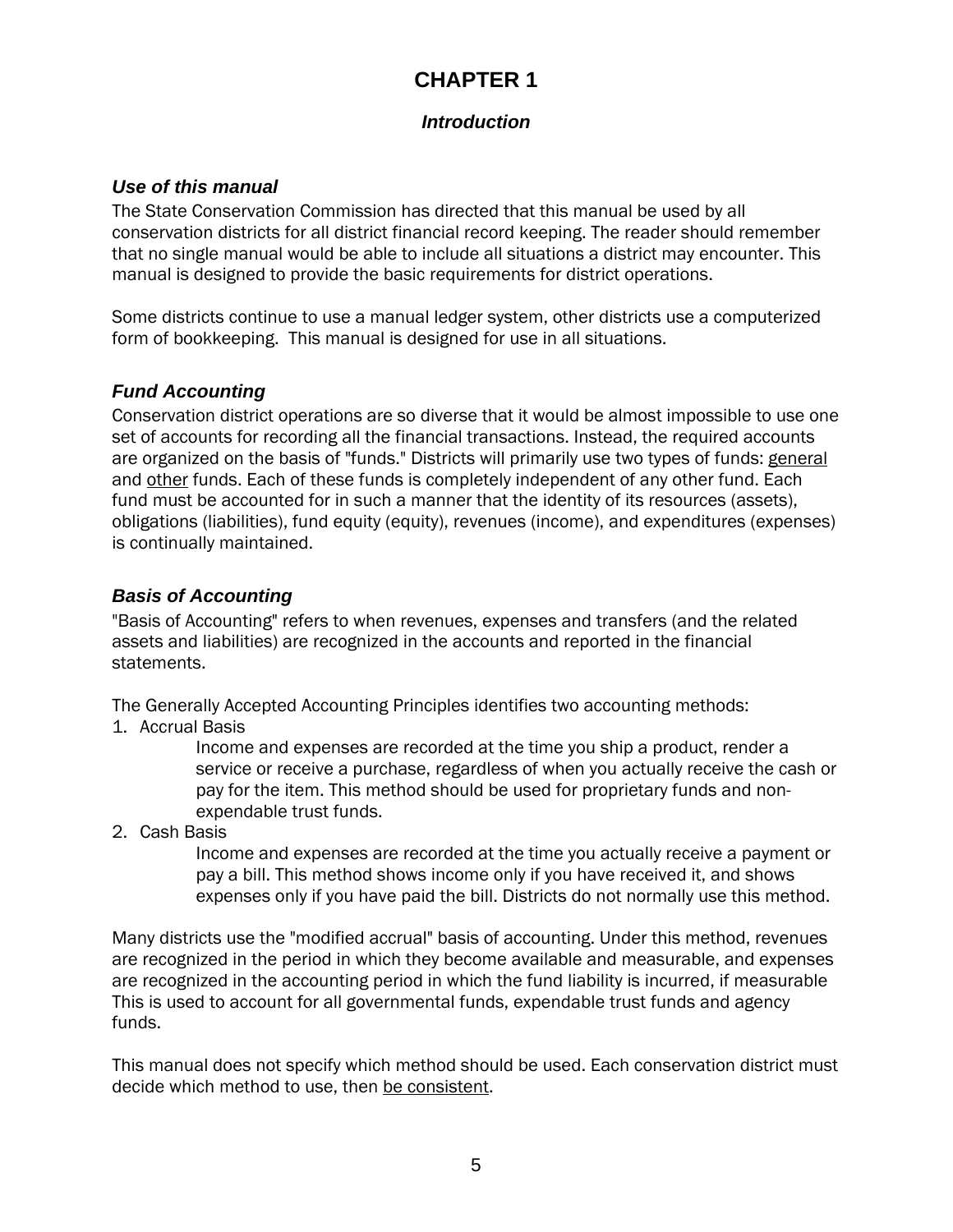# CHAPTER 1

## *Introduction*

### *Use of this manual*

The State Conservation Commission has directed that this manual be used by all conservation districts for all district financial record keeping. The reader should remember that no single manual would be able to include all situations a district may encounter. This manual is designed to provide the basic requirements for district operations.

Some districts continue to use a manual ledger system, other districts use a computerized form of bookkeeping. This manual is designed for use in all situations.

### *Fund Accounting*

Conservation district operations are so diverse that it would be almost impossible to use one set of accounts for recording all the financial transactions. Instead, the required accounts are organized on the basis of "funds." Districts will primarily use two types of funds: <u>general</u> and <u>other</u> funds. Each of these funds is completely independent of any other fund. Each fund must be accounted for in such a manner that the identity of its resources (assets), obligations (liabilities), fund equity (equity), revenues (income), and expenditures (expenses) is continually maintained.

### *Basis of Accounting*

"Basis of Accounting" refers to when revenues, expenses and transfers (and the related assets and liabilities) are recognized in the accounts and reported in the financial statements.

The Generally Accepted Accounting Principles identifies two accounting methods:

1. Accrual Basis

   Income and expenses are recorded at the time you ship a product, render a service or receive a purchase, regardless of when you actually receive the cash or pay for the item. This method should be used for proprietary funds and non-expendable trust funds.

2. Cash Basis

   Income and expenses are recorded at the time you actually receive a payment or pay a bill. This method shows income only if you have received it, and shows expenses only if you have paid the bill. Districts do not normally use this method.

Many districts use the "modified accrual" basis of accounting. Under this method, revenues are recognized in the period in which they become available and measurable, and expenses are recognized in the accounting period in which the fund liability is incurred, if measurable This is used to account for all governmental funds, expendable trust funds and agency funds.

This manual does not specify which method should be used. Each conservation district must decide which method to use, then <u>be consistent</u>.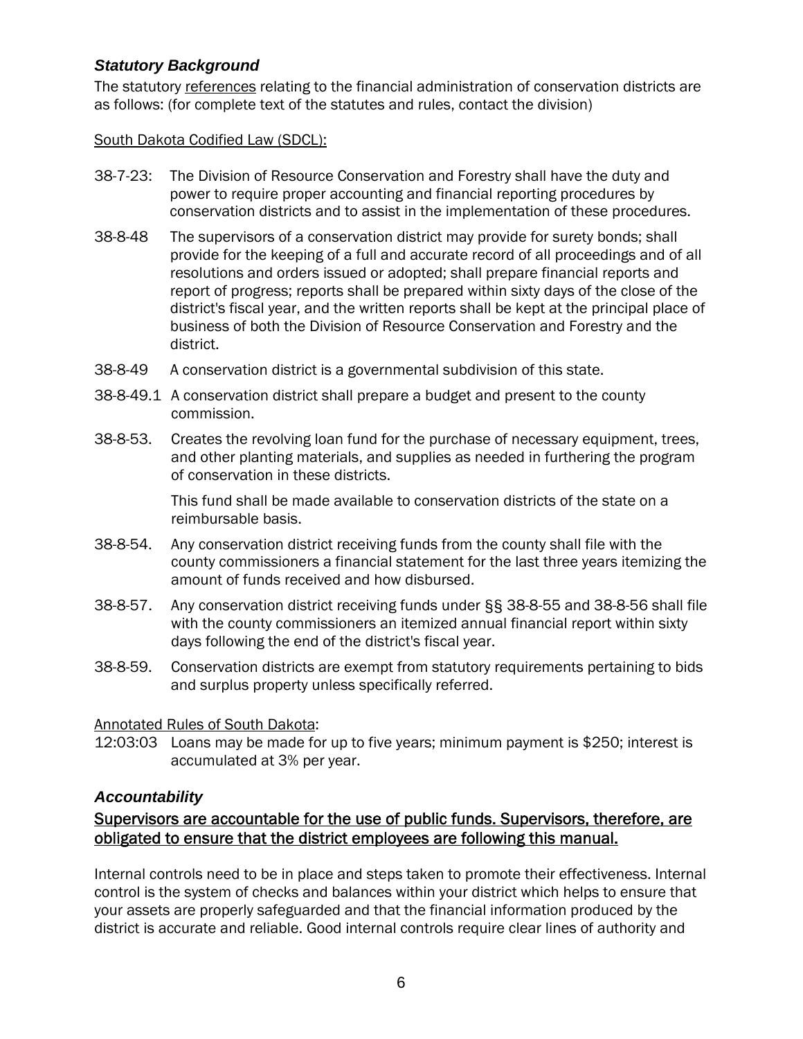### *Statutory Background*

The statutory references relating to the financial administration of conservation districts are as follows: (for complete text of the statutes and rules, contact the division)

South Dakota Codified Law (SDCL):

38-7-23: The Division of Resource Conservation and Forestry shall have the duty and power to require proper accounting and financial reporting procedures by conservation districts and to assist in the implementation of these procedures.

38-8-48 The supervisors of a conservation district may provide for surety bonds; shall provide for the keeping of a full and accurate record of all proceedings and of all resolutions and orders issued or adopted; shall prepare financial reports and report of progress; reports shall be prepared within sixty days of the close of the district's fiscal year, and the written reports shall be kept at the principal place of business of both the Division of Resource Conservation and Forestry and the district.

38-8-49 A conservation district is a governmental subdivision of this state.

38-8-49.1 A conservation district shall prepare a budget and present to the county commission.

38-8-53. Creates the revolving loan fund for the purchase of necessary equipment, trees, and other planting materials, and supplies as needed in furthering the program of conservation in these districts.

This fund shall be made available to conservation districts of the state on a reimbursable basis.

38-8-54. Any conservation district receiving funds from the county shall file with the county commissioners a financial statement for the last three years itemizing the amount of funds received and how disbursed.

38-8-57. Any conservation district receiving funds under §§ 38-8-55 and 38-8-56 shall file with the county commissioners an itemized annual financial report within sixty days following the end of the district's fiscal year.

38-8-59. Conservation districts are exempt from statutory requirements pertaining to bids and surplus property unless specifically referred.

Annotated Rules of South Dakota:

12:03:03 Loans may be made for up to five years; minimum payment is $250; interest is accumulated at 3% per year.

### *Accountability*

**Supervisors are accountable for the use of public funds. Supervisors, therefore, are obligated to ensure that the district employees are following this manual.**

Internal controls need to be in place and steps taken to promote their effectiveness. Internal control is the system of checks and balances within your district which helps to ensure that your assets are properly safeguarded and that the financial information produced by the district is accurate and reliable. Good internal controls require clear lines of authority and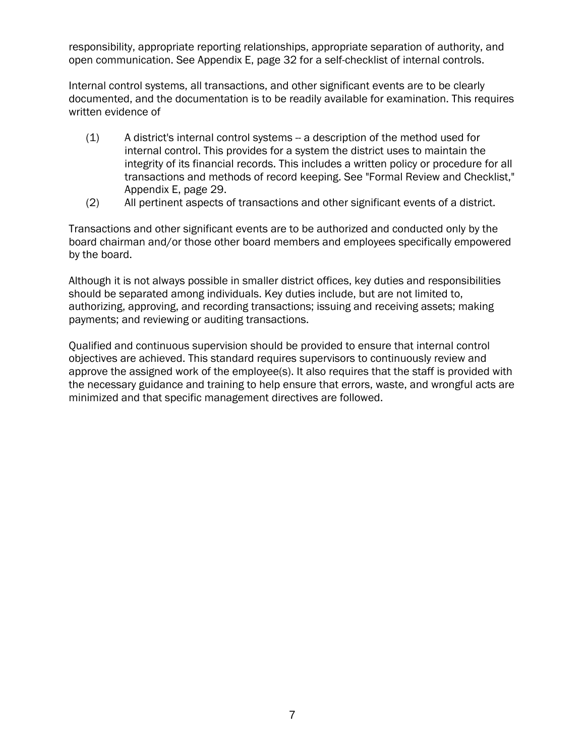responsibility, appropriate reporting relationships, appropriate separation of authority, and open communication. See Appendix E, page 32 for a self-checklist of internal controls.

Internal control systems, all transactions, and other significant events are to be clearly documented, and the documentation is to be readily available for examination. This requires written evidence of

(1) A district's internal control systems -- a description of the method used for internal control. This provides for a system the district uses to maintain the integrity of its financial records. This includes a written policy or procedure for all transactions and methods of record keeping. See "Formal Review and Checklist," Appendix E, page 29.

(2) All pertinent aspects of transactions and other significant events of a district.

Transactions and other significant events are to be authorized and conducted only by the board chairman and/or those other board members and employees specifically empowered by the board.

Although it is not always possible in smaller district offices, key duties and responsibilities should be separated among individuals. Key duties include, but are not limited to, authorizing, approving, and recording transactions; issuing and receiving assets; making payments; and reviewing or auditing transactions.

Qualified and continuous supervision should be provided to ensure that internal control objectives are achieved. This standard requires supervisors to continuously review and approve the assigned work of the employee(s). It also requires that the staff is provided with the necessary guidance and training to help ensure that errors, waste, and wrongful acts are minimized and that specific management directives are followed.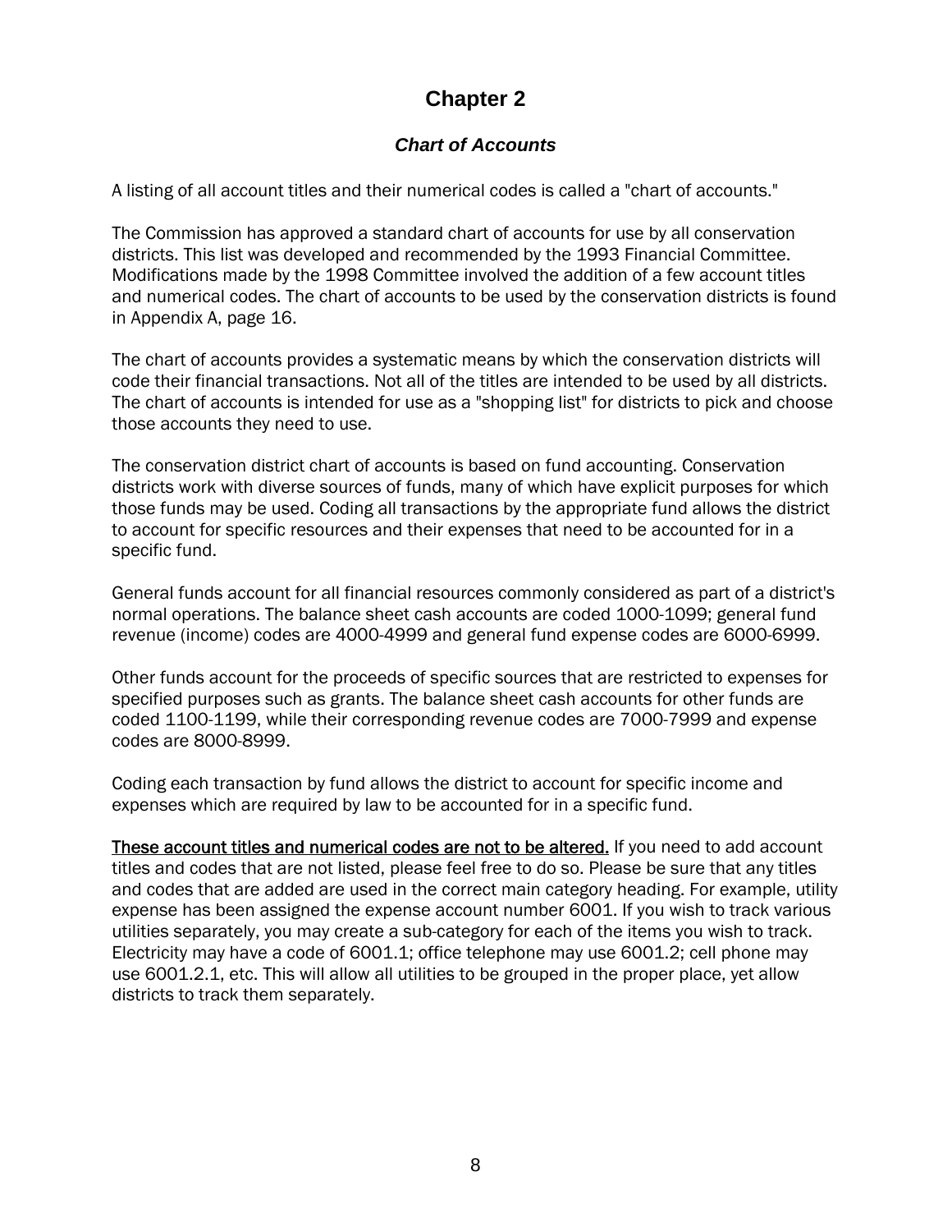# Chapter 2

## *Chart of Accounts*

A listing of all account titles and their numerical codes is called a "chart of accounts."

The Commission has approved a standard chart of accounts for use by all conservation districts. This list was developed and recommended by the 1993 Financial Committee. Modifications made by the 1998 Committee involved the addition of a few account titles and numerical codes. The chart of accounts to be used by the conservation districts is found in Appendix A, page 16.

The chart of accounts provides a systematic means by which the conservation districts will code their financial transactions. Not all of the titles are intended to be used by all districts. The chart of accounts is intended for use as a "shopping list" for districts to pick and choose those accounts they need to use.

The conservation district chart of accounts is based on fund accounting. Conservation districts work with diverse sources of funds, many of which have explicit purposes for which those funds may be used. Coding all transactions by the appropriate fund allows the district to account for specific resources and their expenses that need to be accounted for in a specific fund.

General funds account for all financial resources commonly considered as part of a district's normal operations. The balance sheet cash accounts are coded 1000-1099; general fund revenue (income) codes are 4000-4999 and general fund expense codes are 6000-6999.

Other funds account for the proceeds of specific sources that are restricted to expenses for specified purposes such as grants. The balance sheet cash accounts for other funds are coded 1100-1199, while their corresponding revenue codes are 7000-7999 and expense codes are 8000-8999.

Coding each transaction by fund allows the district to account for specific income and expenses which are required by law to be accounted for in a specific fund.

<u>These account titles and numerical codes are not to be altered.</u> If you need to add account titles and codes that are not listed, please feel free to do so. Please be sure that any titles and codes that are added are used in the correct main category heading. For example, utility expense has been assigned the expense account number 6001. If you wish to track various utilities separately, you may create a sub-category for each of the items you wish to track. Electricity may have a code of 6001.1; office telephone may use 6001.2; cell phone may use 6001.2.1, etc. This will allow all utilities to be grouped in the proper place, yet allow districts to track them separately.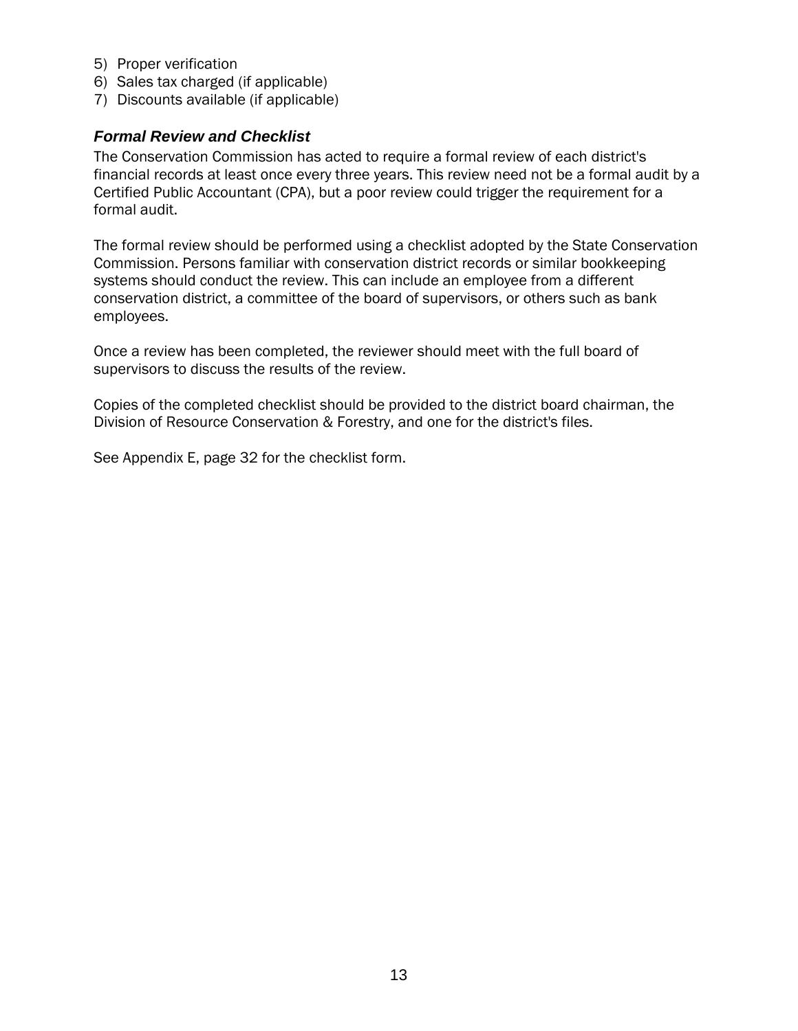5) Proper verification
6) Sales tax charged (if applicable)
7) Discounts available (if applicable)

### *Formal Review and Checklist*

The Conservation Commission has acted to require a formal review of each district's financial records at least once every three years. This review need not be a formal audit by a Certified Public Accountant (CPA), but a poor review could trigger the requirement for a formal audit.

The formal review should be performed using a checklist adopted by the State Conservation Commission. Persons familiar with conservation district records or similar bookkeeping systems should conduct the review. This can include an employee from a different conservation district, a committee of the board of supervisors, or others such as bank employees.

Once a review has been completed, the reviewer should meet with the full board of supervisors to discuss the results of the review.

Copies of the completed checklist should be provided to the district board chairman, the Division of Resource Conservation & Forestry, and one for the district's files.

See Appendix E, page 32 for the checklist form.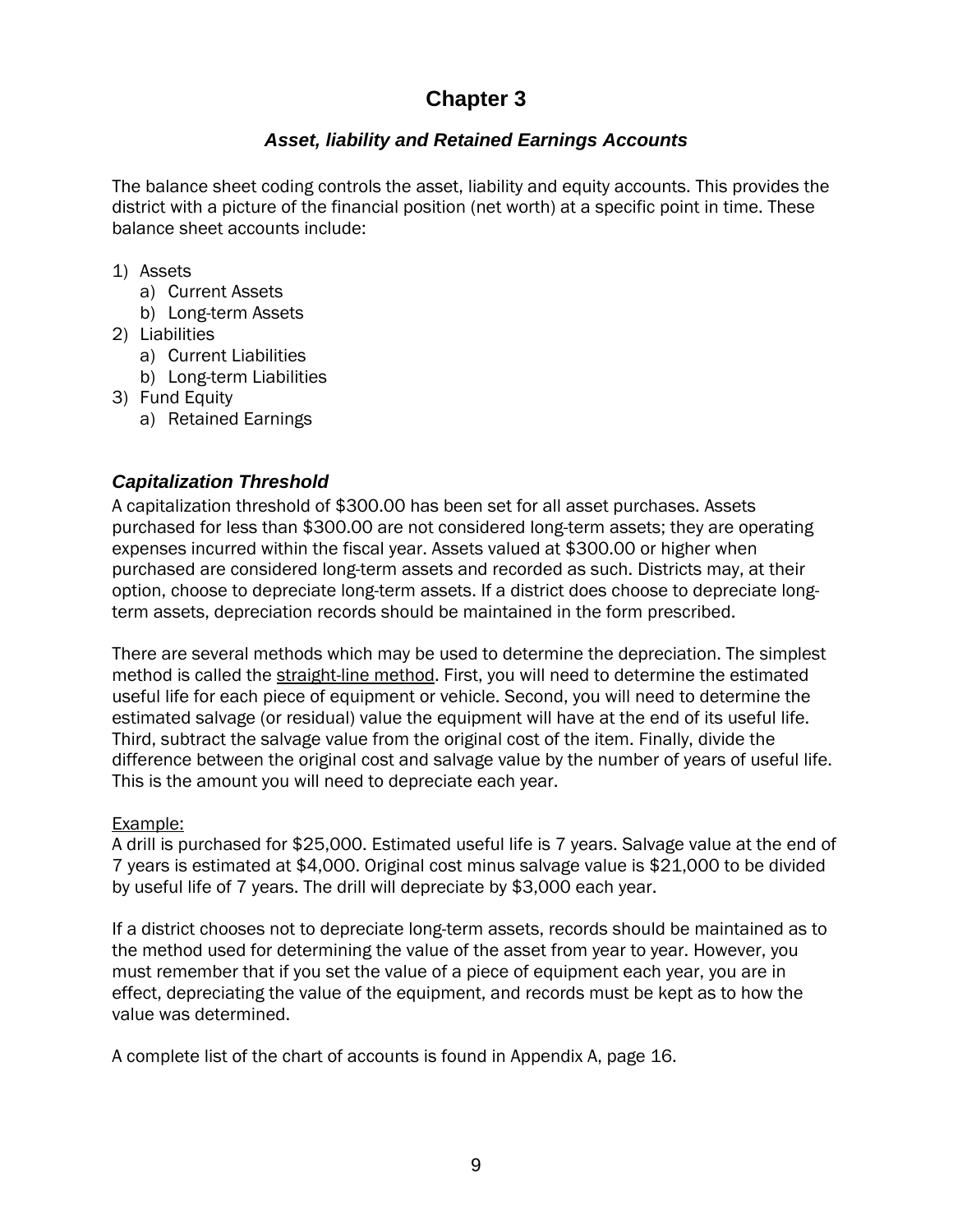# Chapter 3

## *Asset, liability and Retained Earnings Accounts*

The balance sheet coding controls the asset, liability and equity accounts. This provides the district with a picture of the financial position (net worth) at a specific point in time. These balance sheet accounts include:

1) Assets
   a) Current Assets
   b) Long-term Assets
2) Liabilities
   a) Current Liabilities
   b) Long-term Liabilities
3) Fund Equity
   a) Retained Earnings

### *Capitalization Threshold*

A capitalization threshold of $300.00 has been set for all asset purchases. Assets purchased for less than $300.00 are not considered long-term assets; they are operating expenses incurred within the fiscal year. Assets valued at $300.00 or higher when purchased are considered long-term assets and recorded as such. Districts may, at their option, choose to depreciate long-term assets. If a district does choose to depreciate long-term assets, depreciation records should be maintained in the form prescribed.

There are several methods which may be used to determine the depreciation. The simplest method is called the straight-line method. First, you will need to determine the estimated useful life for each piece of equipment or vehicle. Second, you will need to determine the estimated salvage (or residual) value the equipment will have at the end of its useful life. Third, subtract the salvage value from the original cost of the item. Finally, divide the difference between the original cost and salvage value by the number of years of useful life. This is the amount you will need to depreciate each year.

Example:
A drill is purchased for $25,000. Estimated useful life is 7 years. Salvage value at the end of 7 years is estimated at $4,000. Original cost minus salvage value is $21,000 to be divided by useful life of 7 years. The drill will depreciate by $3,000 each year.

If a district chooses not to depreciate long-term assets, records should be maintained as to the method used for determining the value of the asset from year to year. However, you must remember that if you set the value of a piece of equipment each year, you are in effect, depreciating the value of the equipment, and records must be kept as to how the value was determined.

A complete list of the chart of accounts is found in Appendix A, page 16.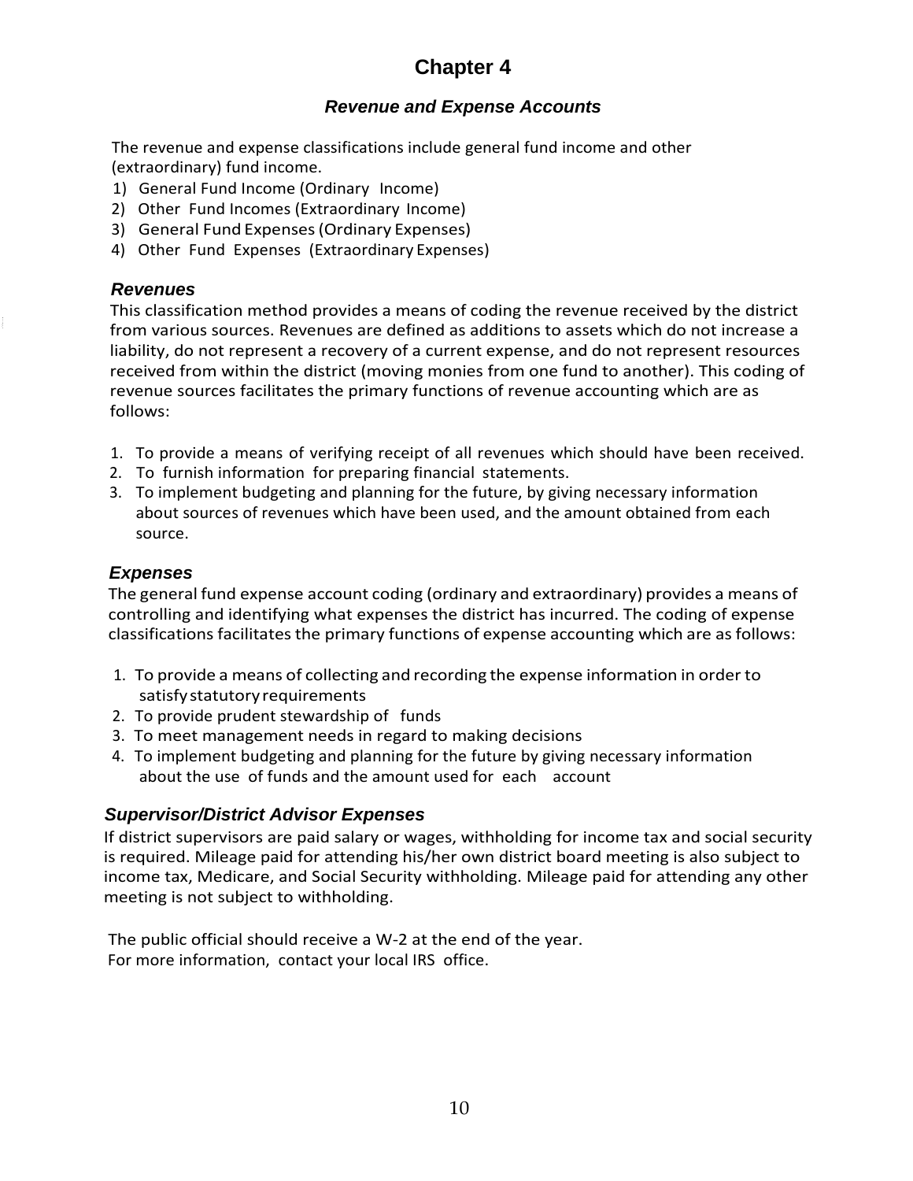# Chapter 4

## *Revenue and Expense Accounts*

The revenue and expense classifications include general fund income and other (extraordinary) fund income.

1) General Fund Income (Ordinary Income)
2) Other Fund Incomes (Extraordinary Income)
3) General Fund Expenses (Ordinary Expenses)
4) Other Fund Expenses (Extraordinary Expenses)

### *Revenues*

This classification method provides a means of coding the revenue received by the district from various sources. Revenues are defined as additions to assets which do not increase a liability, do not represent a recovery of a current expense, and do not represent resources received from within the district (moving monies from one fund to another). This coding of revenue sources facilitates the primary functions of revenue accounting which are as follows:

1. To provide a means of verifying receipt of all revenues which should have been received.
2. To furnish information for preparing financial statements.
3. To implement budgeting and planning for the future, by giving necessary information about sources of revenues which have been used, and the amount obtained from each source.

### *Expenses*

The general fund expense account coding (ordinary and extraordinary) provides a means of controlling and identifying what expenses the district has incurred. The coding of expense classifications facilitates the primary functions of expense accounting which are as follows:

1. To provide a means of collecting and recording the expense information in order to satisfy statutory requirements
2. To provide prudent stewardship of funds
3. To meet management needs in regard to making decisions
4. To implement budgeting and planning for the future by giving necessary information about the use of funds and the amount used for each account

### *Supervisor/District Advisor Expenses*

If district supervisors are paid salary or wages, withholding for income tax and social security is required. Mileage paid for attending his/her own district board meeting is also subject to income tax, Medicare, and Social Security withholding. Mileage paid for attending any other meeting is not subject to withholding.

The public official should receive a W-2 at the end of the year.
For more information, contact your local IRS office.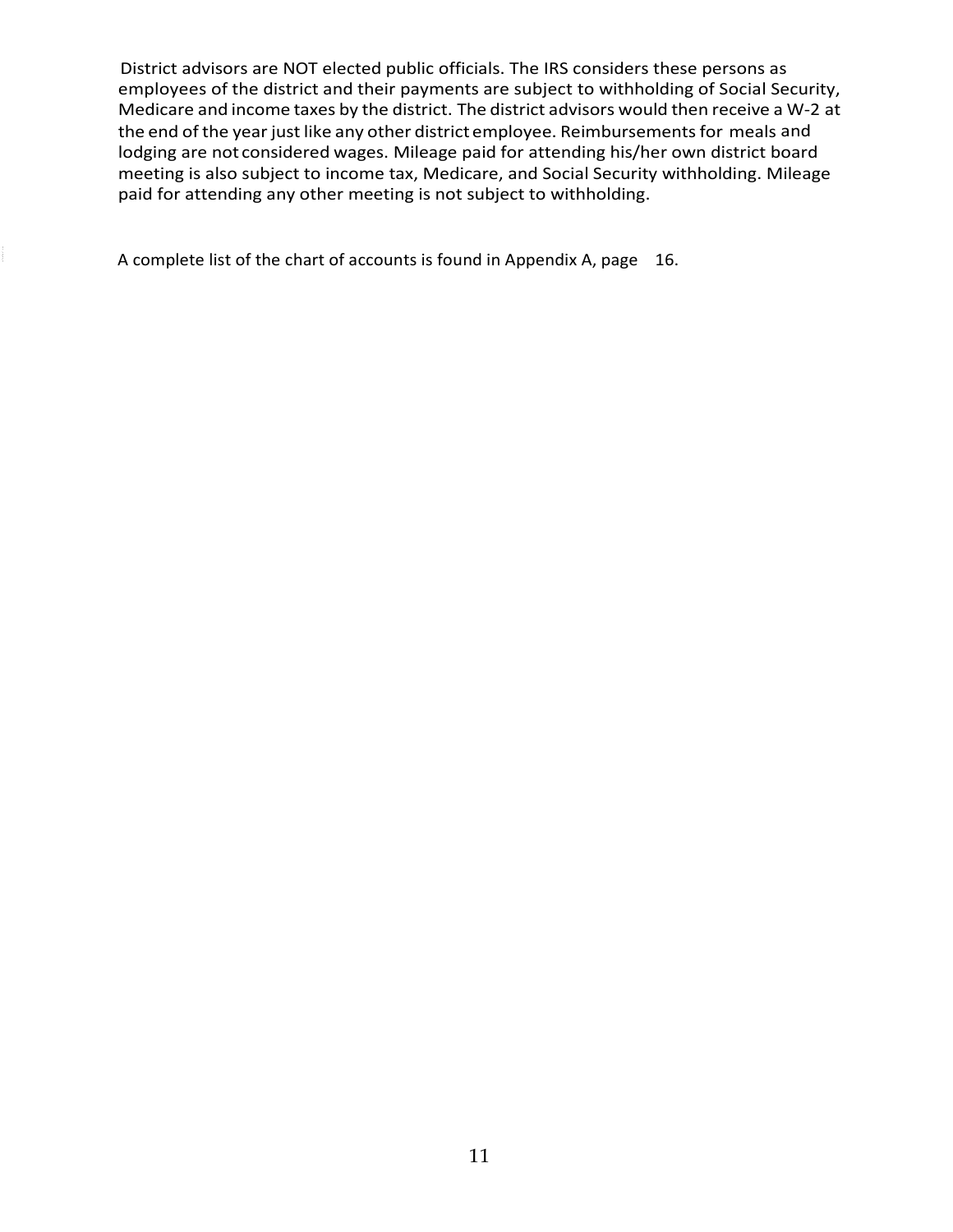District advisors are NOT elected public officials. The IRS considers these persons as employees of the district and their payments are subject to withholding of Social Security, Medicare and income taxes by the district. The district advisors would then receive a W-2 at the end of the year just like any other district employee. Reimbursements for meals and lodging are not considered wages. Mileage paid for attending his/her own district board meeting is also subject to income tax, Medicare, and Social Security withholding. Mileage paid for attending any other meeting is not subject to withholding.

A complete list of the chart of accounts is found in Appendix A, page 16.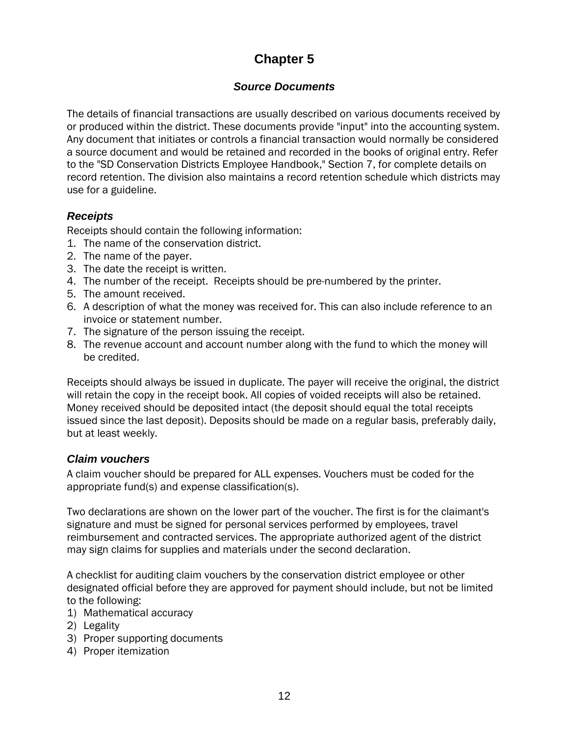# Chapter 5

## *Source Documents*

The details of financial transactions are usually described on various documents received by or produced within the district. These documents provide "input" into the accounting system. Any document that initiates or controls a financial transaction would normally be considered a source document and would be retained and recorded in the books of original entry. Refer to the "SD Conservation Districts Employee Handbook," Section 7, for complete details on record retention. The division also maintains a record retention schedule which districts may use for a guideline.

### *Receipts*

Receipts should contain the following information:

1. The name of the conservation district.
2. The name of the payer.
3. The date the receipt is written.
4. The number of the receipt. Receipts should be pre-numbered by the printer.
5. The amount received.
6. A description of what the money was received for. This can also include reference to an invoice or statement number.
7. The signature of the person issuing the receipt.
8. The revenue account and account number along with the fund to which the money will be credited.

Receipts should always be issued in duplicate. The payer will receive the original, the district will retain the copy in the receipt book. All copies of voided receipts will also be retained. Money received should be deposited intact (the deposit should equal the total receipts issued since the last deposit). Deposits should be made on a regular basis, preferably daily, but at least weekly.

### *Claim vouchers*

A claim voucher should be prepared for ALL expenses. Vouchers must be coded for the appropriate fund(s) and expense classification(s).

Two declarations are shown on the lower part of the voucher. The first is for the claimant's signature and must be signed for personal services performed by employees, travel reimbursement and contracted services. The appropriate authorized agent of the district may sign claims for supplies and materials under the second declaration.

A checklist for auditing claim vouchers by the conservation district employee or other designated official before they are approved for payment should include, but not be limited to the following:

1) Mathematical accuracy
2) Legality
3) Proper supporting documents
4) Proper itemization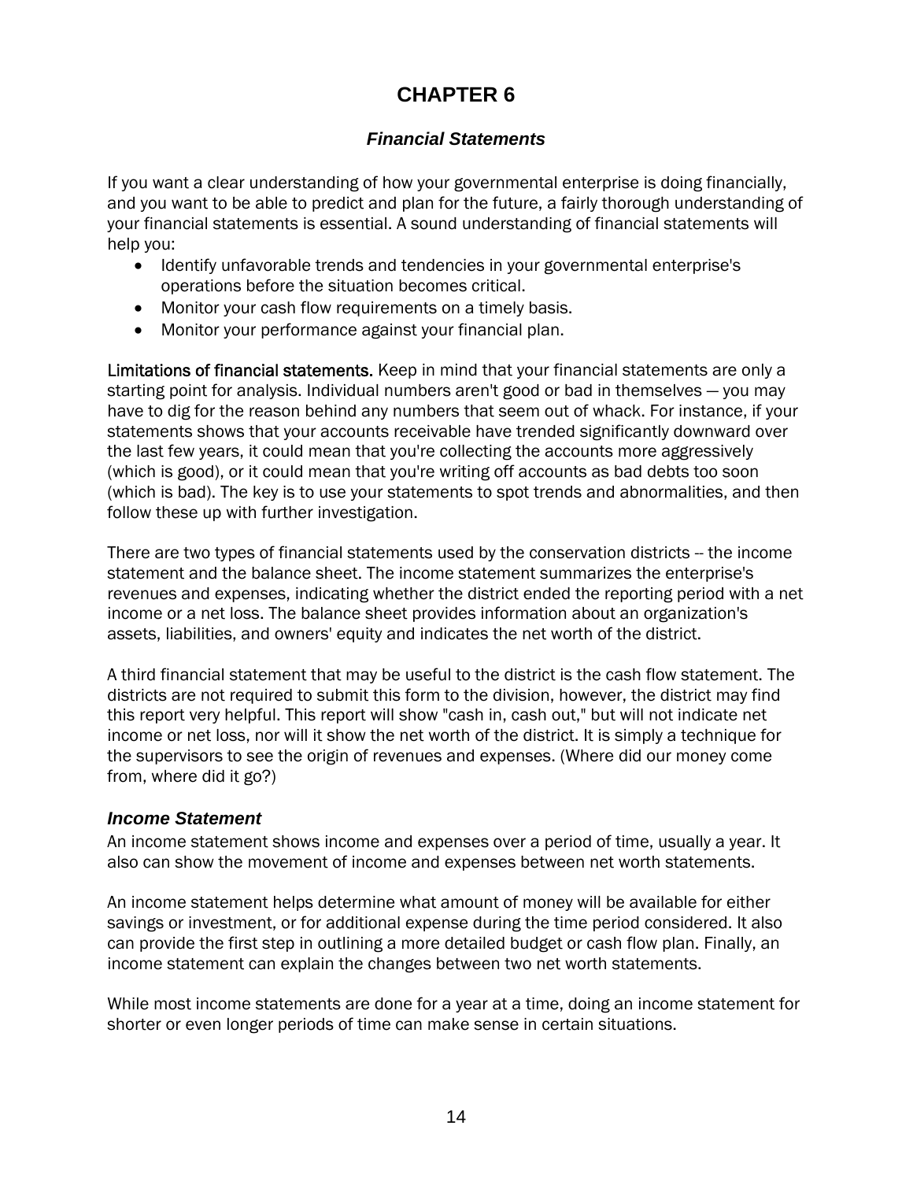# CHAPTER 6

## *Financial Statements*

If you want a clear understanding of how your governmental enterprise is doing financially, and you want to be able to predict and plan for the future, a fairly thorough understanding of your financial statements is essential. A sound understanding of financial statements will help you:

- Identify unfavorable trends and tendencies in your governmental enterprise's operations before the situation becomes critical.
- Monitor your cash flow requirements on a timely basis.
- Monitor your performance against your financial plan.

**Limitations of financial statements.** Keep in mind that your financial statements are only a starting point for analysis. Individual numbers aren't good or bad in themselves — you may have to dig for the reason behind any numbers that seem out of whack. For instance, if your statements shows that your accounts receivable have trended significantly downward over the last few years, it could mean that you're collecting the accounts more aggressively (which is good), or it could mean that you're writing off accounts as bad debts too soon (which is bad). The key is to use your statements to spot trends and abnormalities, and then follow these up with further investigation.

There are two types of financial statements used by the conservation districts -- the income statement and the balance sheet. The income statement summarizes the enterprise's revenues and expenses, indicating whether the district ended the reporting period with a net income or a net loss. The balance sheet provides information about an organization's assets, liabilities, and owners' equity and indicates the net worth of the district.

A third financial statement that may be useful to the district is the cash flow statement. The districts are not required to submit this form to the division, however, the district may find this report very helpful. This report will show "cash in, cash out," but will not indicate net income or net loss, nor will it show the net worth of the district. It is simply a technique for the supervisors to see the origin of revenues and expenses. (Where did our money come from, where did it go?)

### *Income Statement*

An income statement shows income and expenses over a period of time, usually a year. It also can show the movement of income and expenses between net worth statements.

An income statement helps determine what amount of money will be available for either savings or investment, or for additional expense during the time period considered. It also can provide the first step in outlining a more detailed budget or cash flow plan. Finally, an income statement can explain the changes between two net worth statements.

While most income statements are done for a year at a time, doing an income statement for shorter or even longer periods of time can make sense in certain situations.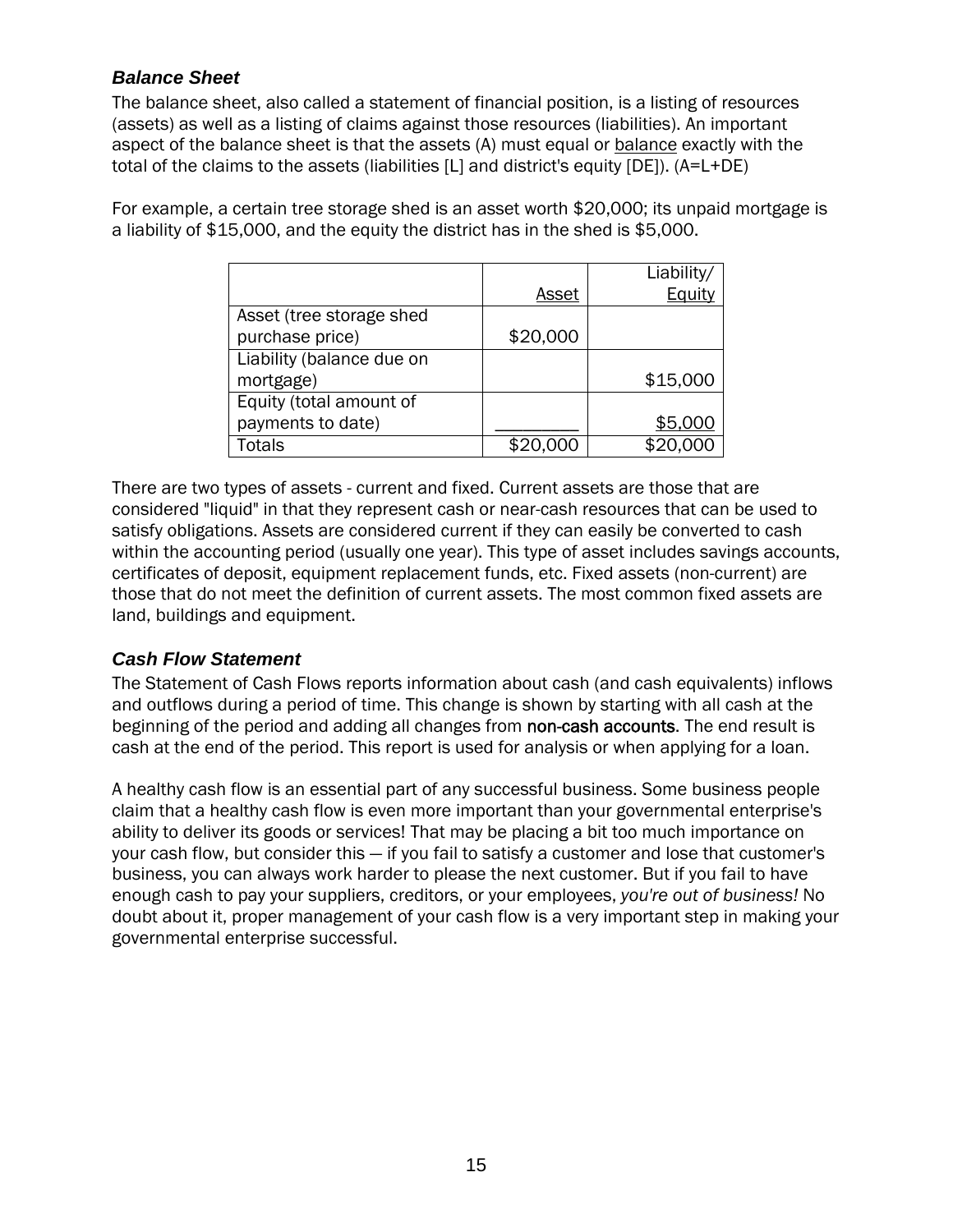### *Balance Sheet*

The balance sheet, also called a statement of financial position, is a listing of resources (assets) as well as a listing of claims against those resources (liabilities). An important aspect of the balance sheet is that the assets (A) must equal or balance exactly with the total of the claims to the assets (liabilities [L] and district's equity [DE]). (A=L+DE)

For example, a certain tree storage shed is an asset worth $20,000; its unpaid mortgage is a liability of $15,000, and the equity the district has in the shed is $5,000.

| | Asset | Liability/ Equity |
|---|---|---|
| Asset (tree storage shed purchase price) | $20,000 | |
| Liability (balance due on mortgage) | | $15,000 |
| Equity (total amount of payments to date) | | $5,000 |
| Totals | $20,000 | $20,000 |

There are two types of assets - current and fixed. Current assets are those that are considered "liquid" in that they represent cash or near-cash resources that can be used to satisfy obligations. Assets are considered current if they can easily be converted to cash within the accounting period (usually one year). This type of asset includes savings accounts, certificates of deposit, equipment replacement funds, etc. Fixed assets (non-current) are those that do not meet the definition of current assets. The most common fixed assets are land, buildings and equipment.

### *Cash Flow Statement*

The Statement of Cash Flows reports information about cash (and cash equivalents) inflows and outflows during a period of time. This change is shown by starting with all cash at the beginning of the period and adding all changes from non-cash accounts. The end result is cash at the end of the period. This report is used for analysis or when applying for a loan.

A healthy cash flow is an essential part of any successful business. Some business people claim that a healthy cash flow is even more important than your governmental enterprise's ability to deliver its goods or services! That may be placing a bit too much importance on your cash flow, but consider this — if you fail to satisfy a customer and lose that customer's business, you can always work harder to please the next customer. But if you fail to have enough cash to pay your suppliers, creditors, or your employees, *you're out of business!* No doubt about it, proper management of your cash flow is a very important step in making your governmental enterprise successful.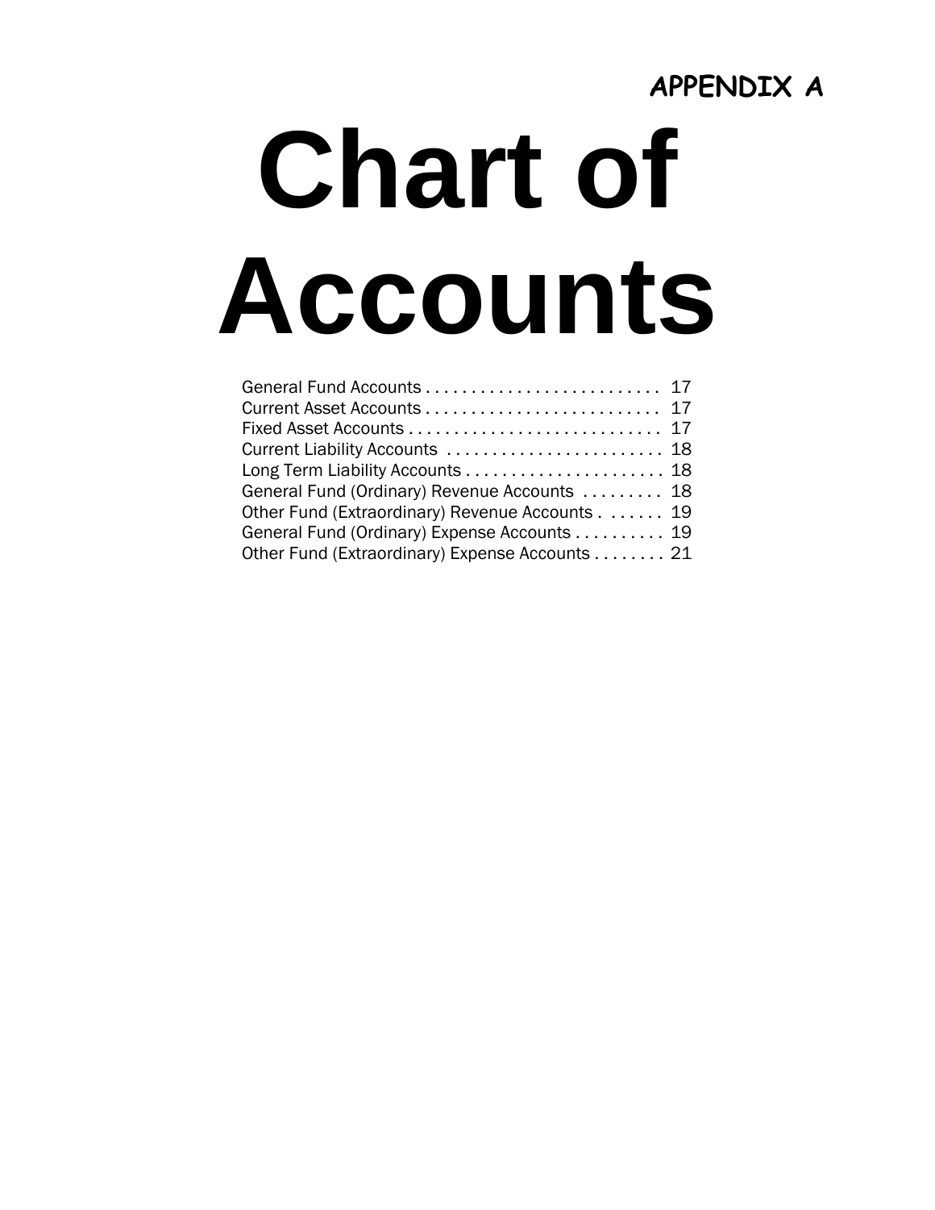**APPENDIX A**

# Chart of Accounts

General Fund Accounts . . . . . . . . . . . . . . . . . . . . . . . . . . 17
Current Asset Accounts . . . . . . . . . . . . . . . . . . . . . . . . . . 17
Fixed Asset Accounts . . . . . . . . . . . . . . . . . . . . . . . . . . . . 17
Current Liability Accounts . . . . . . . . . . . . . . . . . . . . . . . . 18
Long Term Liability Accounts . . . . . . . . . . . . . . . . . . . . . . 18
General Fund (Ordinary) Revenue Accounts . . . . . . . . . 18
Other Fund (Extraordinary) Revenue Accounts . . . . . . . 19
General Fund (Ordinary) Expense Accounts . . . . . . . . . . 19
Other Fund (Extraordinary) Expense Accounts . . . . . . . . 21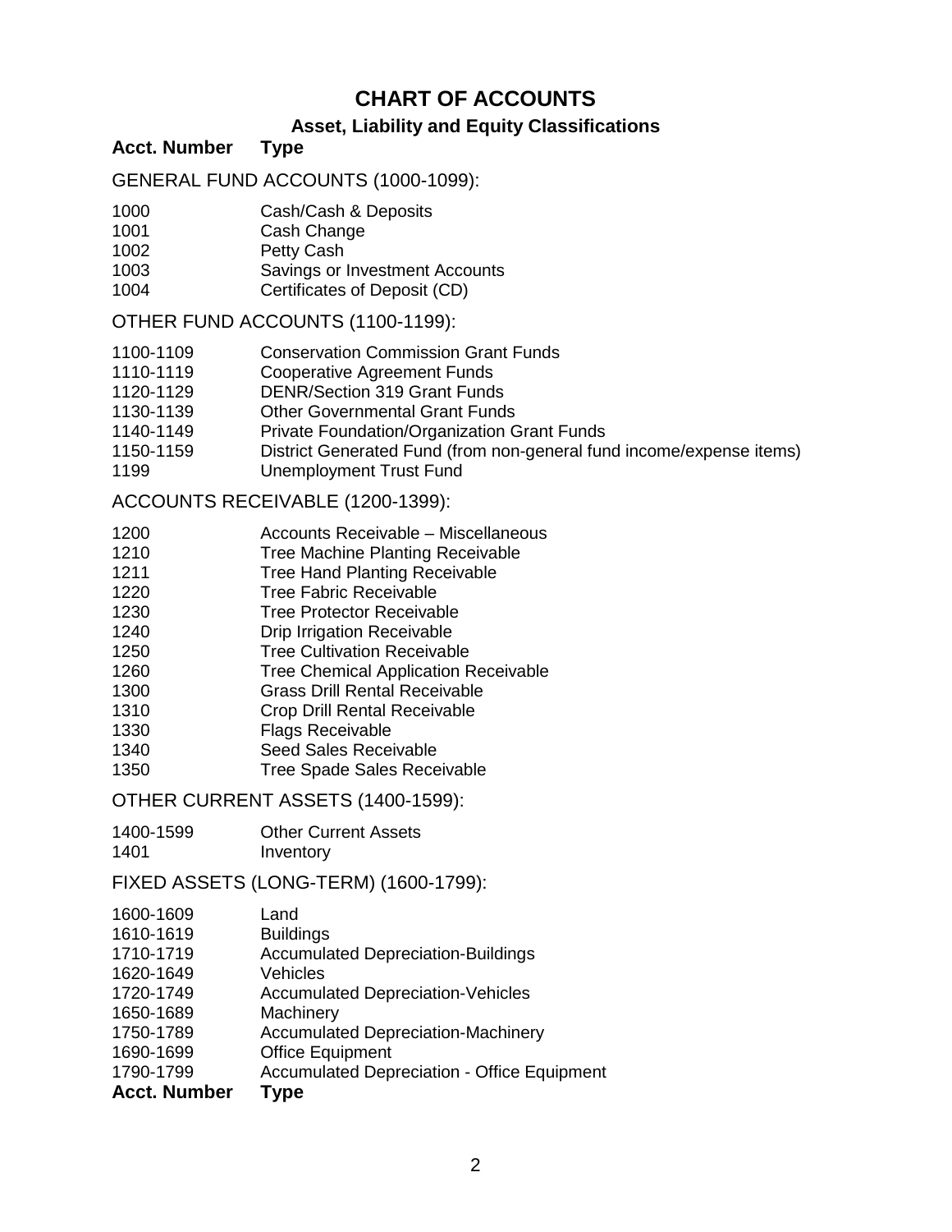# CHART OF ACCOUNTS

## Asset, Liability and Equity Classifications

**Acct. Number** **Type**

GENERAL FUND ACCOUNTS (1000-1099):

| Acct. Number | Type |
|---|---|
| 1000 | Cash/Cash & Deposits |
| 1001 | Cash Change |
| 1002 | Petty Cash |
| 1003 | Savings or Investment Accounts |
| 1004 | Certificates of Deposit (CD) |

OTHER FUND ACCOUNTS (1100-1199):

| Acct. Number | Type |
|---|---|
| 1100-1109 | Conservation Commission Grant Funds |
| 1110-1119 | Cooperative Agreement Funds |
| 1120-1129 | DENR/Section 319 Grant Funds |
| 1130-1139 | Other Governmental Grant Funds |
| 1140-1149 | Private Foundation/Organization Grant Funds |
| 1150-1159 | District Generated Fund (from non-general fund income/expense items) |
| 1199 | Unemployment Trust Fund |

ACCOUNTS RECEIVABLE (1200-1399):

| Acct. Number | Type |
|---|---|
| 1200 | Accounts Receivable – Miscellaneous |
| 1210 | Tree Machine Planting Receivable |
| 1211 | Tree Hand Planting Receivable |
| 1220 | Tree Fabric Receivable |
| 1230 | Tree Protector Receivable |
| 1240 | Drip Irrigation Receivable |
| 1250 | Tree Cultivation Receivable |
| 1260 | Tree Chemical Application Receivable |
| 1300 | Grass Drill Rental Receivable |
| 1310 | Crop Drill Rental Receivable |
| 1330 | Flags Receivable |
| 1340 | Seed Sales Receivable |
| 1350 | Tree Spade Sales Receivable |

OTHER CURRENT ASSETS (1400-1599):

| Acct. Number | Type |
|---|---|
| 1400-1599 | Other Current Assets |
| 1401 | Inventory |

FIXED ASSETS (LONG-TERM) (1600-1799):

| Acct. Number | Type |
|---|---|
| 1600-1609 | Land |
| 1610-1619 | Buildings |
| 1710-1719 | Accumulated Depreciation-Buildings |
| 1620-1649 | Vehicles |
| 1720-1749 | Accumulated Depreciation-Vehicles |
| 1650-1689 | Machinery |
| 1750-1789 | Accumulated Depreciation-Machinery |
| 1690-1699 | Office Equipment |
| 1790-1799 | Accumulated Depreciation - Office Equipment |

**Acct. Number** **Type**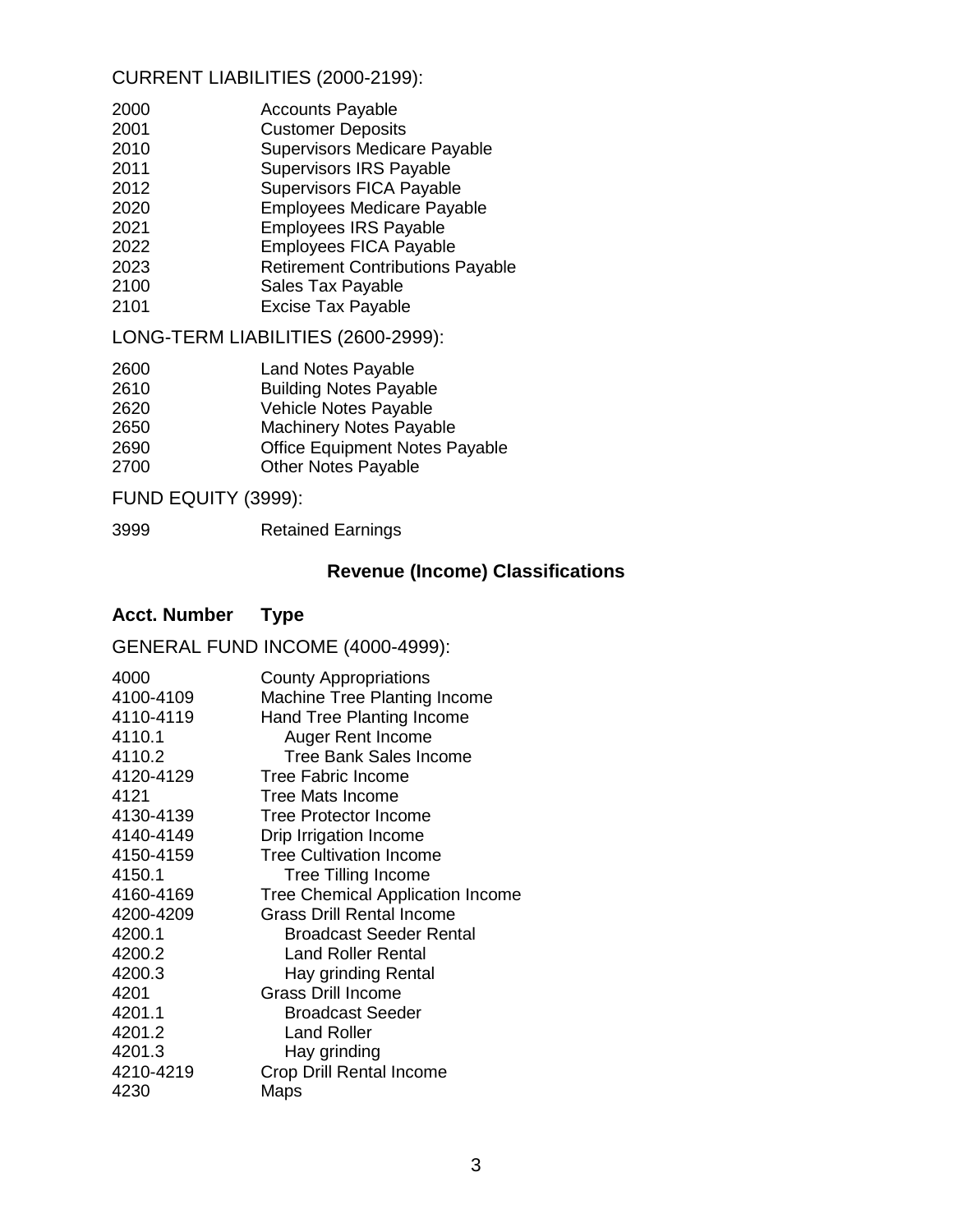CURRENT LIABILITIES (2000-2199):

| | |
|---|---|
| 2000 | Accounts Payable |
| 2001 | Customer Deposits |
| 2010 | Supervisors Medicare Payable |
| 2011 | Supervisors IRS Payable |
| 2012 | Supervisors FICA Payable |
| 2020 | Employees Medicare Payable |
| 2021 | Employees IRS Payable |
| 2022 | Employees FICA Payable |
| 2023 | Retirement Contributions Payable |
| 2100 | Sales Tax Payable |
| 2101 | Excise Tax Payable |

LONG-TERM LIABILITIES (2600-2999):

| | |
|---|---|
| 2600 | Land Notes Payable |
| 2610 | Building Notes Payable |
| 2620 | Vehicle Notes Payable |
| 2650 | Machinery Notes Payable |
| 2690 | Office Equipment Notes Payable |
| 2700 | Other Notes Payable |

FUND EQUITY (3999):

| | |
|---|---|
| 3999 | Retained Earnings |

## Revenue (Income) Classifications

| **Acct. Number** | **Type** |
|---|---|
| GENERAL FUND INCOME (4000-4999): | |
| 4000 | County Appropriations |
| 4100-4109 | Machine Tree Planting Income |
| 4110-4119 | Hand Tree Planting Income |
| 4110.1 | Auger Rent Income |
| 4110.2 | Tree Bank Sales Income |
| 4120-4129 | Tree Fabric Income |
| 4121 | Tree Mats Income |
| 4130-4139 | Tree Protector Income |
| 4140-4149 | Drip Irrigation Income |
| 4150-4159 | Tree Cultivation Income |
| 4150.1 | Tree Tilling Income |
| 4160-4169 | Tree Chemical Application Income |
| 4200-4209 | Grass Drill Rental Income |
| 4200.1 | Broadcast Seeder Rental |
| 4200.2 | Land Roller Rental |
| 4200.3 | Hay grinding Rental |
| 4201 | Grass Drill Income |
| 4201.1 | Broadcast Seeder |
| 4201.2 | Land Roller |
| 4201.3 | Hay grinding |
| 4210-4219 | Crop Drill Rental Income |
| 4230 | Maps |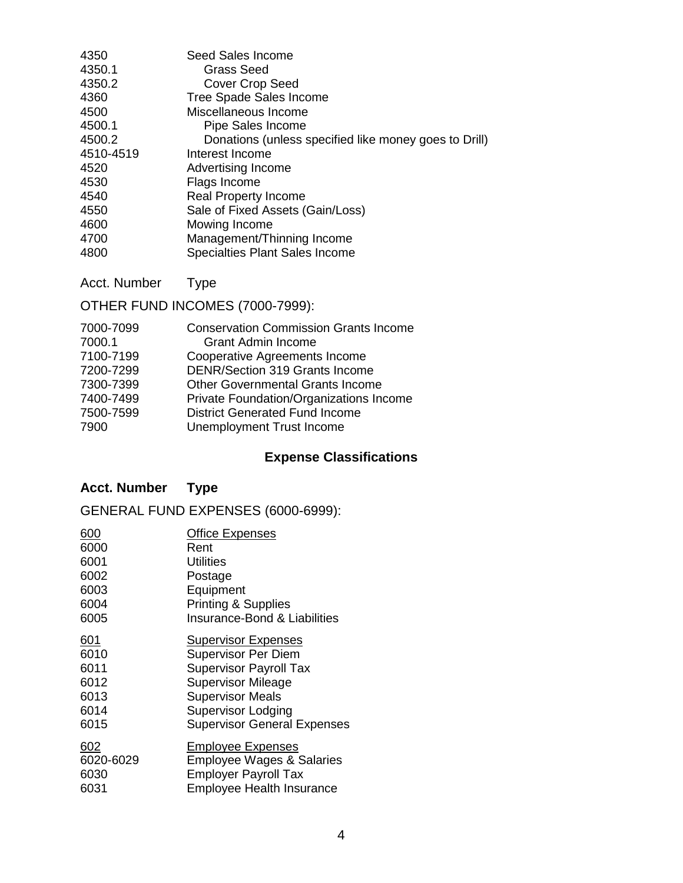| | |
|---|---|
| 4350 | Seed Sales Income |
| 4350.1 | Grass Seed |
| 4350.2 | Cover Crop Seed |
| 4360 | Tree Spade Sales Income |
| 4500 | Miscellaneous Income |
| 4500.1 | Pipe Sales Income |
| 4500.2 | Donations (unless specified like money goes to Drill) |
| 4510-4519 | Interest Income |
| 4520 | Advertising Income |
| 4530 | Flags Income |
| 4540 | Real Property Income |
| 4550 | Sale of Fixed Assets (Gain/Loss) |
| 4600 | Mowing Income |
| 4700 | Management/Thinning Income |
| 4800 | Specialties Plant Sales Income |

Acct. Number Type

OTHER FUND INCOMES (7000-7999):

| | |
|---|---|
| 7000-7099 | Conservation Commission Grants Income |
| 7000.1 | Grant Admin Income |
| 7100-7199 | Cooperative Agreements Income |
| 7200-7299 | DENR/Section 319 Grants Income |
| 7300-7399 | Other Governmental Grants Income |
| 7400-7499 | Private Foundation/Organizations Income |
| 7500-7599 | District Generated Fund Income |
| 7900 | Unemployment Trust Income |

## Expense Classifications

**Acct. Number Type**

GENERAL FUND EXPENSES (6000-6999):

| | |
|---|---|
| 600 | Office Expenses |
| 6000 | Rent |
| 6001 | Utilities |
| 6002 | Postage |
| 6003 | Equipment |
| 6004 | Printing & Supplies |
| 6005 | Insurance-Bond & Liabilities |
| 601 | Supervisor Expenses |
| 6010 | Supervisor Per Diem |
| 6011 | Supervisor Payroll Tax |
| 6012 | Supervisor Mileage |
| 6013 | Supervisor Meals |
| 6014 | Supervisor Lodging |
| 6015 | Supervisor General Expenses |
| 602 | Employee Expenses |
| 6020-6029 | Employee Wages & Salaries |
| 6030 | Employer Payroll Tax |
| 6031 | Employee Health Insurance |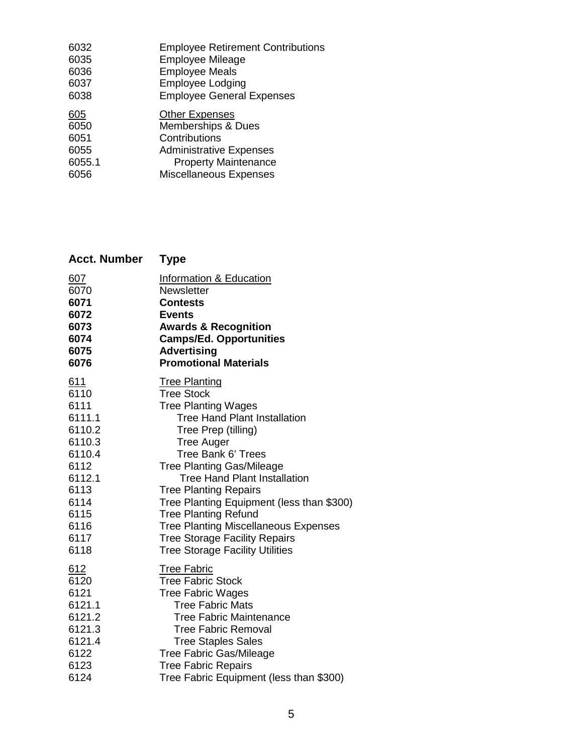| | |
|---|---|
| 6032 | Employee Retirement Contributions |
| 6035 | Employee Mileage |
| 6036 | Employee Meals |
| 6037 | Employee Lodging |
| 6038 | Employee General Expenses |
| <u>605</u> | <u>Other Expenses</u> |
| 6050 | Memberships & Dues |
| 6051 | Contributions |
| 6055 | Administrative Expenses |
| 6055.1 | Property Maintenance |
| 6056 | Miscellaneous Expenses |

| Acct. Number | Type |
|---|---|
| <u>607</u> | <u>Information & Education</u> |
| 6070 | Newsletter |
| **6071** | **Contests** |
| **6072** | **Events** |
| **6073** | **Awards & Recognition** |
| **6074** | **Camps/Ed. Opportunities** |
| **6075** | **Advertising** |
| **6076** | **Promotional Materials** |
| <u>611</u> | <u>Tree Planting</u> |
| 6110 | Tree Stock |
| 6111 | Tree Planting Wages |
| 6111.1 | Tree Hand Plant Installation |
| 6110.2 | Tree Prep (tilling) |
| 6110.3 | Tree Auger |
| 6110.4 | Tree Bank 6' Trees |
| 6112 | Tree Planting Gas/Mileage |
| 6112.1 | Tree Hand Plant Installation |
| 6113 | Tree Planting Repairs |
| 6114 | Tree Planting Equipment (less than $300) |
| 6115 | Tree Planting Refund |
| 6116 | Tree Planting Miscellaneous Expenses |
| 6117 | Tree Storage Facility Repairs |
| 6118 | Tree Storage Facility Utilities |
| <u>612</u> | <u>Tree Fabric</u> |
| 6120 | Tree Fabric Stock |
| 6121 | Tree Fabric Wages |
| 6121.1 | Tree Fabric Mats |
| 6121.2 | Tree Fabric Maintenance |
| 6121.3 | Tree Fabric Removal |
| 6121.4 | Tree Staples Sales |
| 6122 | Tree Fabric Gas/Mileage |
| 6123 | Tree Fabric Repairs |
| 6124 | Tree Fabric Equipment (less than $300) |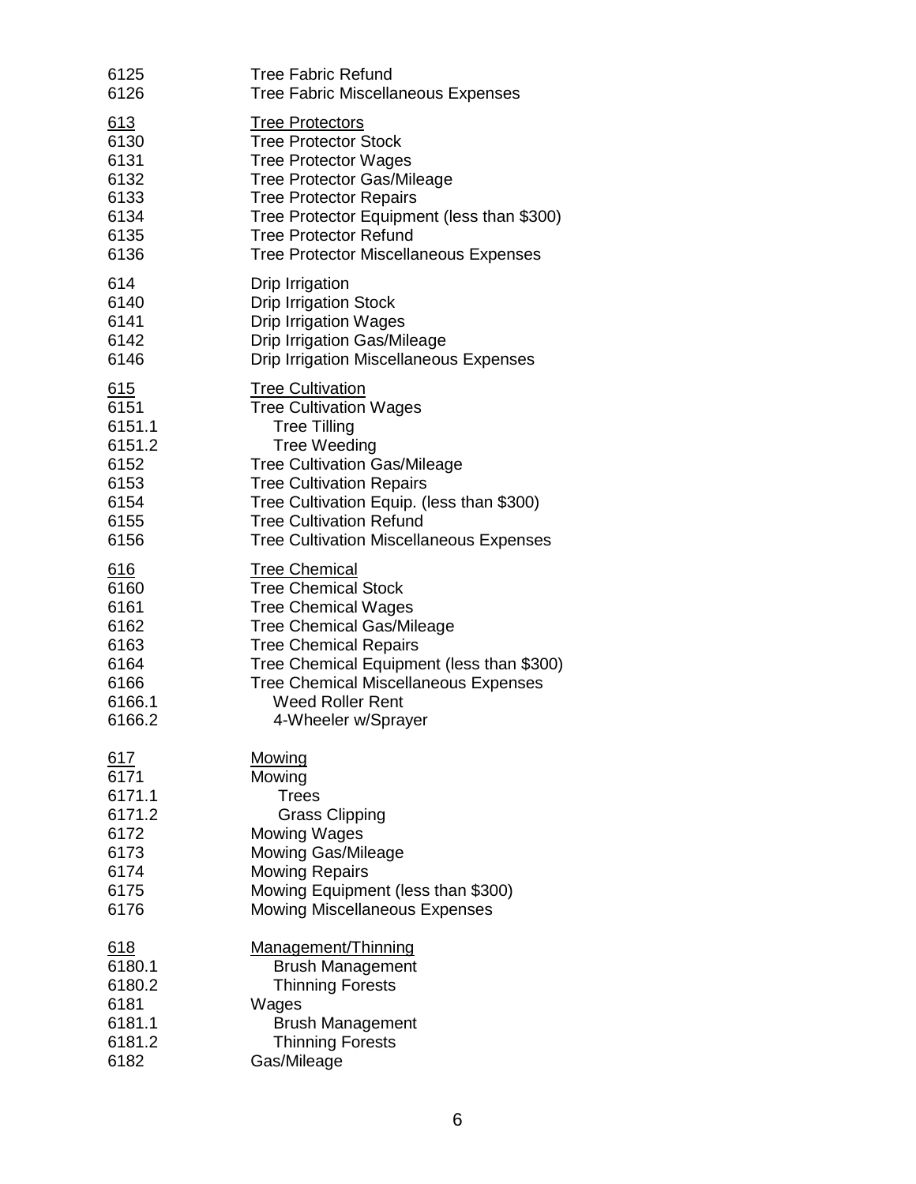| | |
|---|---|
| 6125 | Tree Fabric Refund |
| 6126 | Tree Fabric Miscellaneous Expenses |
| <u>613</u> | <u>Tree Protectors</u> |
| 6130 | Tree Protector Stock |
| 6131 | Tree Protector Wages |
| 6132 | Tree Protector Gas/Mileage |
| 6133 | Tree Protector Repairs |
| 6134 | Tree Protector Equipment (less than $300) |
| 6135 | Tree Protector Refund |
| 6136 | Tree Protector Miscellaneous Expenses |
| 614 | Drip Irrigation |
| 6140 | Drip Irrigation Stock |
| 6141 | Drip Irrigation Wages |
| 6142 | Drip Irrigation Gas/Mileage |
| 6146 | Drip Irrigation Miscellaneous Expenses |
| <u>615</u> | <u>Tree Cultivation</u> |
| 6151 | Tree Cultivation Wages |
| 6151.1 | Tree Tilling |
| 6151.2 | Tree Weeding |
| 6152 | Tree Cultivation Gas/Mileage |
| 6153 | Tree Cultivation Repairs |
| 6154 | Tree Cultivation Equip. (less than $300) |
| 6155 | Tree Cultivation Refund |
| 6156 | Tree Cultivation Miscellaneous Expenses |
| <u>616</u> | <u>Tree Chemical</u> |
| 6160 | Tree Chemical Stock |
| 6161 | Tree Chemical Wages |
| 6162 | Tree Chemical Gas/Mileage |
| 6163 | Tree Chemical Repairs |
| 6164 | Tree Chemical Equipment (less than $300) |
| 6166 | Tree Chemical Miscellaneous Expenses |
| 6166.1 | Weed Roller Rent |
| 6166.2 | 4-Wheeler w/Sprayer |
| <u>617</u> | <u>Mowing</u> |
| 6171 | Mowing |
| 6171.1 | Trees |
| 6171.2 | Grass Clipping |
| 6172 | Mowing Wages |
| 6173 | Mowing Gas/Mileage |
| 6174 | Mowing Repairs |
| 6175 | Mowing Equipment (less than $300) |
| 6176 | Mowing Miscellaneous Expenses |
| <u>618</u> | <u>Management/Thinning</u> |
| 6180.1 | Brush Management |
| 6180.2 | Thinning Forests |
| 6181 | Wages |
| 6181.1 | Brush Management |
| 6181.2 | Thinning Forests |
| 6182 | Gas/Mileage |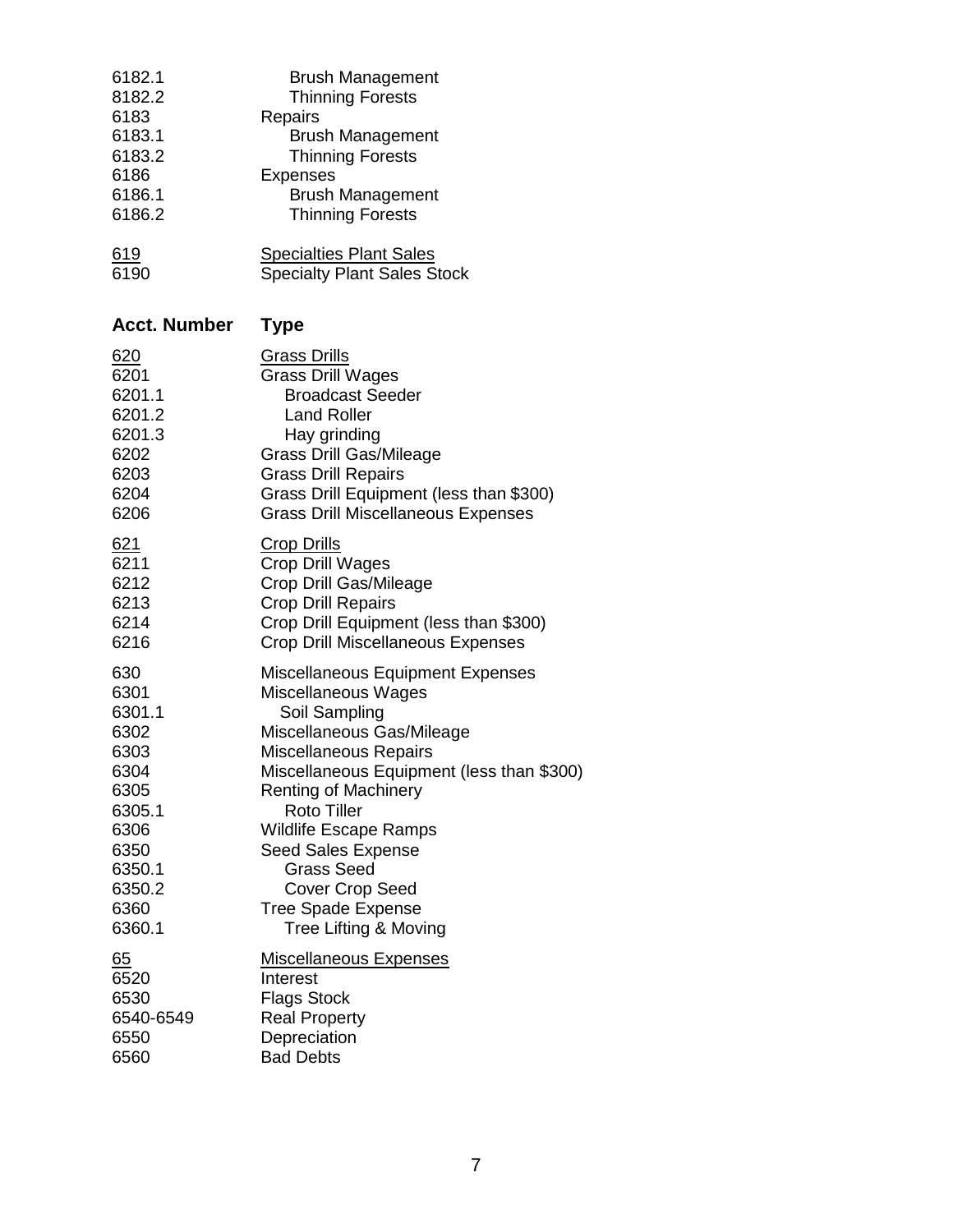| | |
|---|---|
| 6182.1 | Brush Management |
| 8182.2 | Thinning Forests |
| 6183 | Repairs |
| 6183.1 | Brush Management |
| 6183.2 | Thinning Forests |
| 6186 | Expenses |
| 6186.1 | Brush Management |
| 6186.2 | Thinning Forests |
| 619 | Specialties Plant Sales |
| 6190 | Specialty Plant Sales Stock |

| Acct. Number | Type |
|---|---|
| 620 | Grass Drills |
| 6201 | Grass Drill Wages |
| 6201.1 | Broadcast Seeder |
| 6201.2 | Land Roller |
| 6201.3 | Hay grinding |
| 6202 | Grass Drill Gas/Mileage |
| 6203 | Grass Drill Repairs |
| 6204 | Grass Drill Equipment (less than $300) |
| 6206 | Grass Drill Miscellaneous Expenses |
| 621 | Crop Drills |
| 6211 | Crop Drill Wages |
| 6212 | Crop Drill Gas/Mileage |
| 6213 | Crop Drill Repairs |
| 6214 | Crop Drill Equipment (less than $300) |
| 6216 | Crop Drill Miscellaneous Expenses |
| 630 | Miscellaneous Equipment Expenses |
| 6301 | Miscellaneous Wages |
| 6301.1 | Soil Sampling |
| 6302 | Miscellaneous Gas/Mileage |
| 6303 | Miscellaneous Repairs |
| 6304 | Miscellaneous Equipment (less than $300) |
| 6305 | Renting of Machinery |
| 6305.1 | Roto Tiller |
| 6306 | Wildlife Escape Ramps |
| 6350 | Seed Sales Expense |
| 6350.1 | Grass Seed |
| 6350.2 | Cover Crop Seed |
| 6360 | Tree Spade Expense |
| 6360.1 | Tree Lifting & Moving |
| 65 | Miscellaneous Expenses |
| 6520 | Interest |
| 6530 | Flags Stock |
| 6540-6549 | Real Property |
| 6550 | Depreciation |
| 6560 | Bad Debts |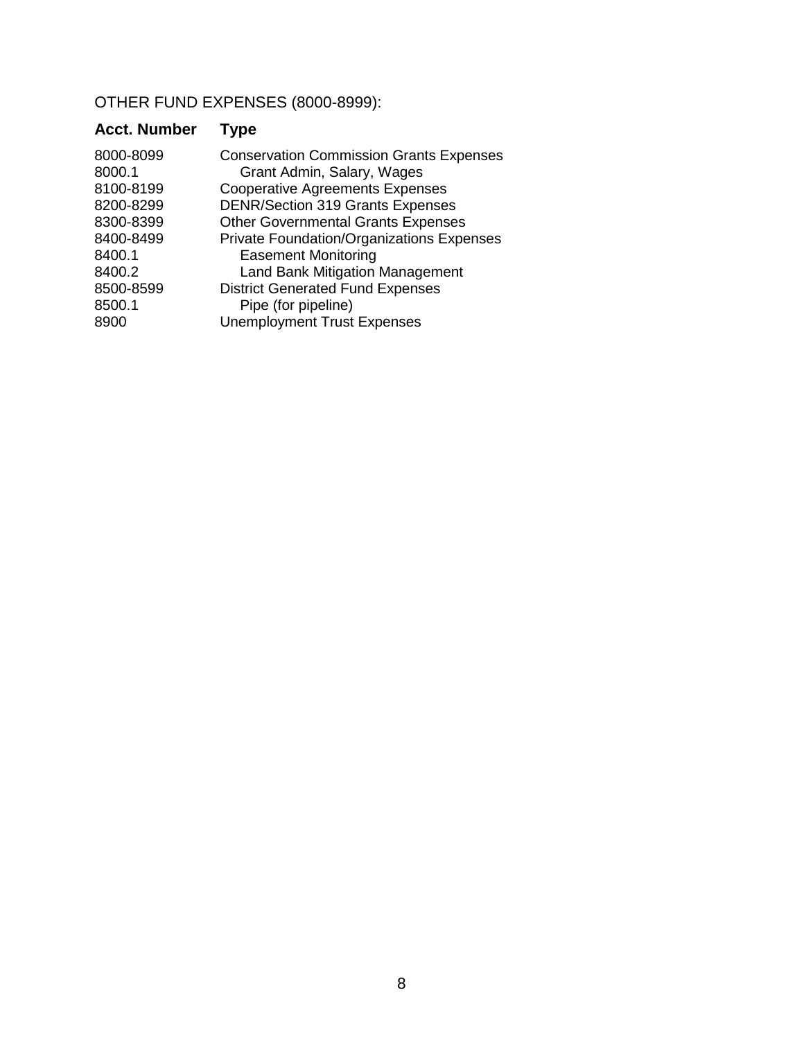OTHER FUND EXPENSES (8000-8999):

| Acct. Number | Type |
| --- | --- |
| 8000-8099 | Conservation Commission Grants Expenses |
| 8000.1 | Grant Admin, Salary, Wages |
| 8100-8199 | Cooperative Agreements Expenses |
| 8200-8299 | DENR/Section 319 Grants Expenses |
| 8300-8399 | Other Governmental Grants Expenses |
| 8400-8499 | Private Foundation/Organizations Expenses |
| 8400.1 | Easement Monitoring |
| 8400.2 | Land Bank Mitigation Management |
| 8500-8599 | District Generated Fund Expenses |
| 8500.1 | Pipe (for pipeline) |
| 8900 | Unemployment Trust Expenses |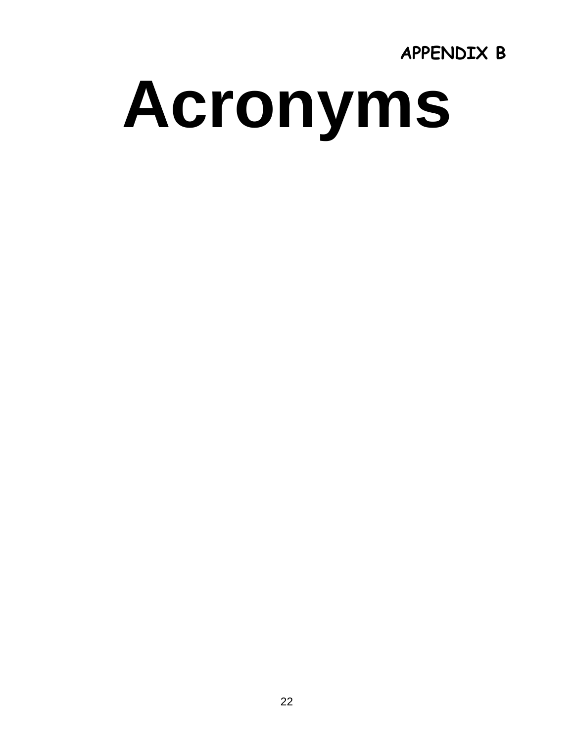**APPENDIX B**

# Acronyms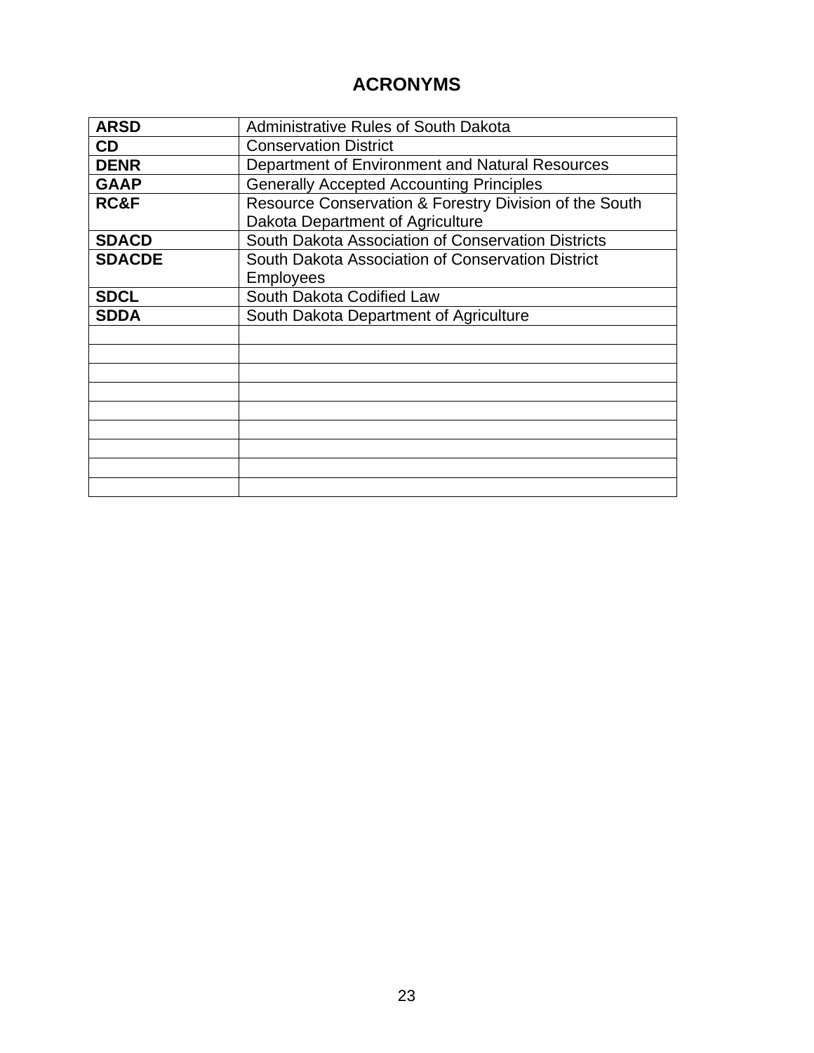# ACRONYMS

| | |
|---|---|
| **ARSD** | Administrative Rules of South Dakota |
| **CD** | Conservation District |
| **DENR** | Department of Environment and Natural Resources |
| **GAAP** | Generally Accepted Accounting Principles |
| **RC&F** | Resource Conservation & Forestry Division of the South Dakota Department of Agriculture |
| **SDACD** | South Dakota Association of Conservation Districts |
| **SDACDE** | South Dakota Association of Conservation District Employees |
| **SDCL** | South Dakota Codified Law |
| **SDDA** | South Dakota Department of Agriculture |
| | |
| | |
| | |
| | |
| | |
| | |
| | |
| | |
| | |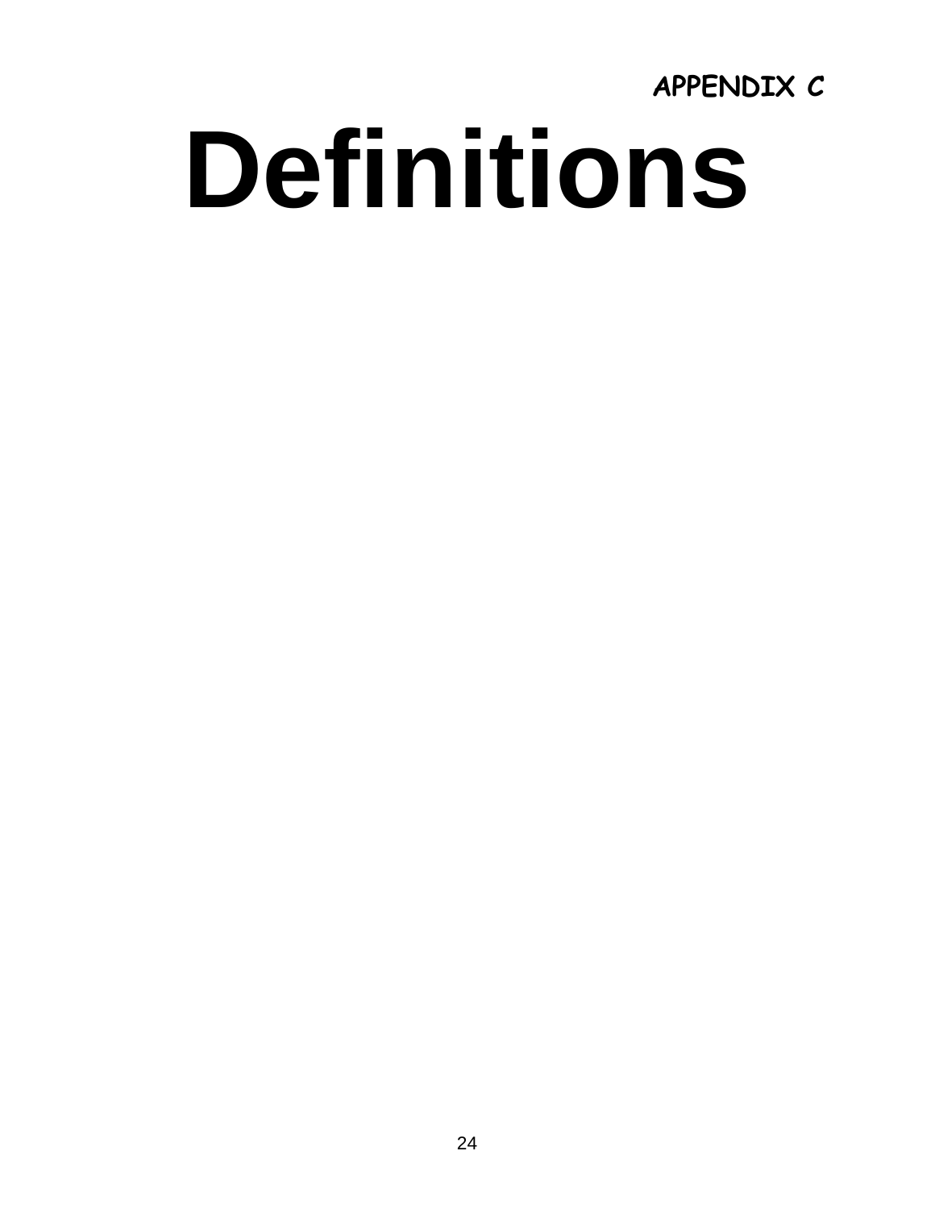**APPENDIX C**

# Definitions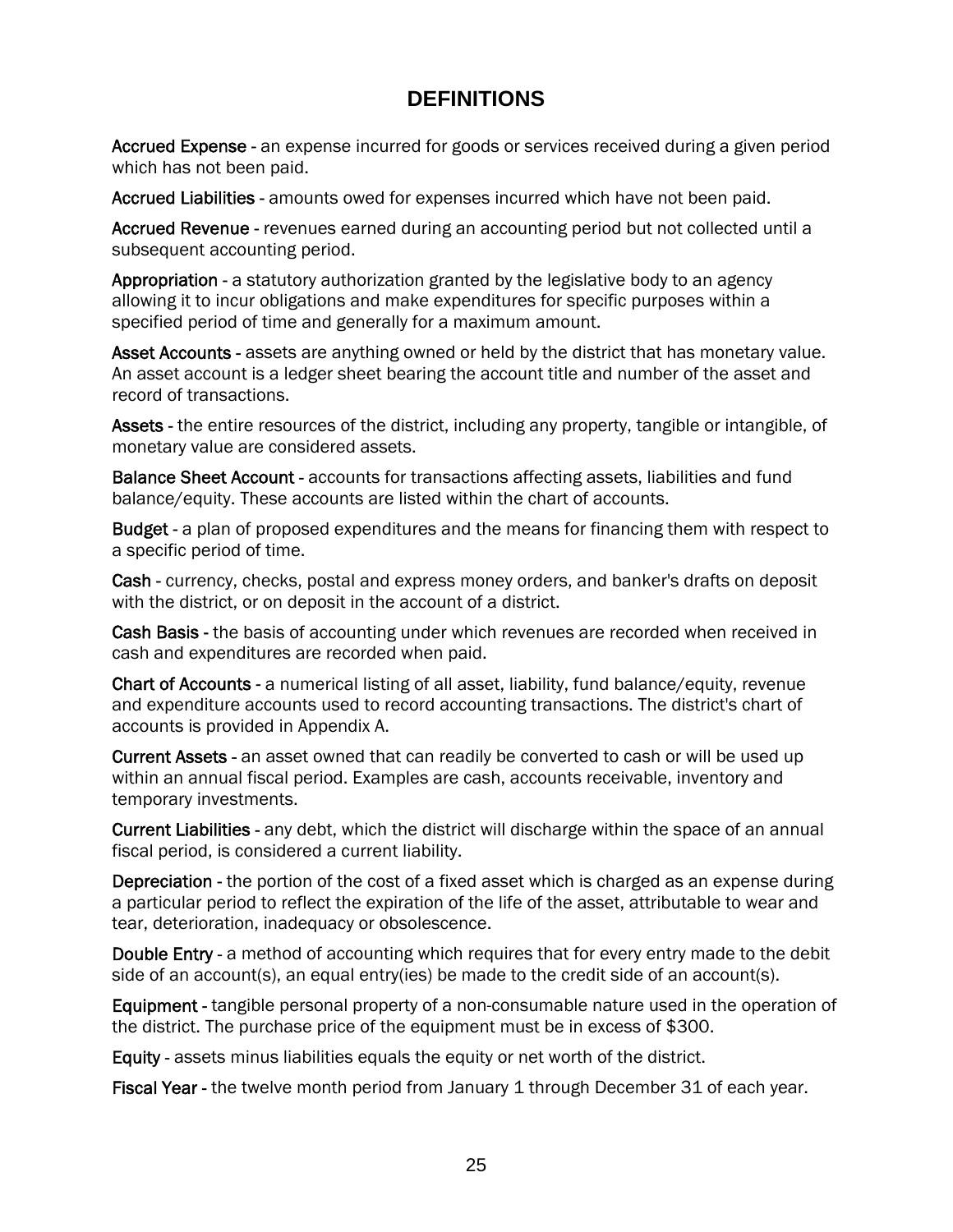# DEFINITIONS

**Accrued Expense** - an expense incurred for goods or services received during a given period which has not been paid.

**Accrued Liabilities** - amounts owed for expenses incurred which have not been paid.

**Accrued Revenue** - revenues earned during an accounting period but not collected until a subsequent accounting period.

**Appropriation** - a statutory authorization granted by the legislative body to an agency allowing it to incur obligations and make expenditures for specific purposes within a specified period of time and generally for a maximum amount.

**Asset Accounts** - assets are anything owned or held by the district that has monetary value. An asset account is a ledger sheet bearing the account title and number of the asset and record of transactions.

**Assets** - the entire resources of the district, including any property, tangible or intangible, of monetary value are considered assets.

**Balance Sheet Account** - accounts for transactions affecting assets, liabilities and fund balance/equity. These accounts are listed within the chart of accounts.

**Budget** - a plan of proposed expenditures and the means for financing them with respect to a specific period of time.

**Cash** - currency, checks, postal and express money orders, and banker's drafts on deposit with the district, or on deposit in the account of a district.

**Cash Basis** - the basis of accounting under which revenues are recorded when received in cash and expenditures are recorded when paid.

**Chart of Accounts** - a numerical listing of all asset, liability, fund balance/equity, revenue and expenditure accounts used to record accounting transactions. The district's chart of accounts is provided in Appendix A.

**Current Assets** - an asset owned that can readily be converted to cash or will be used up within an annual fiscal period. Examples are cash, accounts receivable, inventory and temporary investments.

**Current Liabilities** - any debt, which the district will discharge within the space of an annual fiscal period, is considered a current liability.

**Depreciation** - the portion of the cost of a fixed asset which is charged as an expense during a particular period to reflect the expiration of the life of the asset, attributable to wear and tear, deterioration, inadequacy or obsolescence.

**Double Entry** - a method of accounting which requires that for every entry made to the debit side of an account(s), an equal entry(ies) be made to the credit side of an account(s).

**Equipment** - tangible personal property of a non-consumable nature used in the operation of the district. The purchase price of the equipment must be in excess of $300.

**Equity** - assets minus liabilities equals the equity or net worth of the district.

**Fiscal Year** - the twelve month period from January 1 through December 31 of each year.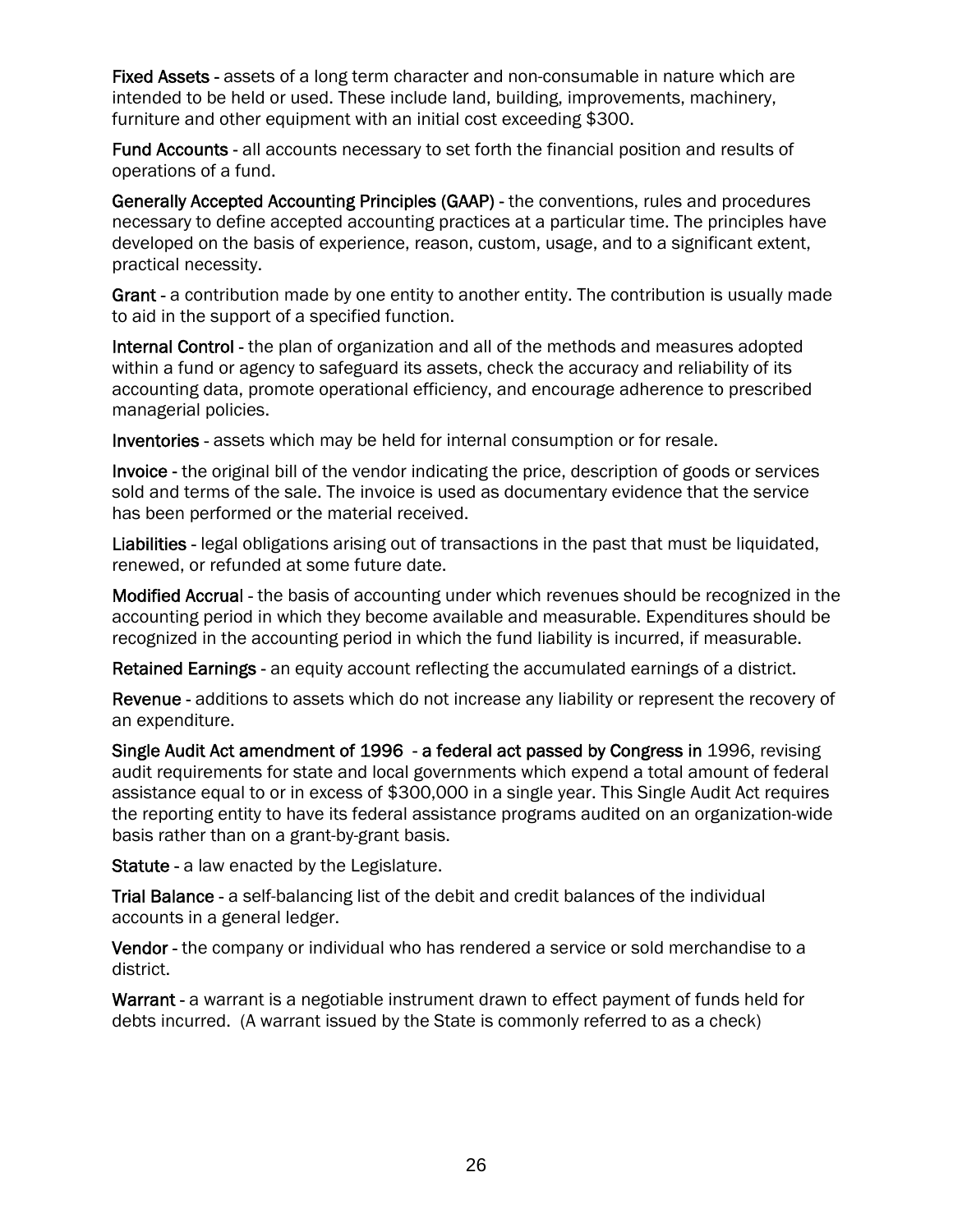**Fixed Assets** - assets of a long term character and non-consumable in nature which are intended to be held or used. These include land, building, improvements, machinery, furniture and other equipment with an initial cost exceeding $300.

**Fund Accounts** - all accounts necessary to set forth the financial position and results of operations of a fund.

**Generally Accepted Accounting Principles (GAAP)** - the conventions, rules and procedures necessary to define accepted accounting practices at a particular time. The principles have developed on the basis of experience, reason, custom, usage, and to a significant extent, practical necessity.

**Grant** - a contribution made by one entity to another entity. The contribution is usually made to aid in the support of a specified function.

**Internal Control** - the plan of organization and all of the methods and measures adopted within a fund or agency to safeguard its assets, check the accuracy and reliability of its accounting data, promote operational efficiency, and encourage adherence to prescribed managerial policies.

**Inventories** - assets which may be held for internal consumption or for resale.

**Invoice** - the original bill of the vendor indicating the price, description of goods or services sold and terms of the sale. The invoice is used as documentary evidence that the service has been performed or the material received.

**Liabilities** - legal obligations arising out of transactions in the past that must be liquidated, renewed, or refunded at some future date.

**Modified Accrual** - the basis of accounting under which revenues should be recognized in the accounting period in which they become available and measurable. Expenditures should be recognized in the accounting period in which the fund liability is incurred, if measurable.

**Retained Earnings** - an equity account reflecting the accumulated earnings of a district.

**Revenue** - additions to assets which do not increase any liability or represent the recovery of an expenditure.

**Single Audit Act amendment of 1996 - a federal act passed by Congress in** 1996, revising audit requirements for state and local governments which expend a total amount of federal assistance equal to or in excess of $300,000 in a single year. This Single Audit Act requires the reporting entity to have its federal assistance programs audited on an organization-wide basis rather than on a grant-by-grant basis.

**Statute** - a law enacted by the Legislature.

**Trial Balance** - a self-balancing list of the debit and credit balances of the individual accounts in a general ledger.

**Vendor** - the company or individual who has rendered a service or sold merchandise to a district.

**Warrant** - a warrant is a negotiable instrument drawn to effect payment of funds held for debts incurred. (A warrant issued by the State is commonly referred to as a check)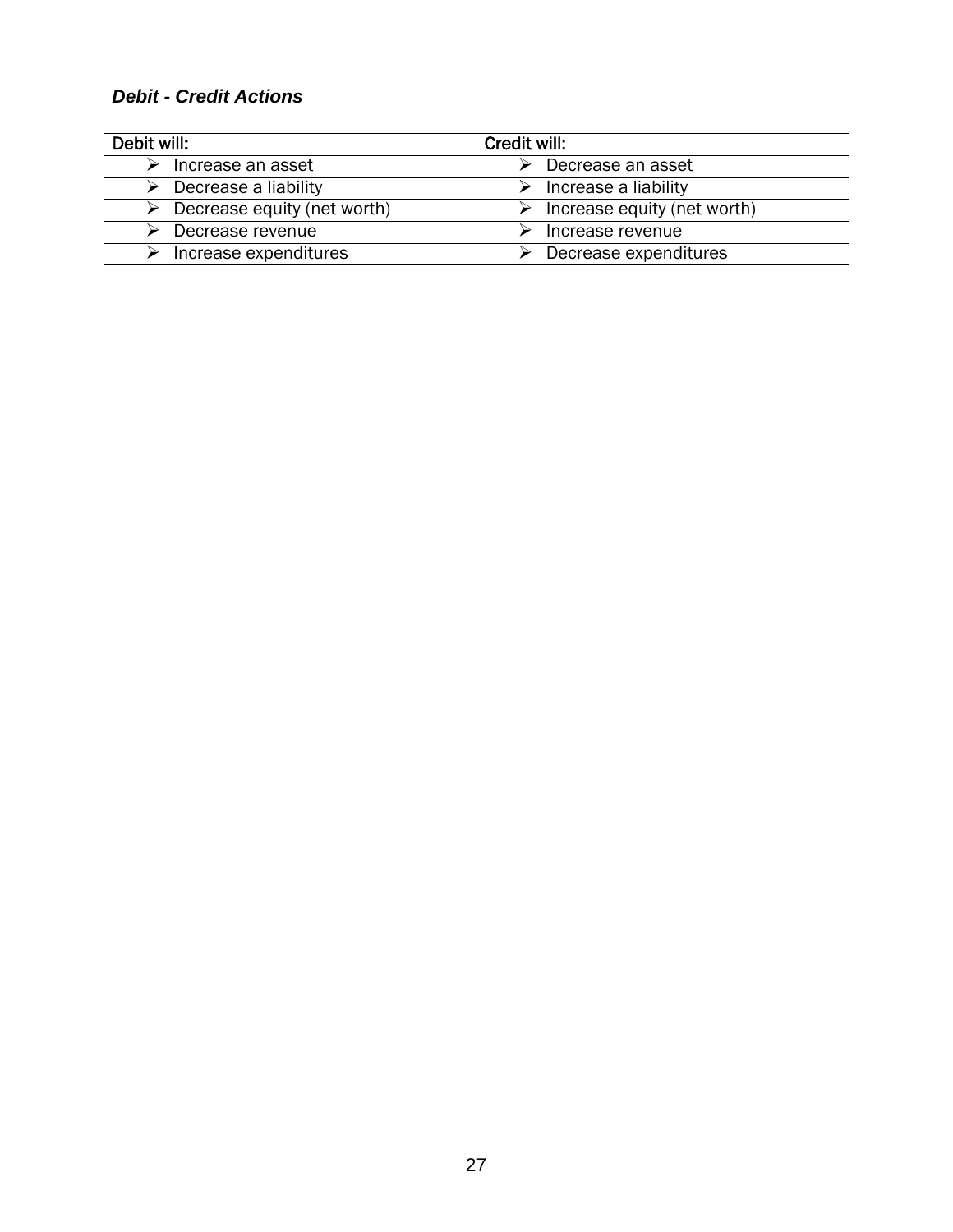***Debit - Credit Actions***

| Debit will: | Credit will: |
|---|---|
| ➢ Increase an asset | ➢ Decrease an asset |
| ➢ Decrease a liability | ➢ Increase a liability |
| ➢ Decrease equity (net worth) | ➢ Increase equity (net worth) |
| ➢ Decrease revenue | ➢ Increase revenue |
| ➢ Increase expenditures | ➢ Decrease expenditures |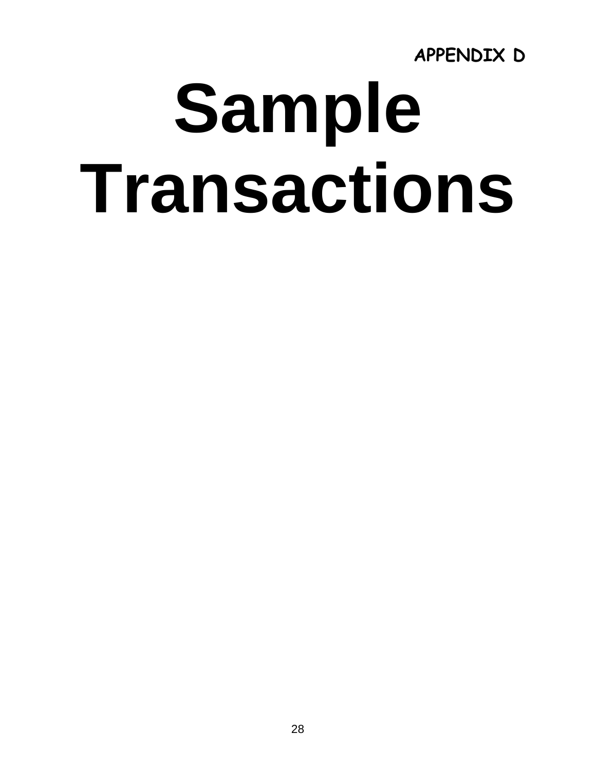**APPENDIX D**

# Sample Transactions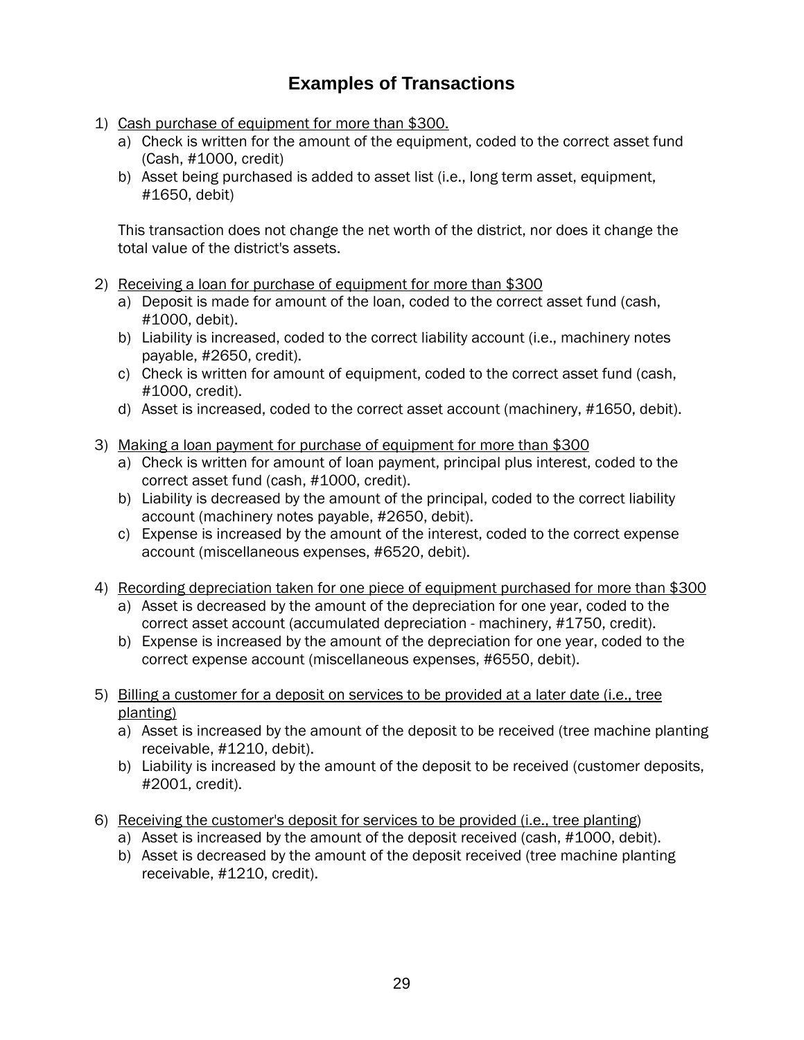# Examples of Transactions

1) Cash purchase of equipment for more than $300.
    a) Check is written for the amount of the equipment, coded to the correct asset fund (Cash, #1000, credit)
    b) Asset being purchased is added to asset list (i.e., long term asset, equipment, #1650, debit)

    This transaction does not change the net worth of the district, nor does it change the total value of the district's assets.

2) Receiving a loan for purchase of equipment for more than $300
    a) Deposit is made for amount of the loan, coded to the correct asset fund (cash, #1000, debit).
    b) Liability is increased, coded to the correct liability account (i.e., machinery notes payable, #2650, credit).
    c) Check is written for amount of equipment, coded to the correct asset fund (cash, #1000, credit).
    d) Asset is increased, coded to the correct asset account (machinery, #1650, debit).

3) Making a loan payment for purchase of equipment for more than $300
    a) Check is written for amount of loan payment, principal plus interest, coded to the correct asset fund (cash, #1000, credit).
    b) Liability is decreased by the amount of the principal, coded to the correct liability account (machinery notes payable, #2650, debit).
    c) Expense is increased by the amount of the interest, coded to the correct expense account (miscellaneous expenses, #6520, debit).

4) Recording depreciation taken for one piece of equipment purchased for more than $300
    a) Asset is decreased by the amount of the depreciation for one year, coded to the correct asset account (accumulated depreciation - machinery, #1750, credit).
    b) Expense is increased by the amount of the depreciation for one year, coded to the correct expense account (miscellaneous expenses, #6550, debit).

5) Billing a customer for a deposit on services to be provided at a later date (i.e., tree planting)
    a) Asset is increased by the amount of the deposit to be received (tree machine planting receivable, #1210, debit).
    b) Liability is increased by the amount of the deposit to be received (customer deposits, #2001, credit).

6) Receiving the customer's deposit for services to be provided (i.e., tree planting)
    a) Asset is increased by the amount of the deposit received (cash, #1000, debit).
    b) Asset is decreased by the amount of the deposit received (tree machine planting receivable, #1210, credit).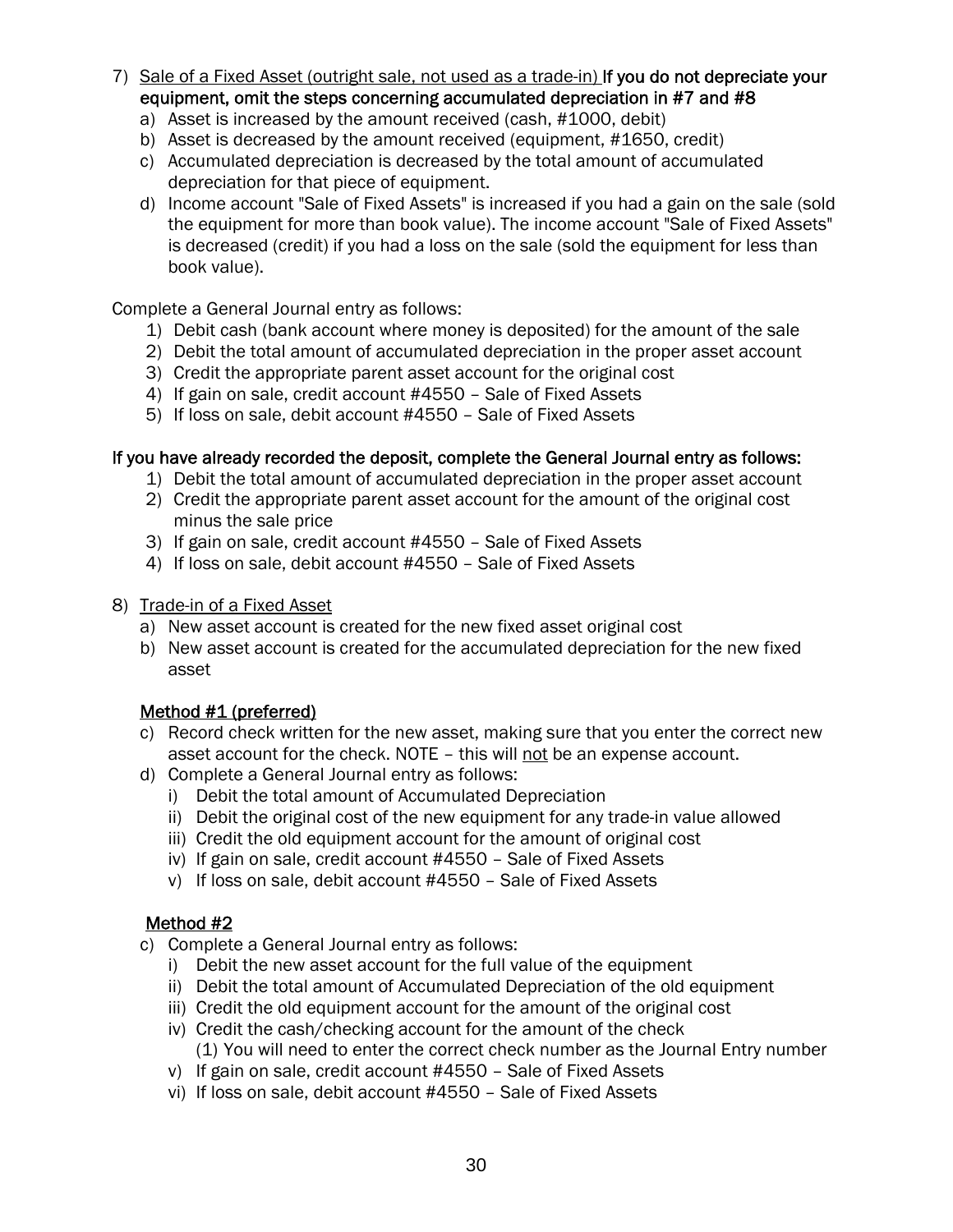7) <u>Sale of a Fixed Asset (outright sale, not used as a trade-in)</u> If you do not depreciate your equipment, omit the steps concerning accumulated depreciation in #7 and #8
   a) Asset is increased by the amount received (cash, #1000, debit)
   b) Asset is decreased by the amount received (equipment, #1650, credit)
   c) Accumulated depreciation is decreased by the total amount of accumulated depreciation for that piece of equipment.
   d) Income account "Sale of Fixed Assets" is increased if you had a gain on the sale (sold the equipment for more than book value). The income account "Sale of Fixed Assets" is decreased (credit) if you had a loss on the sale (sold the equipment for less than book value).

Complete a General Journal entry as follows:

1) Debit cash (bank account where money is deposited) for the amount of the sale
2) Debit the total amount of accumulated depreciation in the proper asset account
3) Credit the appropriate parent asset account for the original cost
4) If gain on sale, credit account #4550 – Sale of Fixed Assets
5) If loss on sale, debit account #4550 – Sale of Fixed Assets

If you have already recorded the deposit, complete the General Journal entry as follows:

1) Debit the total amount of accumulated depreciation in the proper asset account
2) Credit the appropriate parent asset account for the amount of the original cost minus the sale price
3) If gain on sale, credit account #4550 – Sale of Fixed Assets
4) If loss on sale, debit account #4550 – Sale of Fixed Assets

8) <u>Trade-in of a Fixed Asset</u>
   a) New asset account is created for the new fixed asset original cost
   b) New asset account is created for the accumulated depreciation for the new fixed asset

   <u>Method #1 (preferred)</u>

   c) Record check written for the new asset, making sure that you enter the correct new asset account for the check. NOTE – this will <u>not</u> be an expense account.
   d) Complete a General Journal entry as follows:
      i) Debit the total amount of Accumulated Depreciation
      ii) Debit the original cost of the new equipment for any trade-in value allowed
      iii) Credit the old equipment account for the amount of original cost
      iv) If gain on sale, credit account #4550 – Sale of Fixed Assets
      v) If loss on sale, debit account #4550 – Sale of Fixed Assets

   <u>Method #2</u>

   c) Complete a General Journal entry as follows:
      i) Debit the new asset account for the full value of the equipment
      ii) Debit the total amount of Accumulated Depreciation of the old equipment
      iii) Credit the old equipment account for the amount of the original cost
      iv) Credit the cash/checking account for the amount of the check
         (1) You will need to enter the correct check number as the Journal Entry number
      v) If gain on sale, credit account #4550 – Sale of Fixed Assets
      vi) If loss on sale, debit account #4550 – Sale of Fixed Assets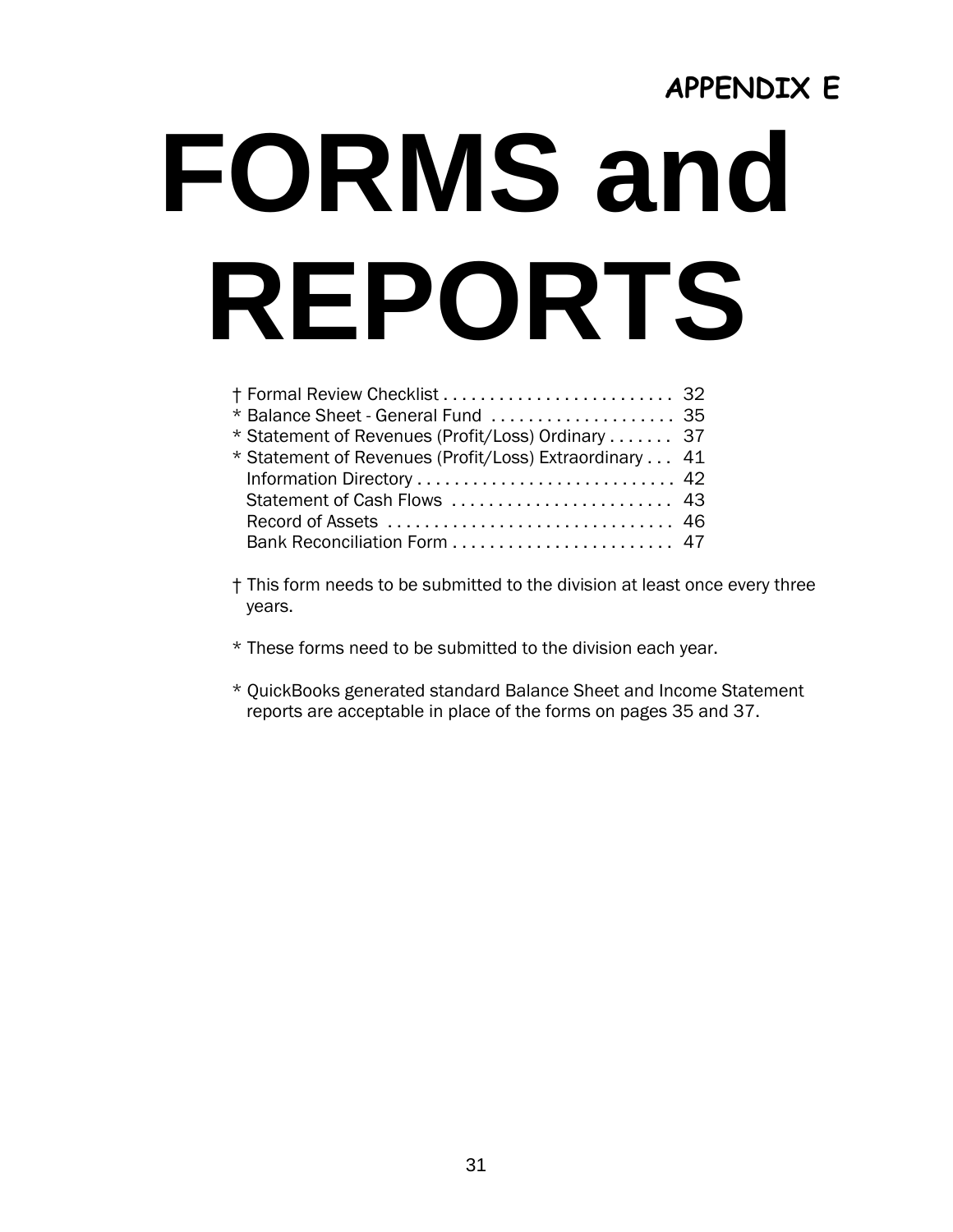**APPENDIX E**

# FORMS and REPORTS

† Formal Review Checklist . . . . . . . . . . . . . . . . . . . . . . . . . 32
* Balance Sheet - General Fund . . . . . . . . . . . . . . . . . . . . 35
* Statement of Revenues (Profit/Loss) Ordinary . . . . . . . 37
* Statement of Revenues (Profit/Loss) Extraordinary . . . 41
Information Directory . . . . . . . . . . . . . . . . . . . . . . . . . . . . 42
Statement of Cash Flows . . . . . . . . . . . . . . . . . . . . . . . . 43
Record of Assets . . . . . . . . . . . . . . . . . . . . . . . . . . . . . . . 46
Bank Reconciliation Form . . . . . . . . . . . . . . . . . . . . . . . . 47

† This form needs to be submitted to the division at least once every three years.

* These forms need to be submitted to the division each year.

* QuickBooks generated standard Balance Sheet and Income Statement reports are acceptable in place of the forms on pages 35 and 37.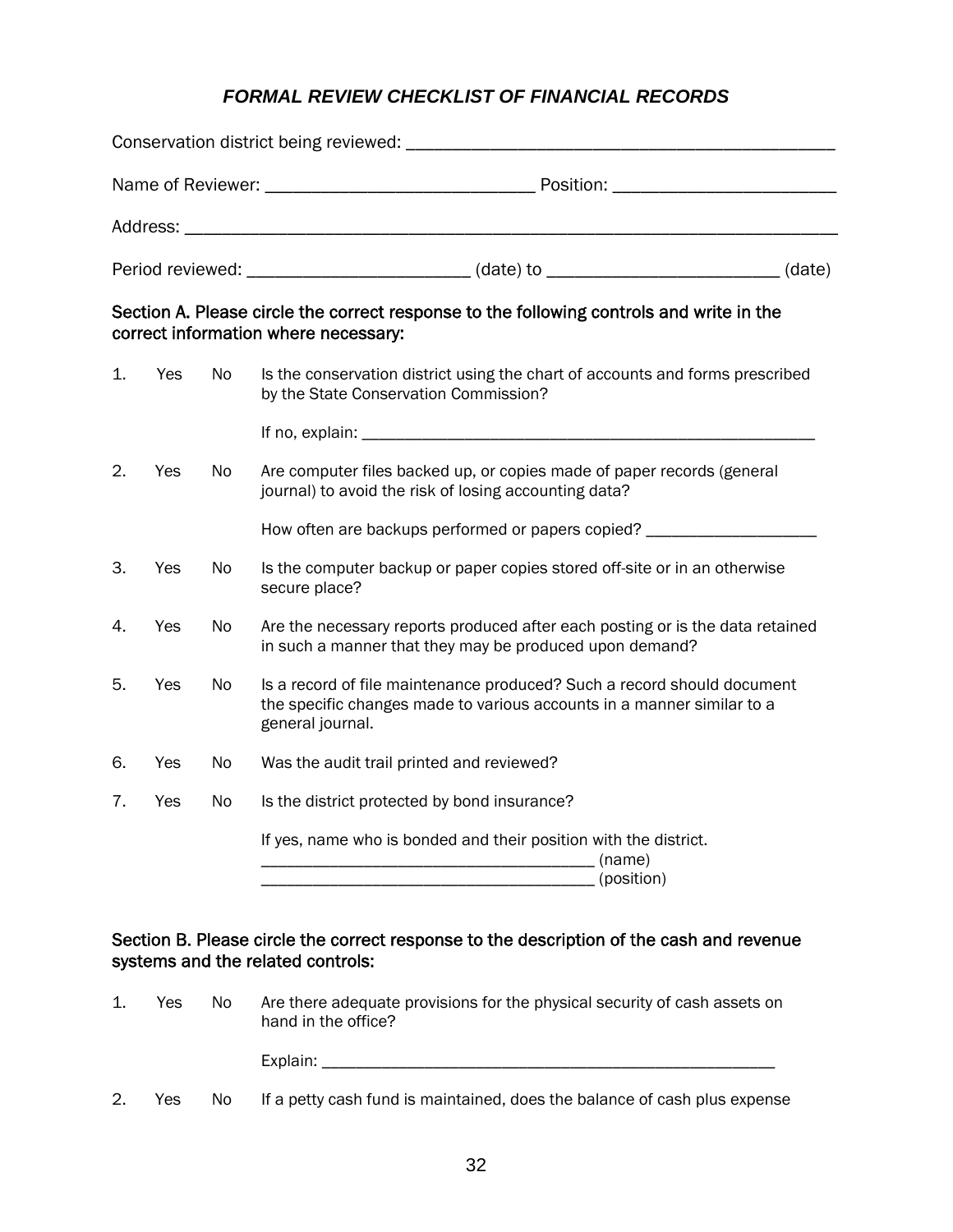# *FORMAL REVIEW CHECKLIST OF FINANCIAL RECORDS*

Conservation district being reviewed: _______________________________________________

Name of Reviewer: ______________________________ Position: ________________________

Address: ______________________________________________________________________

Period reviewed: ________________________ (date) to __________________________ (date)

### Section A. Please circle the correct response to the following controls and write in the correct information where necessary:

1. Yes No Is the conservation district using the chart of accounts and forms prescribed by the State Conservation Commission?

   If no, explain: ______________________________________________________

2. Yes No Are computer files backed up, or copies made of paper records (general journal) to avoid the risk of losing accounting data?

   How often are backups performed or papers copied? ____________________

3. Yes No Is the computer backup or paper copies stored off-site or in an otherwise secure place?

4. Yes No Are the necessary reports produced after each posting or is the data retained in such a manner that they may be produced upon demand?

5. Yes No Is a record of file maintenance produced? Such a record should document the specific changes made to various accounts in a manner similar to a general journal.

6. Yes No Was the audit trail printed and reviewed?

7. Yes No Is the district protected by bond insurance?

   If yes, name who is bonded and their position with the district.
   ______________________________________ (name)
   ______________________________________ (position)

### Section B. Please circle the correct response to the description of the cash and revenue systems and the related controls:

1. Yes No Are there adequate provisions for the physical security of cash assets on hand in the office?

   Explain: ______________________________________________________

2. Yes No If a petty cash fund is maintained, does the balance of cash plus expense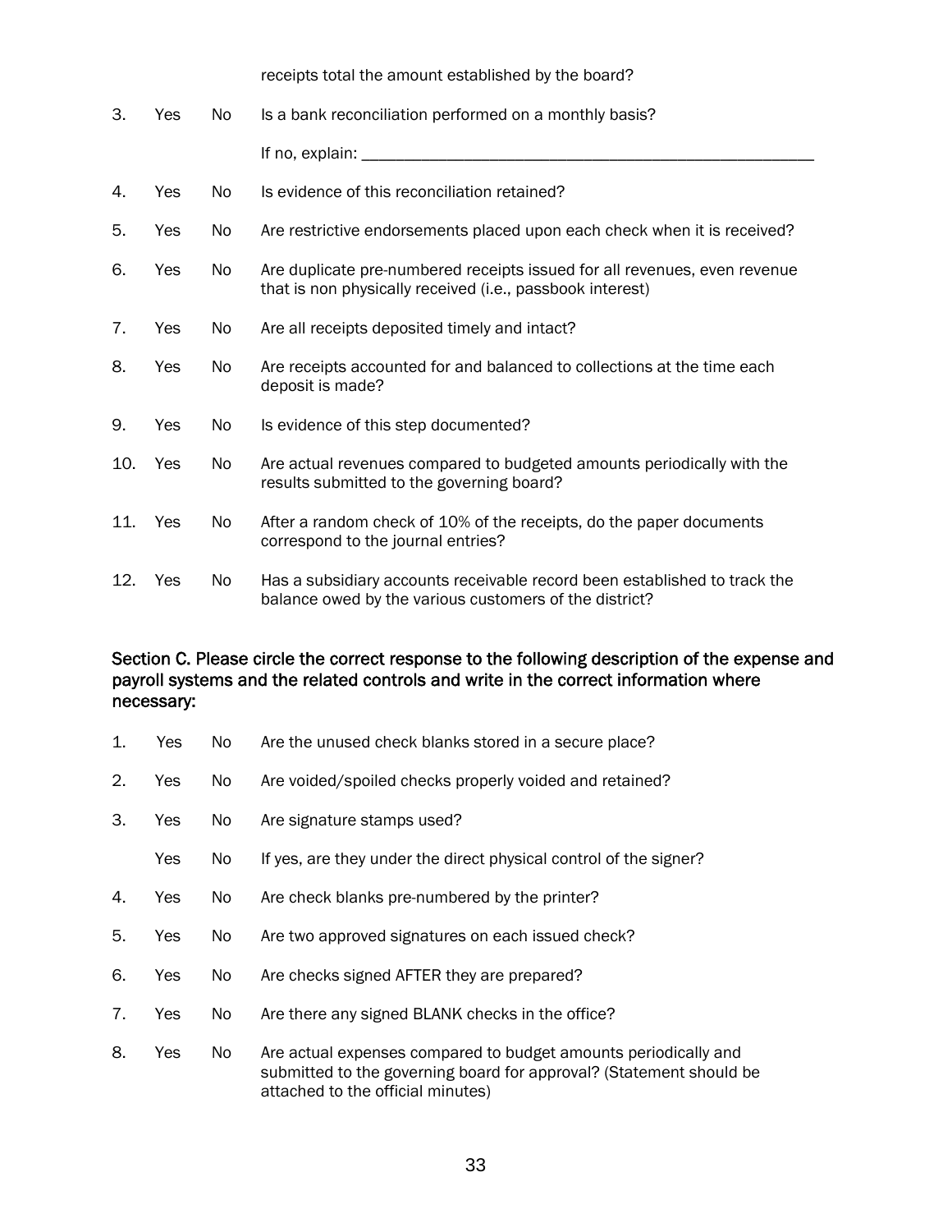receipts total the amount established by the board?

3. Yes No Is a bank reconciliation performed on a monthly basis?

   If no, explain: _______________________________________________

4. Yes No Is evidence of this reconciliation retained?

5. Yes No Are restrictive endorsements placed upon each check when it is received?

6. Yes No Are duplicate pre-numbered receipts issued for all revenues, even revenue that is non physically received (i.e., passbook interest)

7. Yes No Are all receipts deposited timely and intact?

8. Yes No Are receipts accounted for and balanced to collections at the time each deposit is made?

9. Yes No Is evidence of this step documented?

10. Yes No Are actual revenues compared to budgeted amounts periodically with the results submitted to the governing board?

11. Yes No After a random check of 10% of the receipts, do the paper documents correspond to the journal entries?

12. Yes No Has a subsidiary accounts receivable record been established to track the balance owed by the various customers of the district?

### Section C. Please circle the correct response to the following description of the expense and payroll systems and the related controls and write in the correct information where necessary:

1. Yes No Are the unused check blanks stored in a secure place?

2. Yes No Are voided/spoiled checks properly voided and retained?

3. Yes No Are signature stamps used?

   Yes No If yes, are they under the direct physical control of the signer?

4. Yes No Are check blanks pre-numbered by the printer?

5. Yes No Are two approved signatures on each issued check?

6. Yes No Are checks signed AFTER they are prepared?

7. Yes No Are there any signed BLANK checks in the office?

8. Yes No Are actual expenses compared to budget amounts periodically and submitted to the governing board for approval? (Statement should be attached to the official minutes)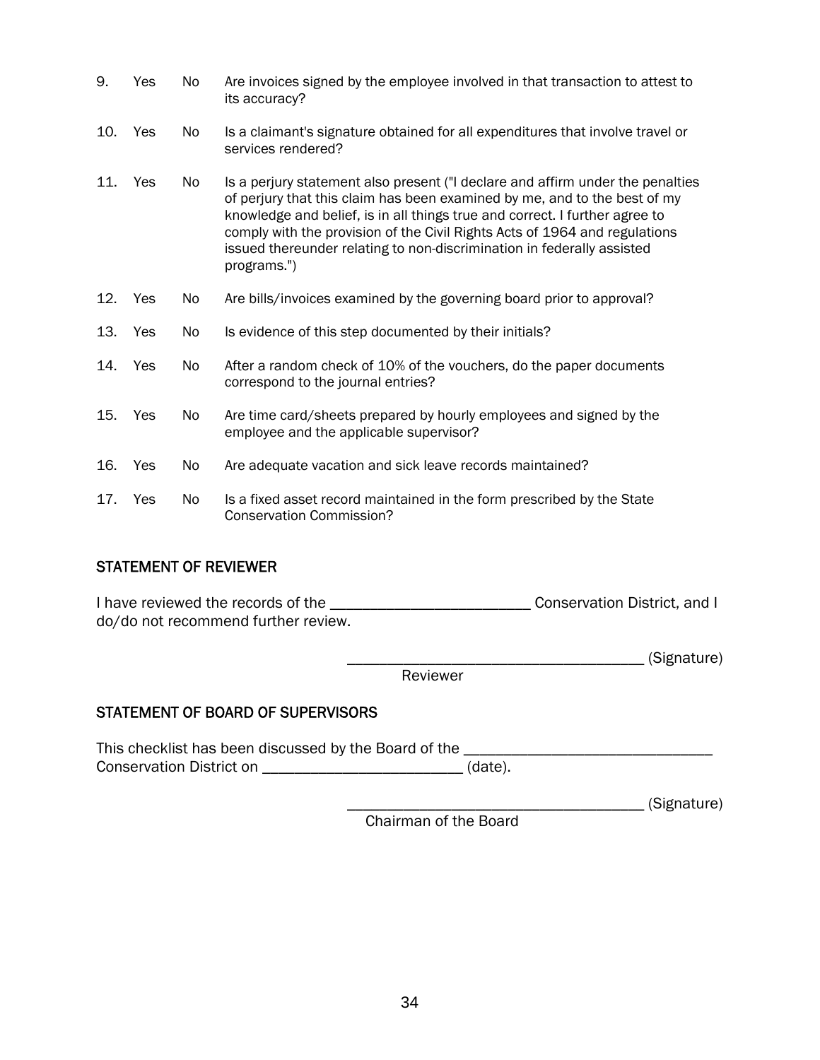9. Yes No Are invoices signed by the employee involved in that transaction to attest to its accuracy?

10. Yes No Is a claimant's signature obtained for all expenditures that involve travel or services rendered?

11. Yes No Is a perjury statement also present ("I declare and affirm under the penalties of perjury that this claim has been examined by me, and to the best of my knowledge and belief, is in all things true and correct. I further agree to comply with the provision of the Civil Rights Acts of 1964 and regulations issued thereunder relating to non-discrimination in federally assisted programs.")

12. Yes No Are bills/invoices examined by the governing board prior to approval?

13. Yes No Is evidence of this step documented by their initials?

14. Yes No After a random check of 10% of the vouchers, do the paper documents correspond to the journal entries?

15. Yes No Are time card/sheets prepared by hourly employees and signed by the employee and the applicable supervisor?

16. Yes No Are adequate vacation and sick leave records maintained?

17. Yes No Is a fixed asset record maintained in the form prescribed by the State Conservation Commission?

## STATEMENT OF REVIEWER

I have reviewed the records of the _________________________ Conservation District, and I do/do not recommend further review.

_____________________________________ (Signature)
Reviewer

## STATEMENT OF BOARD OF SUPERVISORS

This checklist has been discussed by the Board of the _______________________________ Conservation District on _________________________ (date).

_____________________________________ (Signature)
Chairman of the Board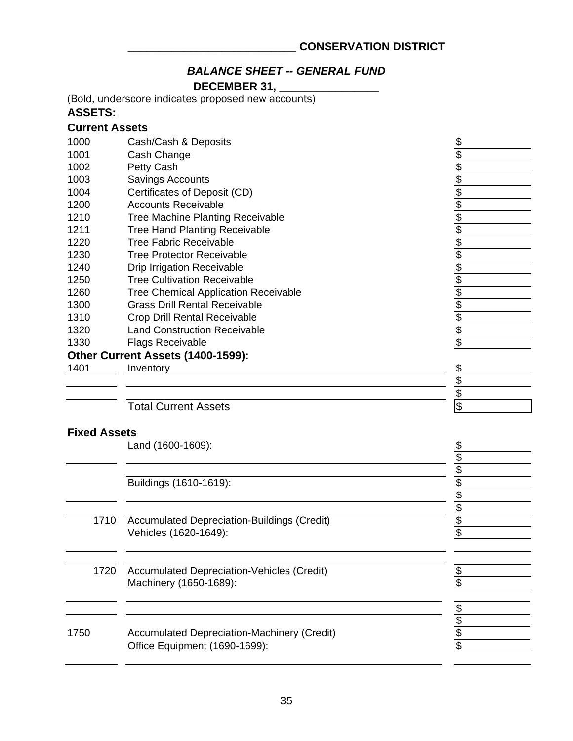**\_\_\_\_\_\_\_\_\_\_\_\_\_\_\_\_\_\_\_\_\_\_\_\_\_\_\_\_ CONSERVATION DISTRICT**

## *BALANCE SHEET -- GENERAL FUND*

**DECEMBER 31, \_\_\_\_\_\_\_\_\_\_\_\_\_\_\_\_\_**

(Bold, underscore indicates proposed new accounts)

**ASSETS:**

**Current Assets**

| | | |
|---|---|---|
| 1000 | Cash/Cash & Deposits | $ |
| 1001 | Cash Change | $ |
| 1002 | Petty Cash | $ |
| 1003 | Savings Accounts | $ |
| 1004 | Certificates of Deposit (CD) | $ |
| 1200 | Accounts Receivable | $ |
| 1210 | Tree Machine Planting Receivable | $ |
| 1211 | Tree Hand Planting Receivable | $ |
| 1220 | Tree Fabric Receivable | $ |
| 1230 | Tree Protector Receivable | $ |
| 1240 | Drip Irrigation Receivable | $ |
| 1250 | Tree Cultivation Receivable | $ |
| 1260 | Tree Chemical Application Receivable | $ |
| 1300 | Grass Drill Rental Receivable | $ |
| 1310 | Crop Drill Rental Receivable | $ |
| 1320 | Land Construction Receivable | $ |
| 1330 | Flags Receivable | $ |
| **Other Current Assets (1400-1599):** | | |
| 1401 | Inventory | $ |
| \_\_\_\_\_\_\_\_ | \_\_\_\_\_\_\_\_\_\_\_\_\_\_\_\_\_\_\_\_ | $ |
| \_\_\_\_\_\_\_\_ | \_\_\_\_\_\_\_\_\_\_\_\_\_\_\_\_\_\_\_\_ | $ |
| | Total Current Assets | $ |

**Fixed Assets**

| | | |
|---|---|---|
| | Land (1600-1609): | $ |
| \_\_\_\_\_\_\_\_ | \_\_\_\_\_\_\_\_\_\_\_\_\_\_\_\_\_\_\_\_ | $ |
| | | $ |
| | Buildings (1610-1619): | $ |
| \_\_\_\_\_\_\_\_ | \_\_\_\_\_\_\_\_\_\_\_\_\_\_\_\_\_\_\_\_ | $ |
| | | $ |
| 1710 | Accumulated Depreciation-Buildings (Credit) | $ |
| | Vehicles (1620-1649): | $ |
| \_\_\_\_\_\_\_\_ | \_\_\_\_\_\_\_\_\_\_\_\_\_\_\_\_\_\_\_\_ | |
| 1720 | Accumulated Depreciation-Vehicles (Credit) | $ |
| | Machinery (1650-1689): | $ |
| \_\_\_\_\_\_\_\_ | \_\_\_\_\_\_\_\_\_\_\_\_\_\_\_\_\_\_\_\_ | $ |
| | | $ |
| 1750 | Accumulated Depreciation-Machinery (Credit) | $ |
| | Office Equipment (1690-1699): | $ |
| \_\_\_\_\_\_\_\_ | \_\_\_\_\_\_\_\_\_\_\_\_\_\_\_\_\_\_\_\_ | |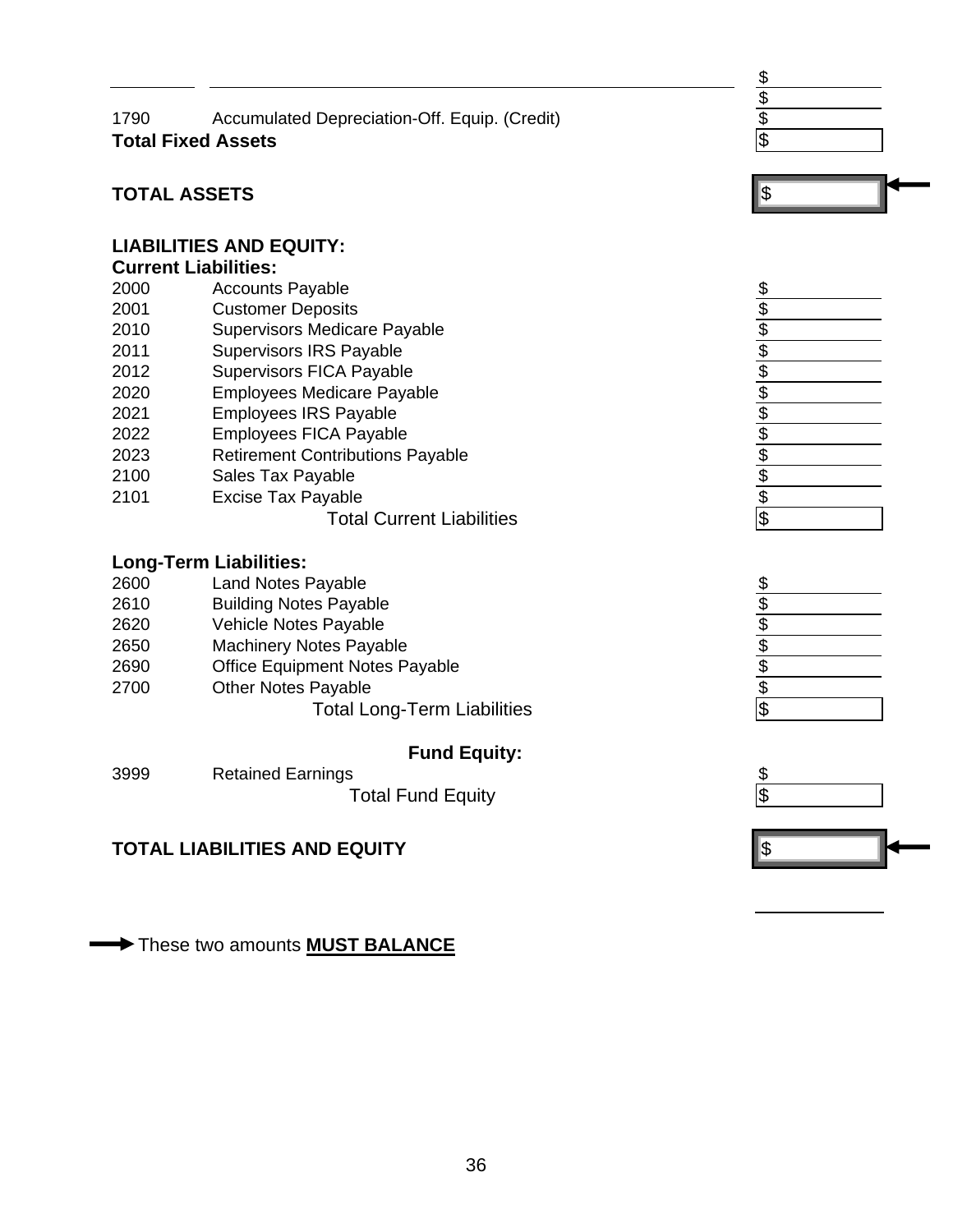| | | |
|---|---|---|
| | | $ |
| | | $ |
| 1790 | Accumulated Depreciation-Off. Equip. (Credit) | $ |
| **Total Fixed Assets** | | $ |

**TOTAL ASSETS** $

**LIABILITIES AND EQUITY:**

**Current Liabilities:**

| | | |
|---|---|---|
| 2000 | Accounts Payable | $ |
| 2001 | Customer Deposits | $ |
| 2010 | Supervisors Medicare Payable | $ |
| 2011 | Supervisors IRS Payable | $ |
| 2012 | Supervisors FICA Payable | $ |
| 2020 | Employees Medicare Payable | $ |
| 2021 | Employees IRS Payable | $ |
| 2022 | Employees FICA Payable | $ |
| 2023 | Retirement Contributions Payable | $ |
| 2100 | Sales Tax Payable | $ |
| 2101 | Excise Tax Payable | $ |
| | Total Current Liabilities | $ |

**Long-Term Liabilities:**

| | | |
|---|---|---|
| 2600 | Land Notes Payable | $ |
| 2610 | Building Notes Payable | $ |
| 2620 | Vehicle Notes Payable | $ |
| 2650 | Machinery Notes Payable | $ |
| 2690 | Office Equipment Notes Payable | $ |
| 2700 | Other Notes Payable | $ |
| | Total Long-Term Liabilities | $ |

**Fund Equity:**

| | | |
|---|---|---|
| 3999 | Retained Earnings | $ |
| | Total Fund Equity | $ |

**TOTAL LIABILITIES AND EQUITY** $

→ These two amounts **MUST BALANCE**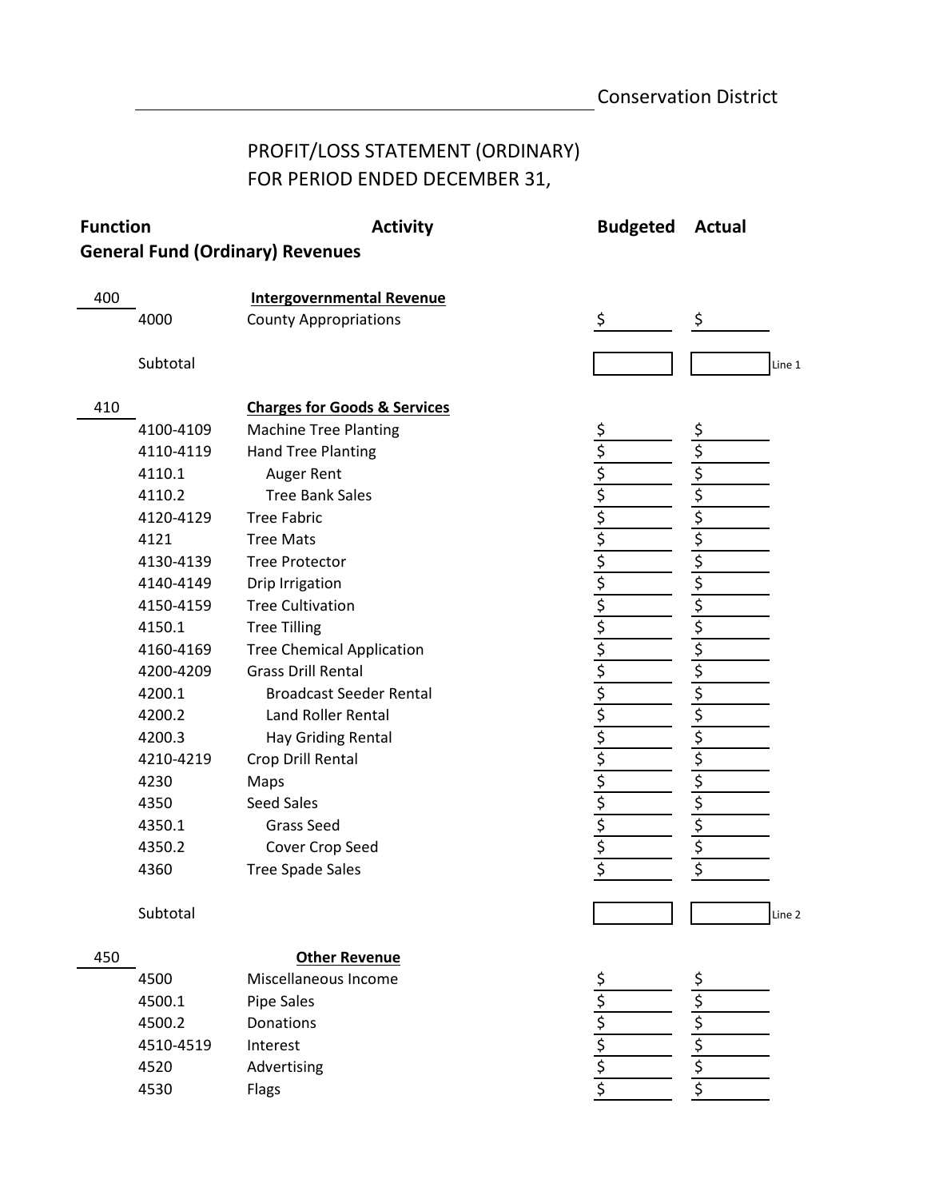Conservation District

# PROFIT/LOSS STATEMENT (ORDINARY)
## FOR PERIOD ENDED DECEMBER 31,

| Function | | Activity | Budgeted | Actual | |
|---|---|---|---|---|---|
| **General Fund (Ordinary) Revenues** | | | | | |
| 400 | | **Intergovernmental Revenue** | | | |
| | 4000 | County Appropriations | $ | $ | |
| | Subtotal | | | | Line 1 |
| 410 | | **Charges for Goods & Services** | | | |
| | 4100-4109 | Machine Tree Planting | $ | $ | |
| | 4110-4119 | Hand Tree Planting | $ | $ | |
| | 4110.1 | Auger Rent | $ | $ | |
| | 4110.2 | Tree Bank Sales | $ | $ | |
| | 4120-4129 | Tree Fabric | $ | $ | |
| | 4121 | Tree Mats | $ | $ | |
| | 4130-4139 | Tree Protector | $ | $ | |
| | 4140-4149 | Drip Irrigation | $ | $ | |
| | 4150-4159 | Tree Cultivation | $ | $ | |
| | 4150.1 | Tree Tilling | $ | $ | |
| | 4160-4169 | Tree Chemical Application | $ | $ | |
| | 4200-4209 | Grass Drill Rental | $ | $ | |
| | 4200.1 | Broadcast Seeder Rental | $ | $ | |
| | 4200.2 | Land Roller Rental | $ | $ | |
| | 4200.3 | Hay Griding Rental | $ | $ | |
| | 4210-4219 | Crop Drill Rental | $ | $ | |
| | 4230 | Maps | $ | $ | |
| | 4350 | Seed Sales | $ | $ | |
| | 4350.1 | Grass Seed | $ | $ | |
| | 4350.2 | Cover Crop Seed | $ | $ | |
| | 4360 | Tree Spade Sales | $ | $ | |
| | Subtotal | | | | Line 2 |
| 450 | | **Other Revenue** | | | |
| | 4500 | Miscellaneous Income | $ | $ | |
| | 4500.1 | Pipe Sales | $ | $ | |
| | 4500.2 | Donations | $ | $ | |
| | 4510-4519 | Interest | $ | $ | |
| | 4520 | Advertising | $ | $ | |
| | 4530 | Flags | $ | $ | |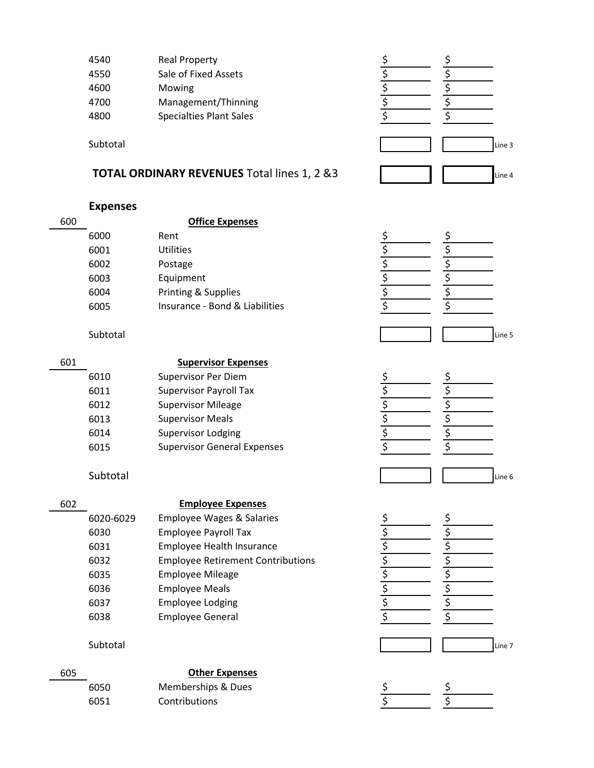| Code | Account | | | |
|---|---|---|---|---|
| 4540 | Real Property | $ | $ | |
| 4550 | Sale of Fixed Assets | $ | $ | |
| 4600 | Mowing | $ | $ | |
| 4700 | Management/Thinning | $ | $ | |
| 4800 | Specialties Plant Sales | $ | $ | |
| Subtotal | | | | Line 3 |

**TOTAL ORDINARY REVENUES** Total lines 1, 2 &3 — Line 4

## Expenses

**600 — Office Expenses**

| Code | Account | | | |
|---|---|---|---|---|
| 6000 | Rent | $ | $ | |
| 6001 | Utilities | $ | $ | |
| 6002 | Postage | $ | $ | |
| 6003 | Equipment | $ | $ | |
| 6004 | Printing & Supplies | $ | $ | |
| 6005 | Insurance - Bond & Liabilities | $ | $ | |
| Subtotal | | | | Line 5 |

**601 — Supervisor Expenses**

| Code | Account | | | |
|---|---|---|---|---|
| 6010 | Supervisor Per Diem | $ | $ | |
| 6011 | Supervisor Payroll Tax | $ | $ | |
| 6012 | Supervisor Mileage | $ | $ | |
| 6013 | Supervisor Meals | $ | $ | |
| 6014 | Supervisor Lodging | $ | $ | |
| 6015 | Supervisor General Expenses | $ | $ | |
| Subtotal | | | | Line 6 |

**602 — Employee Expenses**

| Code | Account | | | |
|---|---|---|---|---|
| 6020-6029 | Employee Wages & Salaries | $ | $ | |
| 6030 | Employee Payroll Tax | $ | $ | |
| 6031 | Employee Health Insurance | $ | $ | |
| 6032 | Employee Retirement Contributions | $ | $ | |
| 6035 | Employee Mileage | $ | $ | |
| 6036 | Employee Meals | $ | $ | |
| 6037 | Employee Lodging | $ | $ | |
| 6038 | Employee General | $ | $ | |
| Subtotal | | | | Line 7 |

**605 — Other Expenses**

| Code | Account | | |
|---|---|---|---|
| 6050 | Memberships & Dues | $ | $ |
| 6051 | Contributions | $ | $ |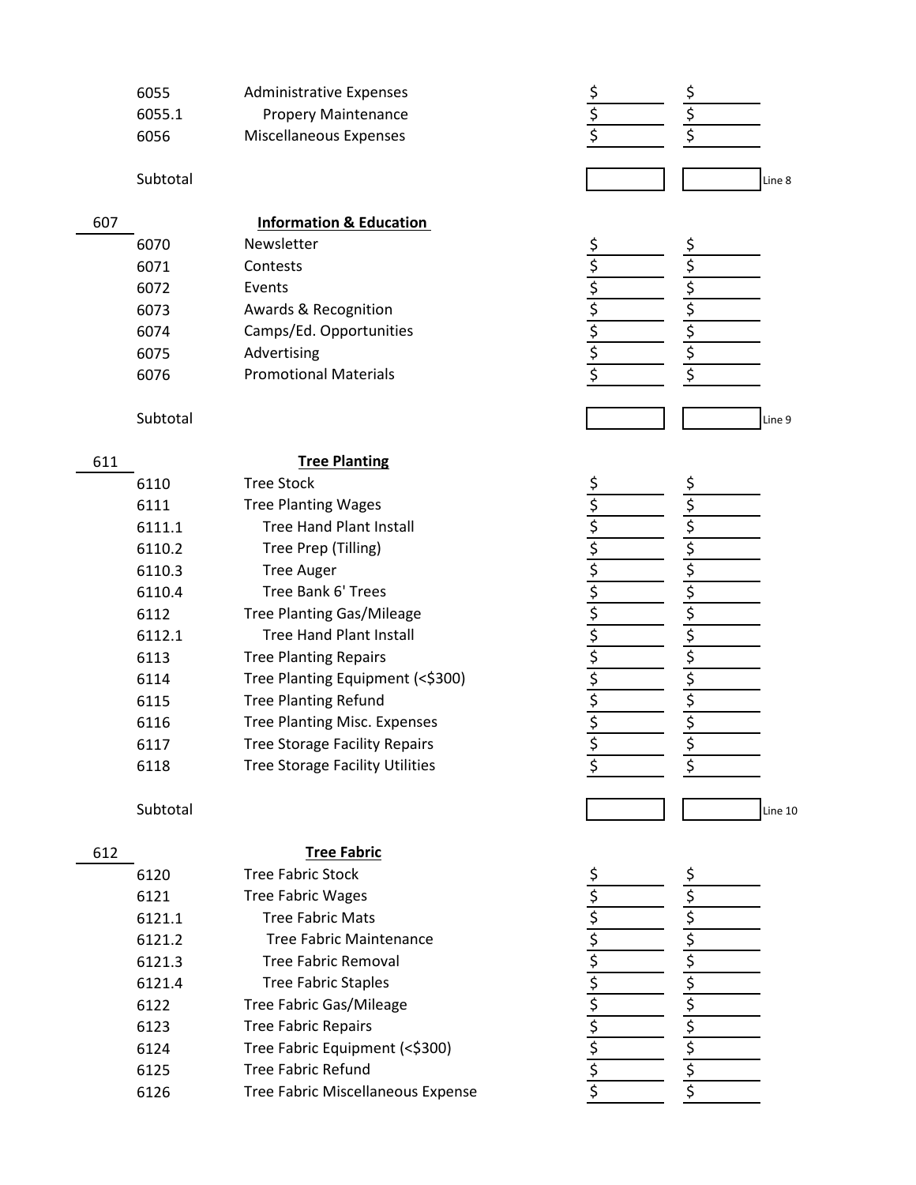| Code | Account | | | |
|---|---|---|---|---|
| 6055 | Administrative Expenses | $ | $ | |
| 6055.1 | Propery Maintenance | $ | $ | |
| 6056 | Miscellaneous Expenses | $ | $ | |
| Subtotal | | | | Line 8 |

| 607 | **Information & Education** | | | |
|---|---|---|---|---|
| 6070 | Newsletter | $ | $ | |
| 6071 | Contests | $ | $ | |
| 6072 | Events | $ | $ | |
| 6073 | Awards & Recognition | $ | $ | |
| 6074 | Camps/Ed. Opportunities | $ | $ | |
| 6075 | Advertising | $ | $ | |
| 6076 | Promotional Materials | $ | $ | |
| Subtotal | | | | Line 9 |

| 611 | **Tree Planting** | | | |
|---|---|---|---|---|
| 6110 | Tree Stock | $ | $ | |
| 6111 | Tree Planting Wages | $ | $ | |
| 6111.1 | Tree Hand Plant Install | $ | $ | |
| 6110.2 | Tree Prep (Tilling) | $ | $ | |
| 6110.3 | Tree Auger | $ | $ | |
| 6110.4 | Tree Bank 6' Trees | $ | $ | |
| 6112 | Tree Planting Gas/Mileage | $ | $ | |
| 6112.1 | Tree Hand Plant Install | $ | $ | |
| 6113 | Tree Planting Repairs | $ | $ | |
| 6114 | Tree Planting Equipment (<$300) | $ | $ | |
| 6115 | Tree Planting Refund | $ | $ | |
| 6116 | Tree Planting Misc. Expenses | $ | $ | |
| 6117 | Tree Storage Facility Repairs | $ | $ | |
| 6118 | Tree Storage Facility Utilities | $ | $ | |
| Subtotal | | | | Line 10 |

| 612 | **Tree Fabric** | | |
|---|---|---|---|
| 6120 | Tree Fabric Stock | $ | $ |
| 6121 | Tree Fabric Wages | $ | $ |
| 6121.1 | Tree Fabric Mats | $ | $ |
| 6121.2 | Tree Fabric Maintenance | $ | $ |
| 6121.3 | Tree Fabric Removal | $ | $ |
| 6121.4 | Tree Fabric Staples | $ | $ |
| 6122 | Tree Fabric Gas/Mileage | $ | $ |
| 6123 | Tree Fabric Repairs | $ | $ |
| 6124 | Tree Fabric Equipment (<$300) | $ | $ |
| 6125 | Tree Fabric Refund | $ | $ |
| 6126 | Tree Fabric Miscellaneous Expense | $ | $ |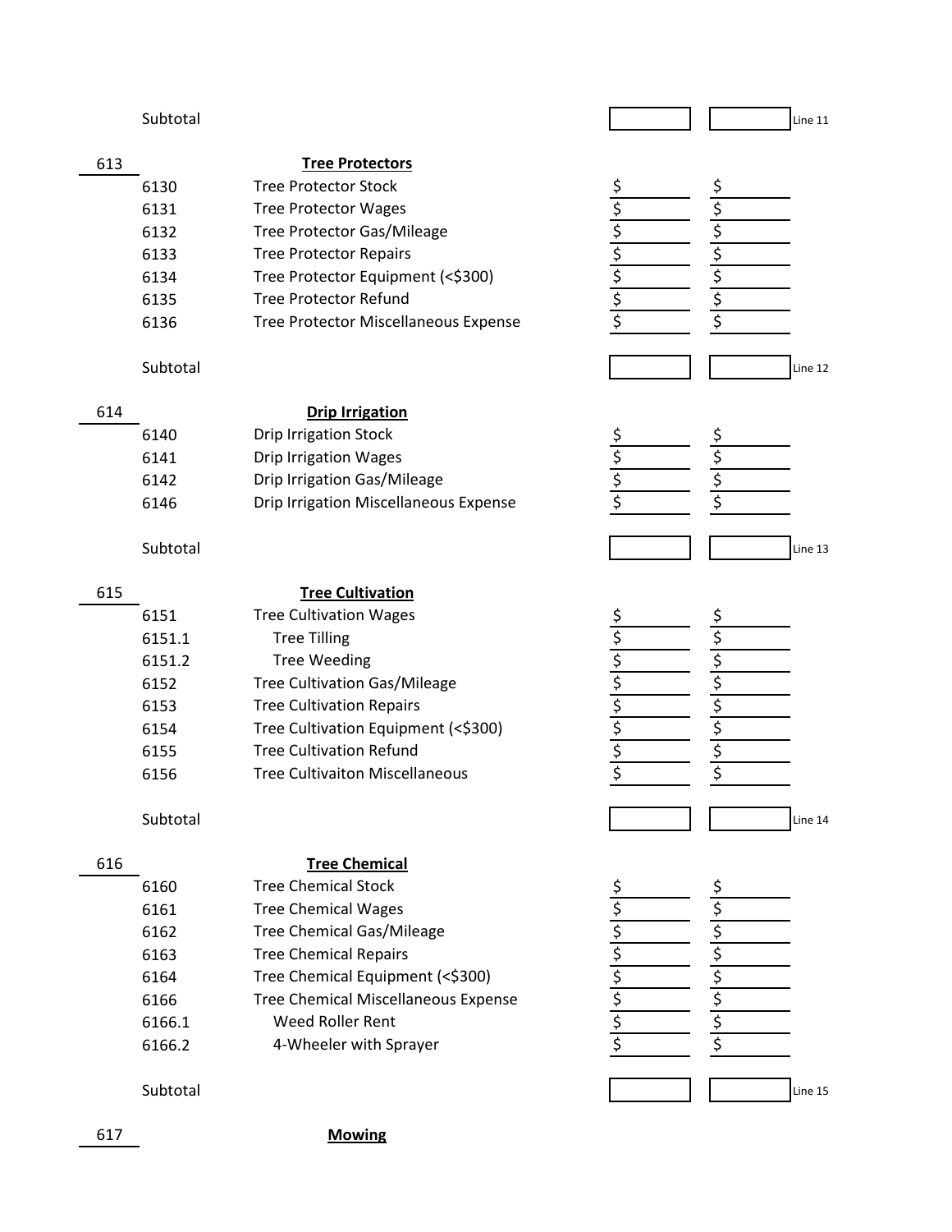| | | | | | |
|---|---|---|---|---|---|
| | Subtotal | | | | Line 11 |
| **613** | | **Tree Protectors** | | | |
| | 6130 | Tree Protector Stock | $ | $ | |
| | 6131 | Tree Protector Wages | $ | $ | |
| | 6132 | Tree Protector Gas/Mileage | $ | $ | |
| | 6133 | Tree Protector Repairs | $ | $ | |
| | 6134 | Tree Protector Equipment (<$300) | $ | $ | |
| | 6135 | Tree Protector Refund | $ | $ | |
| | 6136 | Tree Protector Miscellaneous Expense | $ | $ | |
| | Subtotal | | | | Line 12 |
| **614** | | **Drip Irrigation** | | | |
| | 6140 | Drip Irrigation Stock | $ | $ | |
| | 6141 | Drip Irrigation Wages | $ | $ | |
| | 6142 | Drip Irrigation Gas/Mileage | $ | $ | |
| | 6146 | Drip Irrigation Miscellaneous Expense | $ | $ | |
| | Subtotal | | | | Line 13 |
| **615** | | **Tree Cultivation** | | | |
| | 6151 | Tree Cultivation Wages | $ | $ | |
| | 6151.1 | Tree Tilling | $ | $ | |
| | 6151.2 | Tree Weeding | $ | $ | |
| | 6152 | Tree Cultivation Gas/Mileage | $ | $ | |
| | 6153 | Tree Cultivation Repairs | $ | $ | |
| | 6154 | Tree Cultivation Equipment (<$300) | $ | $ | |
| | 6155 | Tree Cultivation Refund | $ | $ | |
| | 6156 | Tree Cultivaiton Miscellaneous | $ | $ | |
| | Subtotal | | | | Line 14 |
| **616** | | **Tree Chemical** | | | |
| | 6160 | Tree Chemical Stock | $ | $ | |
| | 6161 | Tree Chemical Wages | $ | $ | |
| | 6162 | Tree Chemical Gas/Mileage | $ | $ | |
| | 6163 | Tree Chemical Repairs | $ | $ | |
| | 6164 | Tree Chemical Equipment (<$300) | $ | $ | |
| | 6166 | Tree Chemical Miscellaneous Expense | $ | $ | |
| | 6166.1 | Weed Roller Rent | $ | $ | |
| | 6166.2 | 4-Wheeler with Sprayer | $ | $ | |
| | Subtotal | | | | Line 15 |
| **617** | | **Mowing** | | | |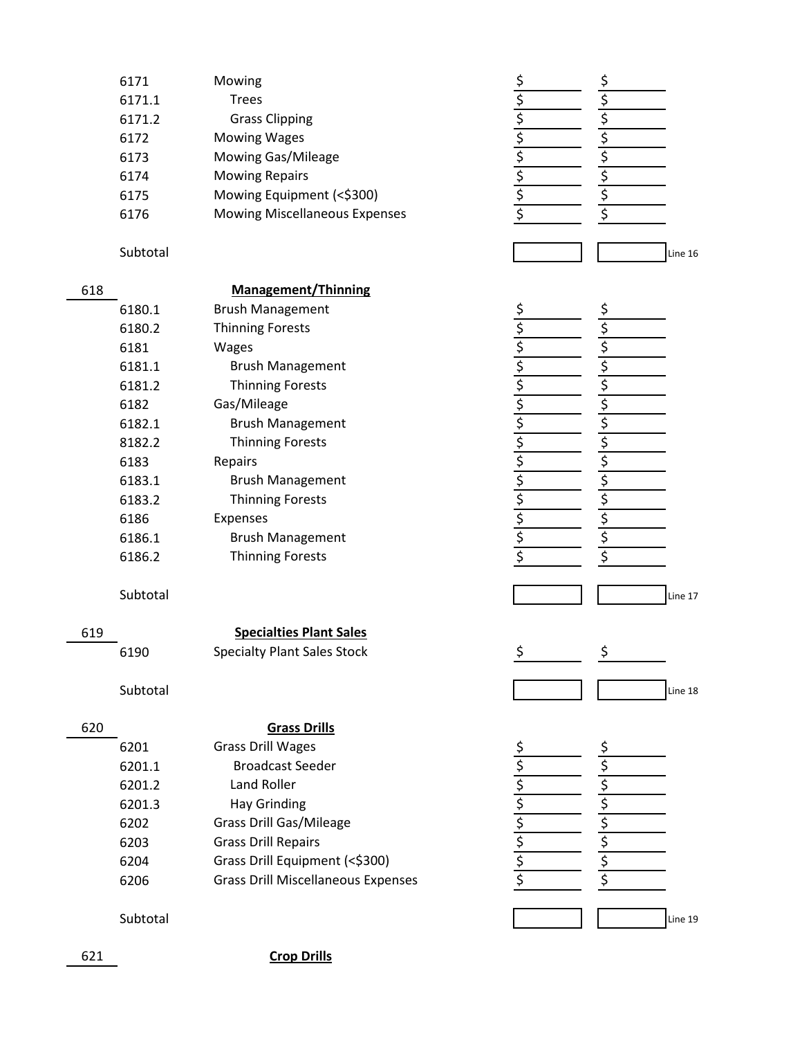| Account | Description | | | |
|---|---|---|---|---|
| 6171 | Mowing | $ | $ | |
| 6171.1 | Trees | $ | $ | |
| 6171.2 | Grass Clipping | $ | $ | |
| 6172 | Mowing Wages | $ | $ | |
| 6173 | Mowing Gas/Mileage | $ | $ | |
| 6174 | Mowing Repairs | $ | $ | |
| 6175 | Mowing Equipment (<$300) | $ | $ | |
| 6176 | Mowing Miscellaneous Expenses | $ | $ | |
| Subtotal | | | | Line 16 |

**618 Management/Thinning**

| Account | Description | | | |
|---|---|---|---|---|
| 6180.1 | Brush Management | $ | $ | |
| 6180.2 | Thinning Forests | $ | $ | |
| 6181 | Wages | $ | $ | |
| 6181.1 | Brush Management | $ | $ | |
| 6181.2 | Thinning Forests | $ | $ | |
| 6182 | Gas/Mileage | $ | $ | |
| 6182.1 | Brush Management | $ | $ | |
| 8182.2 | Thinning Forests | $ | $ | |
| 6183 | Repairs | $ | $ | |
| 6183.1 | Brush Management | $ | $ | |
| 6183.2 | Thinning Forests | $ | $ | |
| 6186 | Expenses | $ | $ | |
| 6186.1 | Brush Management | $ | $ | |
| 6186.2 | Thinning Forests | $ | $ | |
| Subtotal | | | | Line 17 |

**619 Specialties Plant Sales**

| Account | Description | | | |
|---|---|---|---|---|
| 6190 | Specialty Plant Sales Stock | $ | $ | |
| Subtotal | | | | Line 18 |

**620 Grass Drills**

| Account | Description | | | |
|---|---|---|---|---|
| 6201 | Grass Drill Wages | $ | $ | |
| 6201.1 | Broadcast Seeder | $ | $ | |
| 6201.2 | Land Roller | $ | $ | |
| 6201.3 | Hay Grinding | $ | $ | |
| 6202 | Grass Drill Gas/Mileage | $ | $ | |
| 6203 | Grass Drill Repairs | $ | $ | |
| 6204 | Grass Drill Equipment (<$300) | $ | $ | |
| 6206 | Grass Drill Miscellaneous Expenses | $ | $ | |
| Subtotal | | | | Line 19 |

**621 Crop Drills**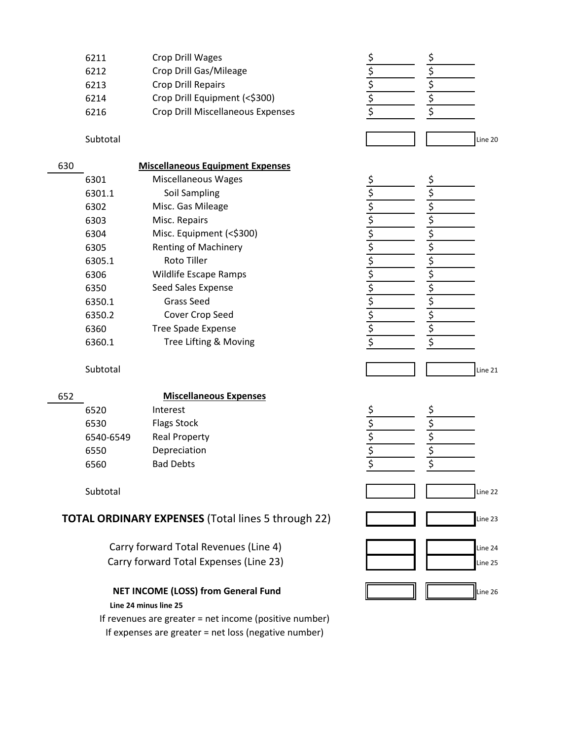| | | | | | |
|---|---|---|---|---|---|
| | 6211 | Crop Drill Wages | $ | $ | |
| | 6212 | Crop Drill Gas/Mileage | $ | $ | |
| | 6213 | Crop Drill Repairs | $ | $ | |
| | 6214 | Crop Drill Equipment (<$300) | $ | $ | |
| | 6216 | Crop Drill Miscellaneous Expenses | $ | $ | |
| | Subtotal | | | | Line 20 |
| 630 | | **Miscellaneous Equipment Expenses** | | | |
| | 6301 | Miscellaneous Wages | $ | $ | |
| | 6301.1 | Soil Sampling | $ | $ | |
| | 6302 | Misc. Gas Mileage | $ | $ | |
| | 6303 | Misc. Repairs | $ | $ | |
| | 6304 | Misc. Equipment (<$300) | $ | $ | |
| | 6305 | Renting of Machinery | $ | $ | |
| | 6305.1 | Roto Tiller | $ | $ | |
| | 6306 | Wildlife Escape Ramps | $ | $ | |
| | 6350 | Seed Sales Expense | $ | $ | |
| | 6350.1 | Grass Seed | $ | $ | |
| | 6350.2 | Cover Crop Seed | $ | $ | |
| | 6360 | Tree Spade Expense | $ | $ | |
| | 6360.1 | Tree Lifting & Moving | $ | $ | |
| | Subtotal | | | | Line 21 |
| 652 | | **Miscellaneous Expenses** | | | |
| | 6520 | Interest | $ | $ | |
| | 6530 | Flags Stock | $ | $ | |
| | 6540-6549 | Real Property | $ | $ | |
| | 6550 | Depreciation | $ | $ | |
| | 6560 | Bad Debts | $ | $ | |
| | Subtotal | | | | Line 22 |

**TOTAL ORDINARY EXPENSES** (Total lines 5 through 22) — Line 23

Carry forward Total Revenues (Line 4) — Line 24

Carry forward Total Expenses (Line 23) — Line 25

**NET INCOME (LOSS) from General Fund** — Line 26

**Line 24 minus line 25**

If revenues are greater = net income (positive number)

If expenses are greater = net loss (negative number)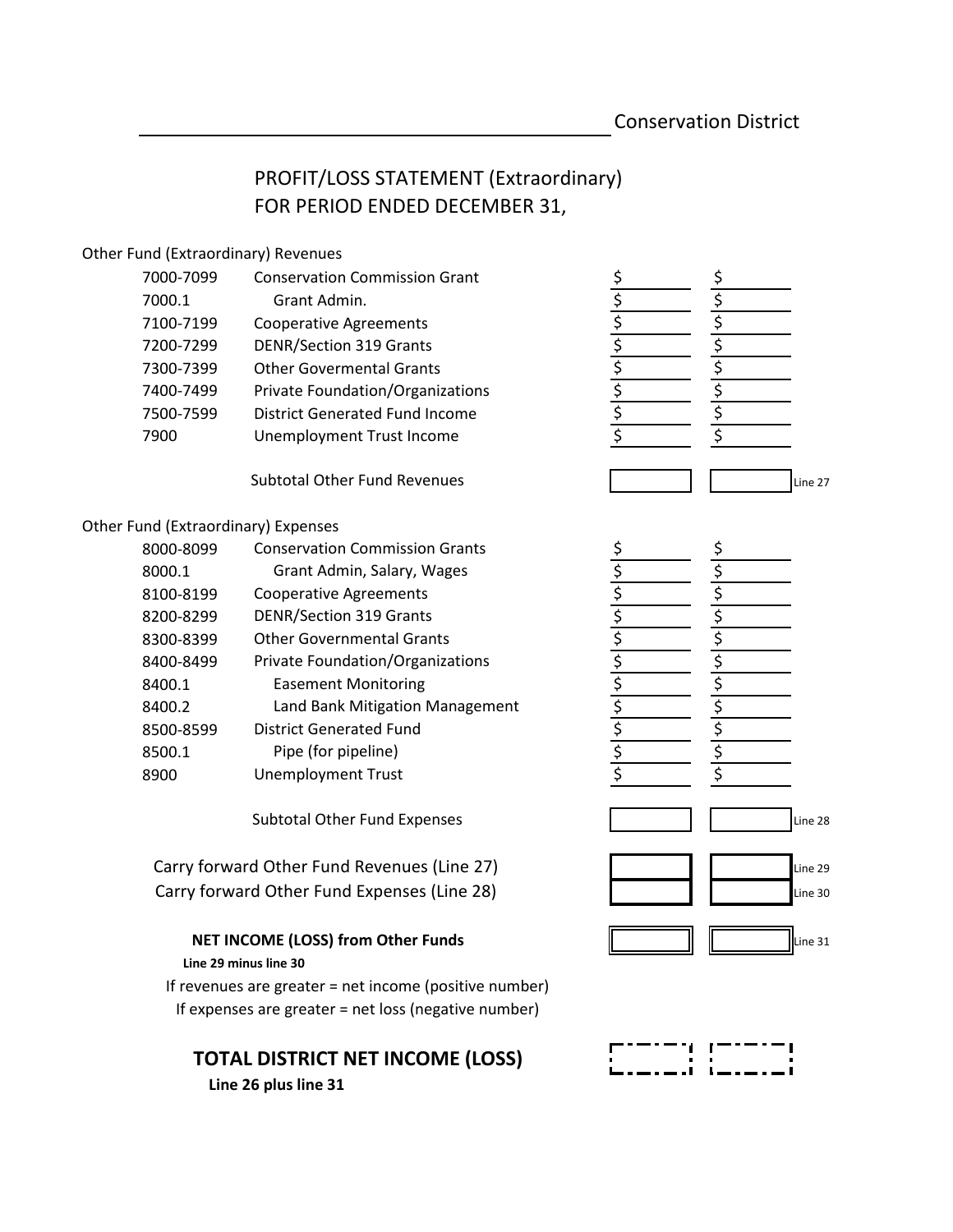_______________________________________ Conservation District

# PROFIT/LOSS STATEMENT (Extraordinary)
# FOR PERIOD ENDED DECEMBER 31,

**Other Fund (Extraordinary) Revenues**

| Code | Description | | | |
|---|---|---|---|---|
| 7000-7099 | Conservation Commission Grant | $ | $ | |
| 7000.1 | Grant Admin. | $ | $ | |
| 7100-7199 | Cooperative Agreements | $ | $ | |
| 7200-7299 | DENR/Section 319 Grants | $ | $ | |
| 7300-7399 | Other Govermental Grants | $ | $ | |
| 7400-7499 | Private Foundation/Organizations | $ | $ | |
| 7500-7599 | District Generated Fund Income | $ | $ | |
| 7900 | Unemployment Trust Income | $ | $ | |
| | Subtotal Other Fund Revenues | | | Line 27 |

**Other Fund (Extraordinary) Expenses**

| Code | Description | | | |
|---|---|---|---|---|
| 8000-8099 | Conservation Commission Grants | $ | $ | |
| 8000.1 | Grant Admin, Salary, Wages | $ | $ | |
| 8100-8199 | Cooperative Agreements | $ | $ | |
| 8200-8299 | DENR/Section 319 Grants | $ | $ | |
| 8300-8399 | Other Governmental Grants | $ | $ | |
| 8400-8499 | Private Foundation/Organizations | $ | $ | |
| 8400.1 | Easement Monitoring | $ | $ | |
| 8400.2 | Land Bank Mitigation Management | $ | $ | |
| 8500-8599 | District Generated Fund | $ | $ | |
| 8500.1 | Pipe (for pipeline) | $ | $ | |
| 8900 | Unemployment Trust | $ | $ | |
| | Subtotal Other Fund Expenses | | | Line 28 |

| | | | |
|---|---|---|---|
| Carry forward Other Fund Revenues (Line 27) | | | Line 29 |
| Carry forward Other Fund Expenses (Line 28) | | | Line 30 |
| **NET INCOME (LOSS) from Other Funds** | | | Line 31 |

**Line 29 minus line 30**

If revenues are greater = net income (positive number)

If expenses are greater = net loss (negative number)

## TOTAL DISTRICT NET INCOME (LOSS)

**Line 26 plus line 31**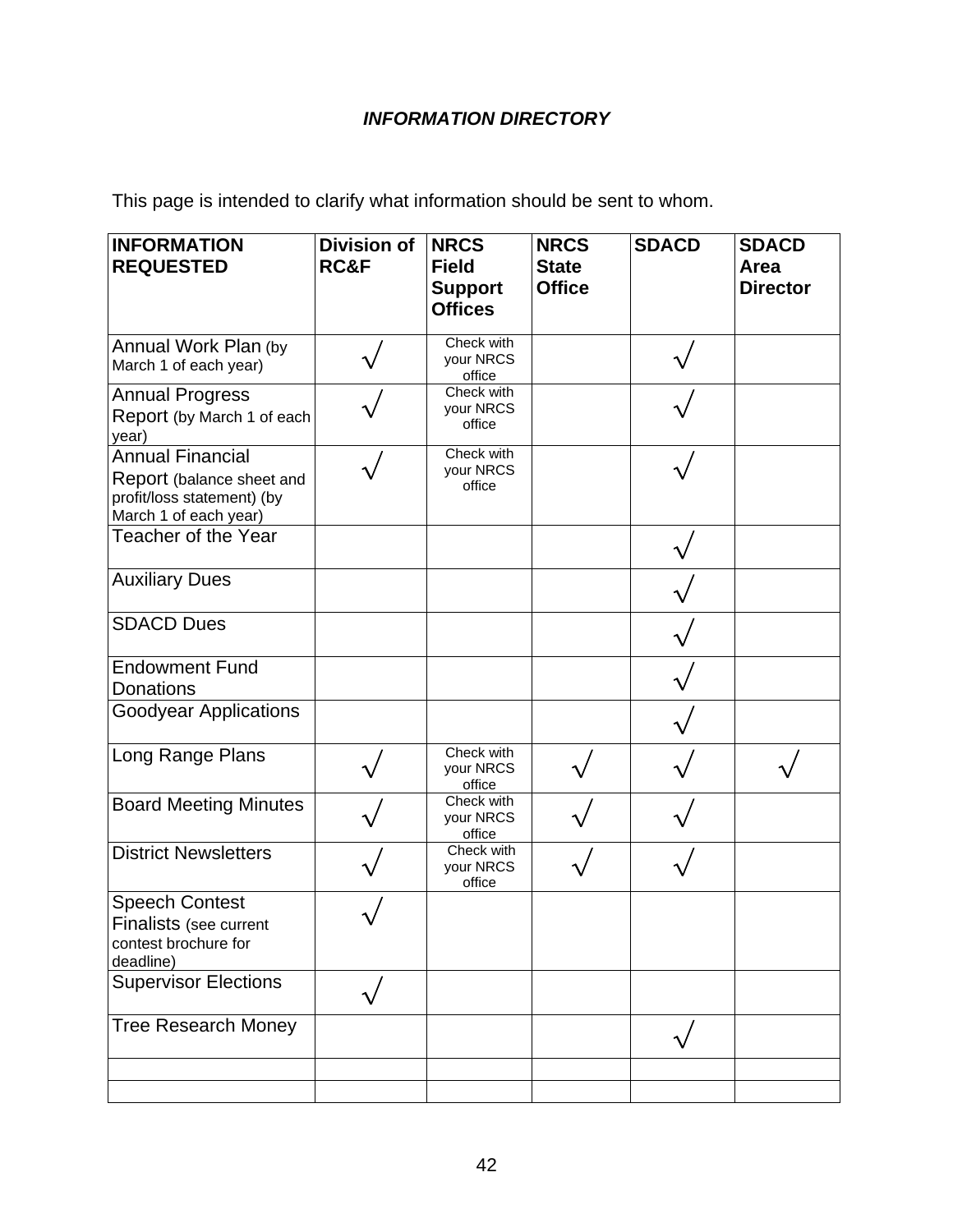***INFORMATION DIRECTORY***

This page is intended to clarify what information should be sent to whom.

| INFORMATION REQUESTED | Division of RC&F | NRCS Field Support Offices | NRCS State Office | SDACD | SDACD Area Director |
|---|---|---|---|---|---|
| Annual Work Plan (by March 1 of each year) | √ | Check with your NRCS office | | √ | |
| Annual Progress Report (by March 1 of each year) | √ | Check with your NRCS office | | √ | |
| Annual Financial Report (balance sheet and profit/loss statement) (by March 1 of each year) | √ | Check with your NRCS office | | √ | |
| Teacher of the Year | | | | √ | |
| Auxiliary Dues | | | | √ | |
| SDACD Dues | | | | √ | |
| Endowment Fund Donations | | | | √ | |
| Goodyear Applications | | | | √ | |
| Long Range Plans | √ | Check with your NRCS office | √ | √ | √ |
| Board Meeting Minutes | √ | Check with your NRCS office | √ | √ | |
| District Newsletters | √ | Check with your NRCS office | √ | √ | |
| Speech Contest Finalists (see current contest brochure for deadline) | √ | | | | |
| Supervisor Elections | √ | | | | |
| Tree Research Money | | | | √ | |
| | | | | | |
| | | | | | |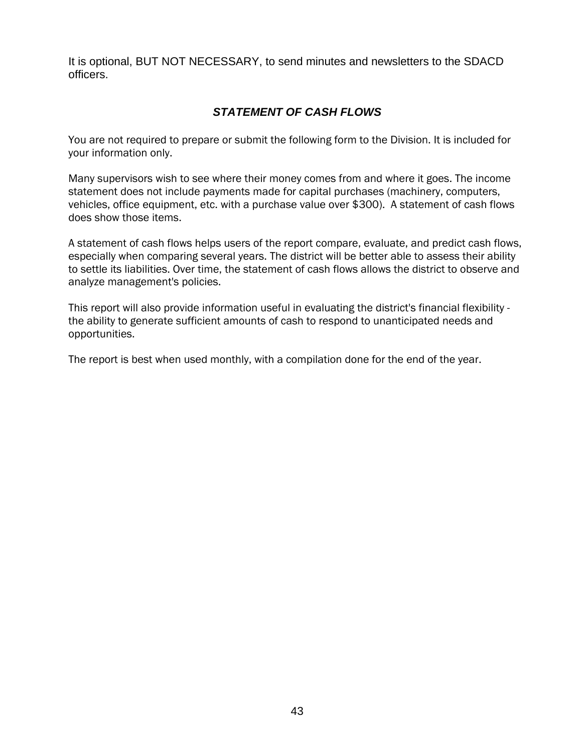It is optional, BUT NOT NECESSARY, to send minutes and newsletters to the SDACD officers.

## ***STATEMENT OF CASH FLOWS***

You are not required to prepare or submit the following form to the Division. It is included for your information only.

Many supervisors wish to see where their money comes from and where it goes. The income statement does not include payments made for capital purchases (machinery, computers, vehicles, office equipment, etc. with a purchase value over $300). A statement of cash flows does show those items.

A statement of cash flows helps users of the report compare, evaluate, and predict cash flows, especially when comparing several years. The district will be better able to assess their ability to settle its liabilities. Over time, the statement of cash flows allows the district to observe and analyze management's policies.

This report will also provide information useful in evaluating the district's financial flexibility - the ability to generate sufficient amounts of cash to respond to unanticipated needs and opportunities.

The report is best when used monthly, with a compilation done for the end of the year.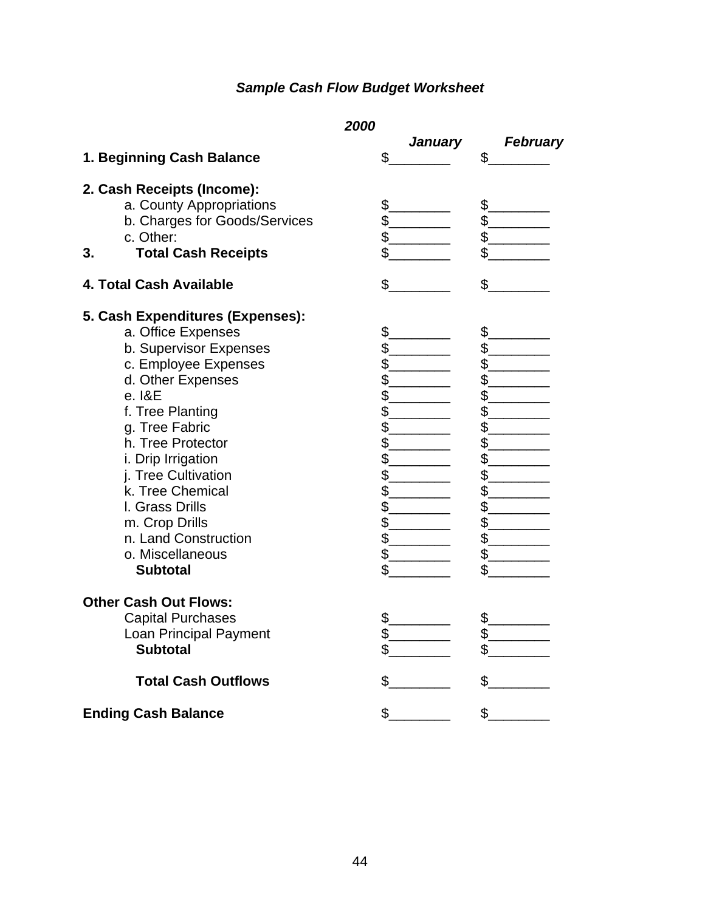## *Sample Cash Flow Budget Worksheet*

| | ***2000*** | |
|---|---|---|
| | ***January*** | ***February*** |
| **1. Beginning Cash Balance** | $________ | $________ |
| | | |
| **2. Cash Receipts (Income):** | | |
| a. County Appropriations | $________ | $________ |
| b. Charges for Goods/Services | $________ | $________ |
| c. Other: | $________ | $________ |
| **3. Total Cash Receipts** | $________ | $________ |
| | | |
| **4. Total Cash Available** | $________ | $________ |
| | | |
| **5. Cash Expenditures (Expenses):** | | |
| a. Office Expenses | $________ | $________ |
| b. Supervisor Expenses | $________ | $________ |
| c. Employee Expenses | $________ | $________ |
| d. Other Expenses | $________ | $________ |
| e. I&E | $________ | $________ |
| f. Tree Planting | $________ | $________ |
| g. Tree Fabric | $________ | $________ |
| h. Tree Protector | $________ | $________ |
| i. Drip Irrigation | $________ | $________ |
| j. Tree Cultivation | $________ | $________ |
| k. Tree Chemical | $________ | $________ |
| l. Grass Drills | $________ | $________ |
| m. Crop Drills | $________ | $________ |
| n. Land Construction | $________ | $________ |
| o. Miscellaneous | $________ | $________ |
| **Subtotal** | $________ | $________ |
| | | |
| **Other Cash Out Flows:** | | |
| Capital Purchases | $________ | $________ |
| Loan Principal Payment | $________ | $________ |
| **Subtotal** | $________ | $________ |
| | | |
| **Total Cash Outflows** | $________ | $________ |
| | | |
| **Ending Cash Balance** | $________ | $________ |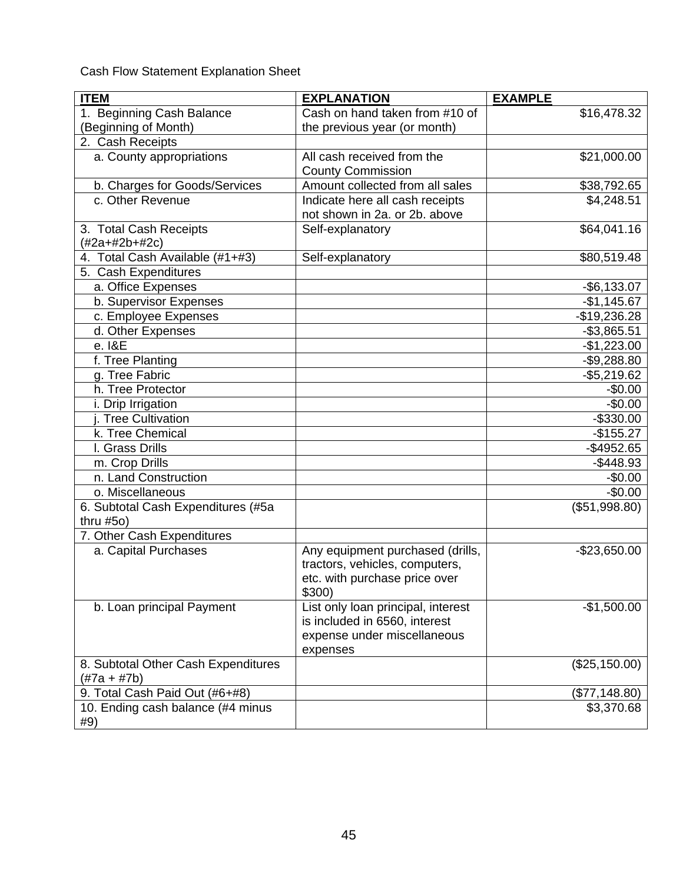Cash Flow Statement Explanation Sheet

| **ITEM** | **EXPLANATION** | **EXAMPLE** |
|---|---|---|
| 1. Beginning Cash Balance (Beginning of Month) | Cash on hand taken from #10 of the previous year (or month) | $16,478.32 |
| 2. Cash Receipts | | |
| a. County appropriations | All cash received from the County Commission | $21,000.00 |
| b. Charges for Goods/Services | Amount collected from all sales | $38,792.65 |
| c. Other Revenue | Indicate here all cash receipts not shown in 2a. or 2b. above | $4,248.51 |
| 3. Total Cash Receipts (#2a+#2b+#2c) | Self-explanatory | $64,041.16 |
| 4. Total Cash Available (#1+#3) | Self-explanatory | $80,519.48 |
| 5. Cash Expenditures | | |
| a. Office Expenses | | -$6,133.07 |
| b. Supervisor Expenses | | -$1,145.67 |
| c. Employee Expenses | | -$19,236.28 |
| d. Other Expenses | | -$3,865.51 |
| e. I&E | | -$1,223.00 |
| f. Tree Planting | | -$9,288.80 |
| g. Tree Fabric | | -$5,219.62 |
| h. Tree Protector | | -$0.00 |
| i. Drip Irrigation | | -$0.00 |
| j. Tree Cultivation | | -$330.00 |
| k. Tree Chemical | | -$155.27 |
| l. Grass Drills | | -$4952.65 |
| m. Crop Drills | | -$448.93 |
| n. Land Construction | | -$0.00 |
| o. Miscellaneous | | -$0.00 |
| 6. Subtotal Cash Expenditures (#5a thru #5o) | | ($51,998.80) |
| 7. Other Cash Expenditures | | |
| a. Capital Purchases | Any equipment purchased (drills, tractors, vehicles, computers, etc. with purchase price over $300) | -$23,650.00 |
| b. Loan principal Payment | List only loan principal, interest is included in 6560, interest expense under miscellaneous expenses | -$1,500.00 |
| 8. Subtotal Other Cash Expenditures (#7a + #7b) | | ($25,150.00) |
| 9. Total Cash Paid Out (#6+#8) | | ($77,148.80) |
| 10. Ending cash balance (#4 minus #9) | | $3,370.68 |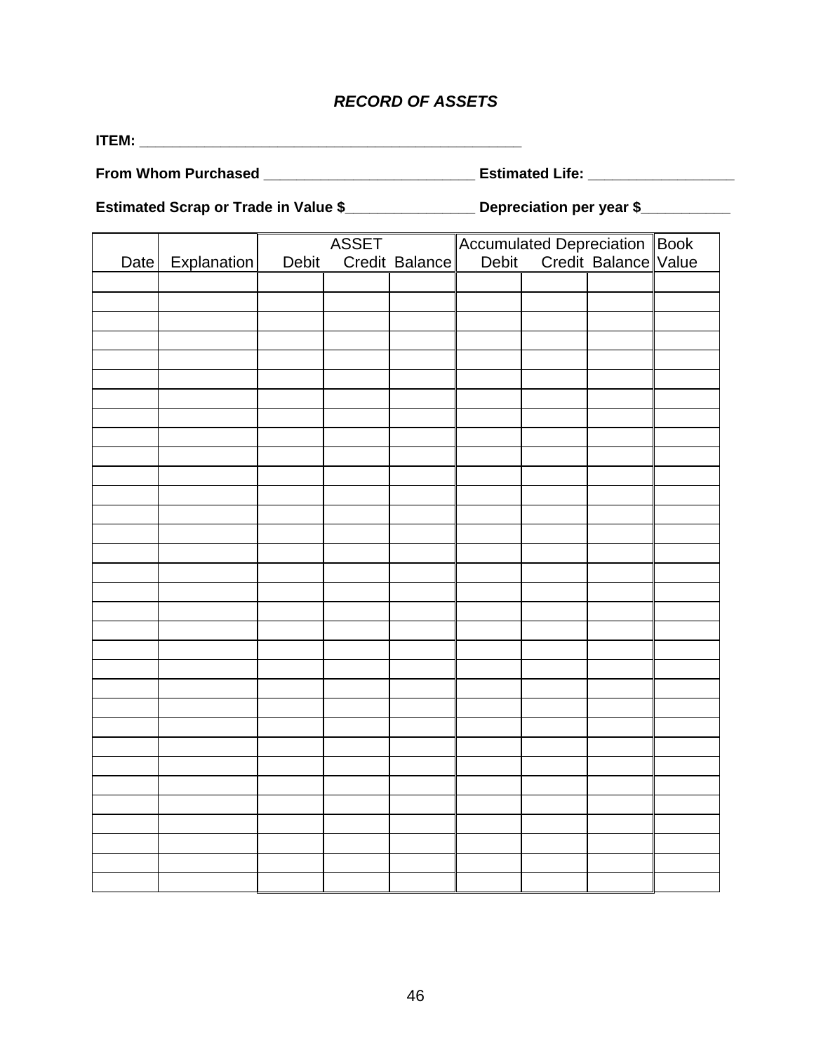***RECORD OF ASSETS***

**ITEM: \_\_\_\_\_\_\_\_\_\_\_\_\_\_\_\_\_\_\_\_\_\_\_\_\_\_\_\_\_\_\_\_\_\_\_\_\_\_\_\_\_\_\_\_\_\_\_\_**

**From Whom Purchased \_\_\_\_\_\_\_\_\_\_\_\_\_\_\_\_\_\_\_\_\_\_\_\_\_\_\_ Estimated Life: \_\_\_\_\_\_\_\_\_\_\_\_\_\_\_\_\_\_**

**Estimated Scrap or Trade in Value $\_\_\_\_\_\_\_\_\_\_\_\_\_\_\_\_ Depreciation per year $\_\_\_\_\_\_\_\_\_\_\_**

| | | ASSET | | | Accumulated Depreciation | | | Book |
|---|---|---|---|---|---|---|---|---|
| Date | Explanation | Debit | Credit | Balance | Debit | Credit | Balance | Value |
| | | | | | | | | |
| | | | | | | | | |
| | | | | | | | | |
| | | | | | | | | |
| | | | | | | | | |
| | | | | | | | | |
| | | | | | | | | |
| | | | | | | | | |
| | | | | | | | | |
| | | | | | | | | |
| | | | | | | | | |
| | | | | | | | | |
| | | | | | | | | |
| | | | | | | | | |
| | | | | | | | | |
| | | | | | | | | |
| | | | | | | | | |
| | | | | | | | | |
| | | | | | | | | |
| | | | | | | | | |
| | | | | | | | | |
| | | | | | | | | |
| | | | | | | | | |
| | | | | | | | | |
| | | | | | | | | |
| | | | | | | | | |
| | | | | | | | | |
| | | | | | | | | |
| | | | | | | | | |
| | | | | | | | | |
| | | | | | | | | |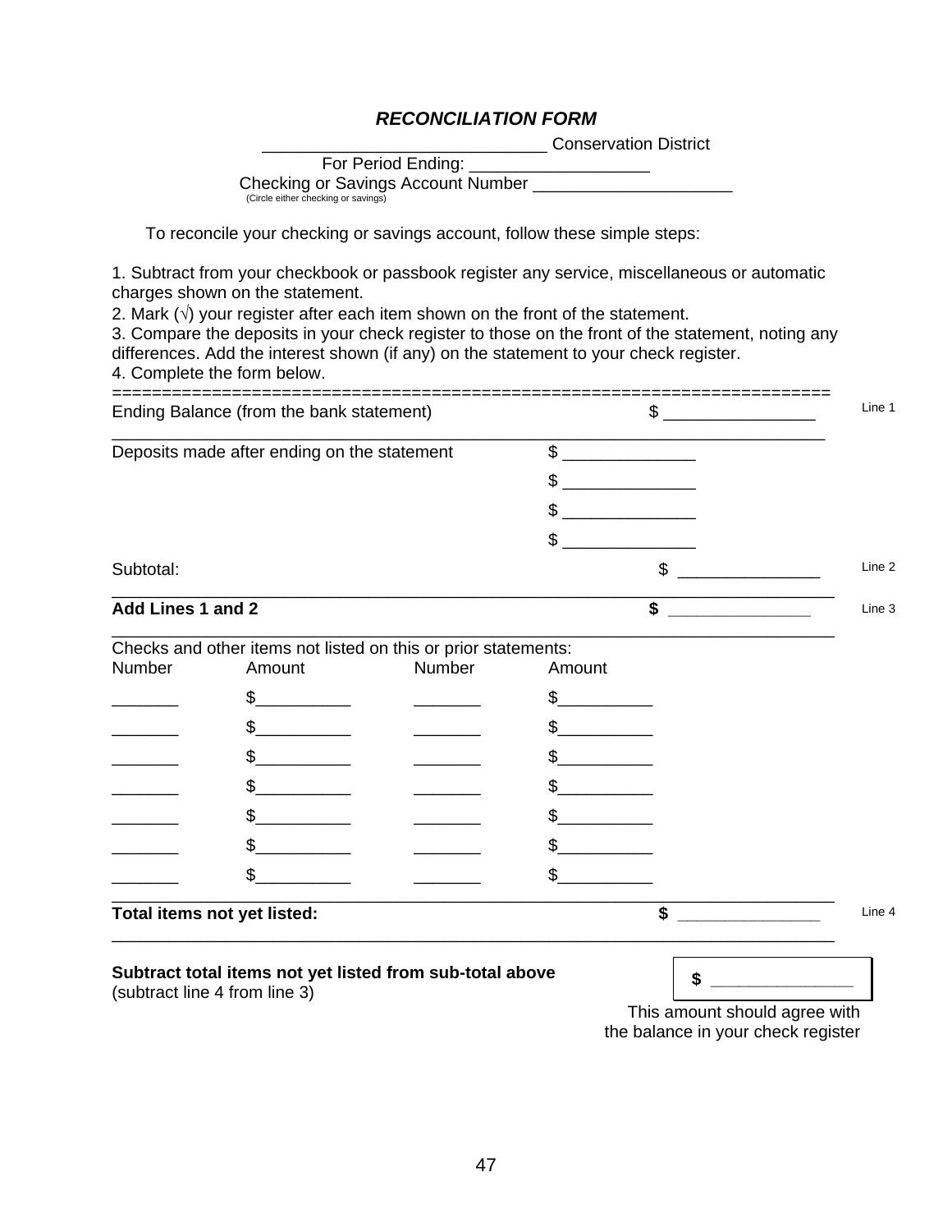# *RECONCILIATION FORM*

_____________________________ Conservation District

For Period Ending: __________________

Checking or Savings Account Number ____________________

(Circle either checking or savings)

To reconcile your checking or savings account, follow these simple steps:

1. Subtract from your checkbook or passbook register any service, miscellaneous or automatic charges shown on the statement.
2. Mark (√) your register after each item shown on the front of the statement.
3. Compare the deposits in your check register to those on the front of the statement, noting any differences. Add the interest shown (if any) on the statement to your check register.
4. Complete the form below.

========================================================================

Ending Balance (from the bank statement) $ ________________ Line 1

---

Deposits made after ending on the statement $ ______________

$ ______________

$ ______________

$ ______________

Subtotal: $ _______________ Line 2

---

**Add Lines 1 and 2** **$** _______________ Line 3

---

Checks and other items not listed on this or prior statements:

| Number | Amount | Number | Amount |
|---|---|---|---|
| _______ | $__________ | _______ | $__________ |
| _______ | $__________ | _______ | $__________ |
| _______ | $__________ | _______ | $__________ |
| _______ | $__________ | _______ | $__________ |
| _______ | $__________ | _______ | $__________ |
| _______ | $__________ | _______ | $__________ |
| _______ | $__________ | _______ | $__________ |

---

**Total items not yet listed:** **$** _______________ Line 4

---

**Subtract total items not yet listed from sub-total above**
(subtract line 4 from line 3)

**$** _______________

This amount should agree with the balance in your check register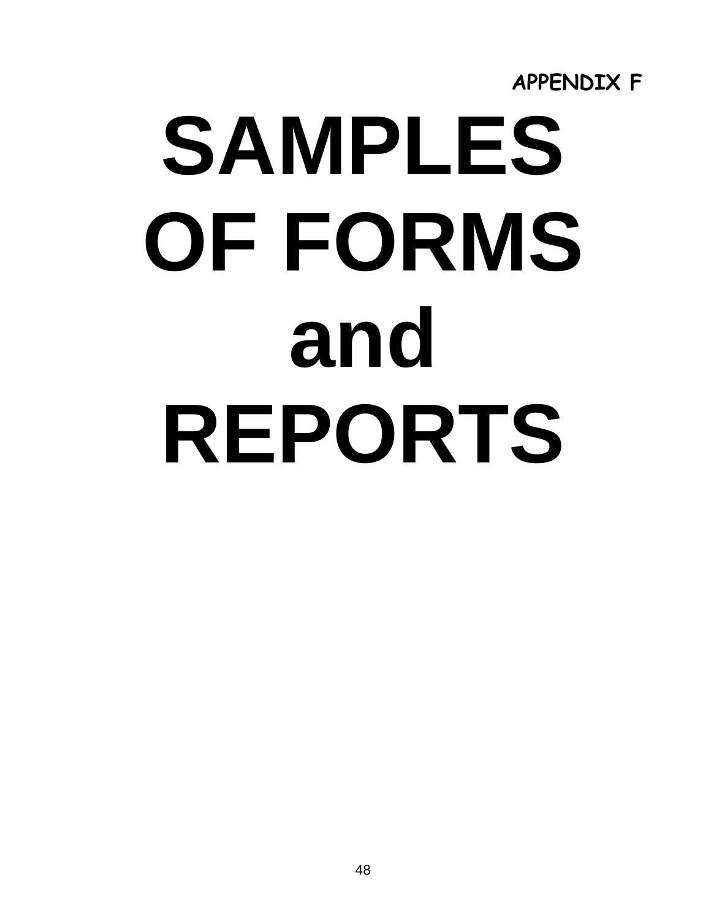**APPENDIX F**

# SAMPLES OF FORMS and REPORTS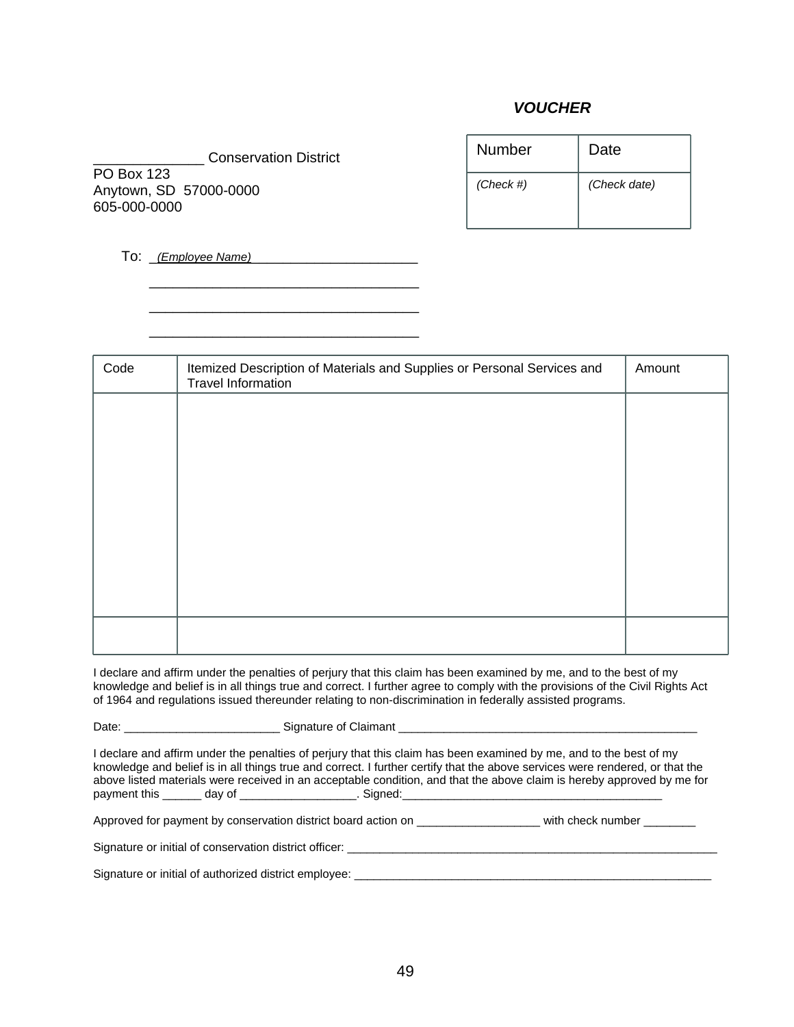## *VOUCHER*

| Number | Date |
|---|---|
| *(Check #)* | *(Check date)* |

______________ Conservation District
PO Box 123
Anytown, SD 57000-0000
605-000-0000

To: *(Employee Name)*______________________
____________________________________
____________________________________
____________________________________

| Code | Itemized Description of Materials and Supplies or Personal Services and Travel Information | Amount |
|---|---|---|
| | | |
| | | |

I declare and affirm under the penalties of perjury that this claim has been examined by me, and to the best of my knowledge and belief is in all things true and correct. I further agree to comply with the provisions of the Civil Rights Act of 1964 and regulations issued thereunder relating to non-discrimination in federally assisted programs.

Date: ________________________ Signature of Claimant ______________________________________________

I declare and affirm under the penalties of perjury that this claim has been examined by me, and to the best of my knowledge and belief is in all things true and correct. I further certify that the above services were rendered, or that the above listed materials were received in an acceptable condition, and that the above claim is hereby approved by me for payment this ______ day of __________________. Signed:________________________________________

Approved for payment by conservation district board action on ___________________ with check number ________

Signature or initial of conservation district officer: ___________________________________________________________

Signature or initial of authorized district employee: _________________________________________________________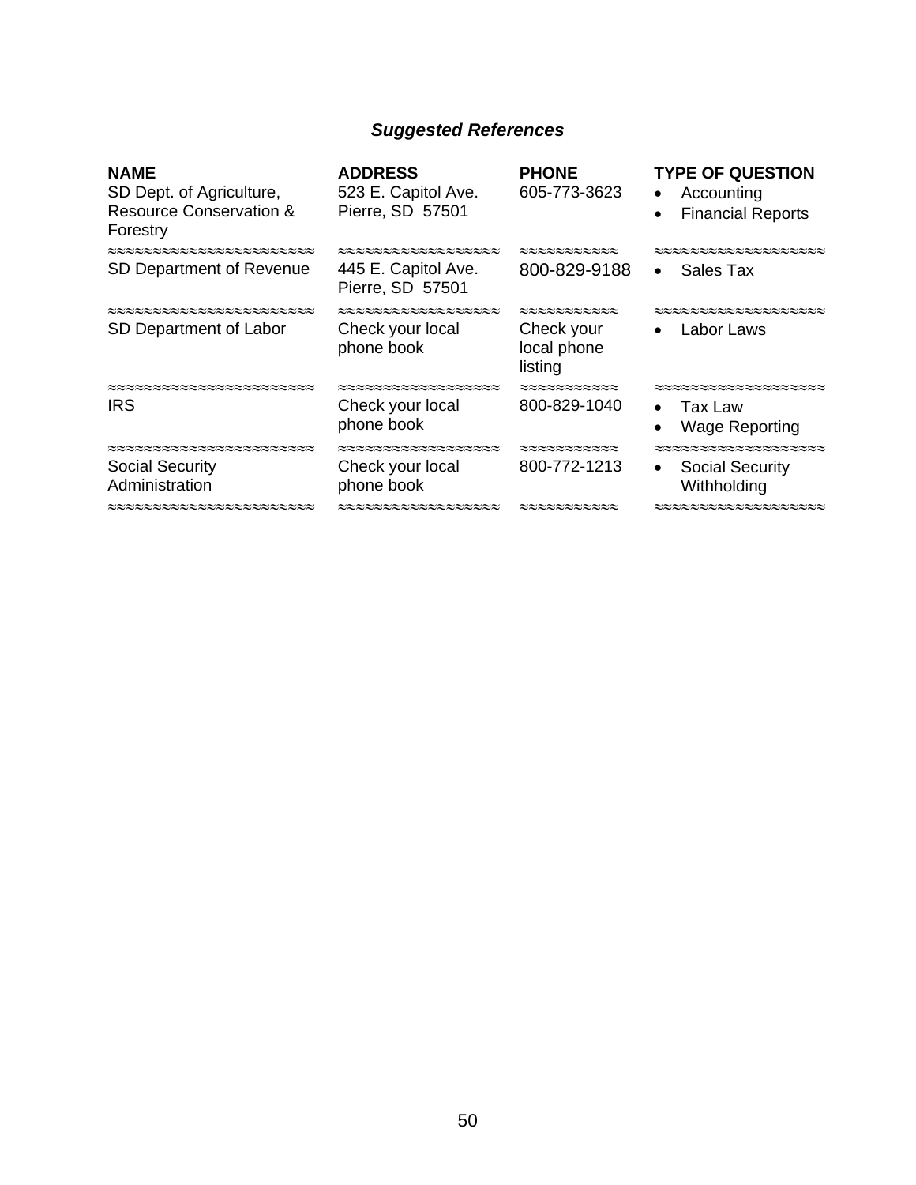## *Suggested References*

| NAME | ADDRESS | PHONE | TYPE OF QUESTION |
|---|---|---|---|
| SD Dept. of Agriculture, Resource Conservation & Forestry | 523 E. Capitol Ave. Pierre, SD 57501 | 605-773-3623 | • Accounting<br>• Financial Reports |
| SD Department of Revenue | 445 E. Capitol Ave. Pierre, SD 57501 | 800-829-9188 | • Sales Tax |
| SD Department of Labor | Check your local phone book | Check your local phone listing | • Labor Laws |
| IRS | Check your local phone book | 800-829-1040 | • Tax Law<br>• Wage Reporting |
| Social Security Administration | Check your local phone book | 800-772-1213 | • Social Security Withholding |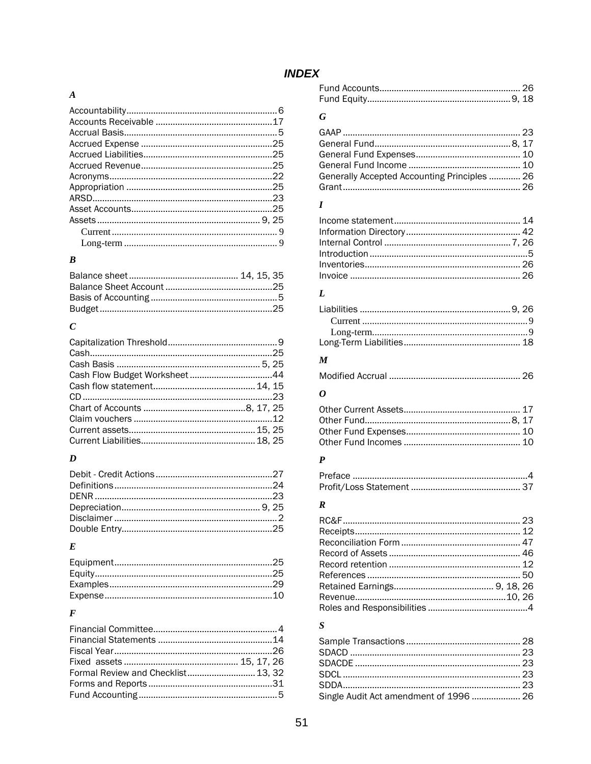# INDEX

### A

Accountability.......6
Accounts Receivable.......17
Accrual Basis.......5
Accrued Expense.......25
Accrued Liabilities.......25
Accrued Revenue.......25
Acronyms.......22
Appropriation.......25
ARSD.......23
Asset Accounts.......25
Assets.......9, 25
- Current.......9
- Long-term.......9

### B

Balance sheet.......14, 15, 35
Balance Sheet Account.......25
Basis of Accounting.......5
Budget.......25

### C

Capitalization Threshold.......9
Cash.......25
Cash Basis.......5, 25
Cash Flow Budget Worksheet.......44
Cash flow statement.......14, 15
CD.......23
Chart of Accounts.......8, 17, 25
Claim vouchers.......12
Current assets.......15, 25
Current Liabilities.......18, 25

### D

Debit - Credit Actions.......27
Definitions.......24
DENR.......23
Depreciation.......9, 25
Disclaimer.......2
Double Entry.......25

### E

Equipment.......25
Equity.......25
Examples.......29
Expense.......10

### F

Financial Committee.......4
Financial Statements.......14
Fiscal Year.......26
Fixed assets.......15, 17, 26
Formal Review and Checklist.......13, 32
Forms and Reports.......31
Fund Accounting.......5
Fund Accounts.......26
Fund Equity.......9, 18

### G

GAAP.......23
General Fund.......8, 17
General Fund Expenses.......10
General Fund Income.......10
Generally Accepted Accounting Principles.......26
Grant.......26

### I

Income statement.......14
Information Directory.......42
Internal Control.......7, 26
Introduction.......5
Inventories.......26
Invoice.......26

### L

Liabilities.......9, 26
- Current.......9
- Long-term.......9

Long-Term Liabilities.......18

### M

Modified Accrual.......26

### O

Other Current Assets.......17
Other Fund.......8, 17
Other Fund Expenses.......10
Other Fund Incomes.......10

### P

Preface.......4
Profit/Loss Statement.......37

### R

RC&F.......23
Receipts.......12
Reconciliation Form.......47
Record of Assets.......46
Record retention.......12
References.......50
Retained Earnings.......9, 18, 26
Revenue.......10, 26
Roles and Responsibilities.......4

### S

Sample Transactions.......28
SDACD.......23
SDACDE.......23
SDCL.......23
SDDA.......23
Single Audit Act amendment of 1996.......26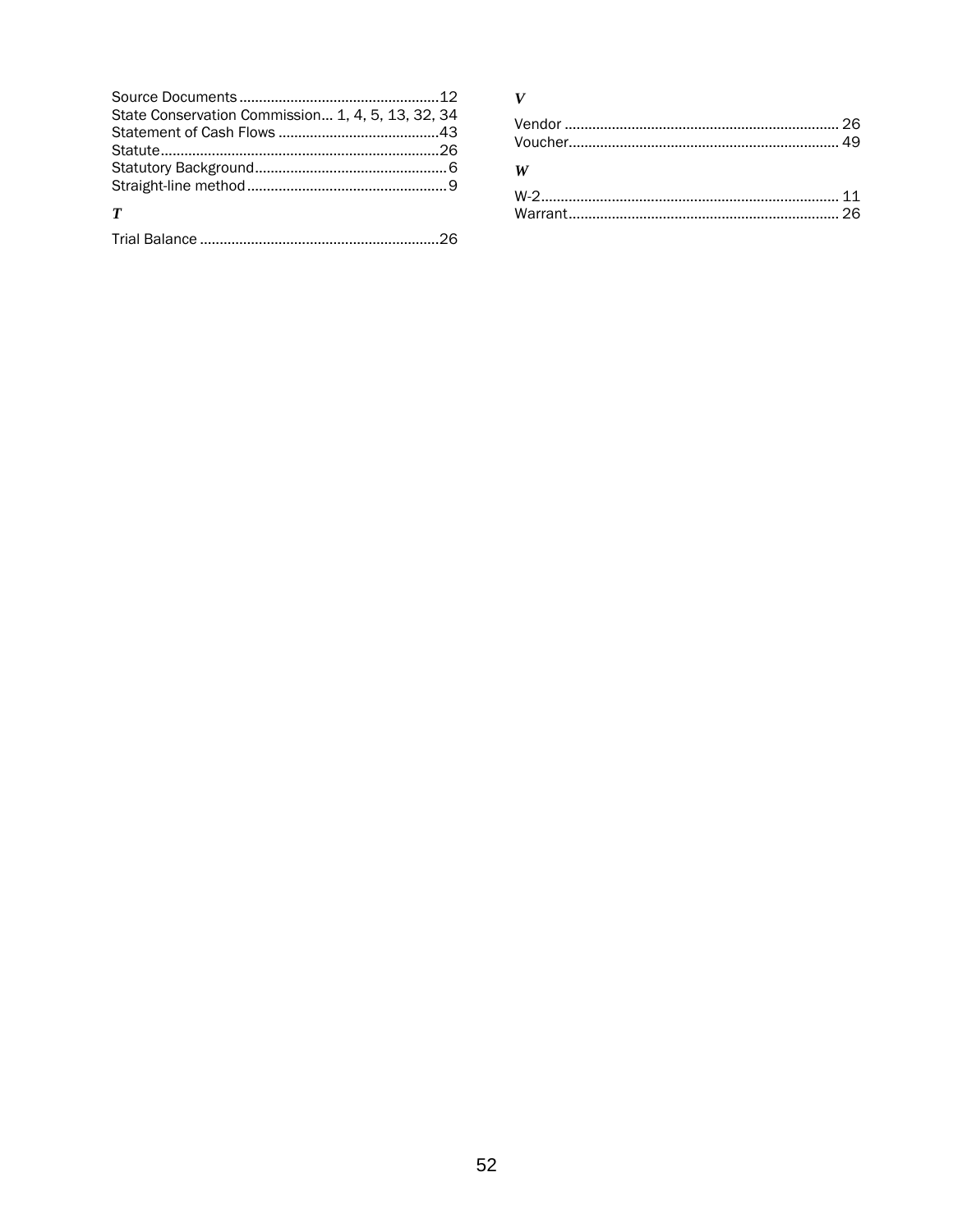Source Documents ................................................12
State Conservation Commission... 1, 4, 5, 13, 32, 34
Statement of Cash Flows ........................................43
Statute.....................................................................26
Statutory Background...............................................6
Straight-line method .................................................9

***T***

Trial Balance ...........................................................26

***V***

Vendor .................................................................... 26
Voucher................................................................... 49

***W***

W-2.......................................................................... 11
Warrant................................................................... 26